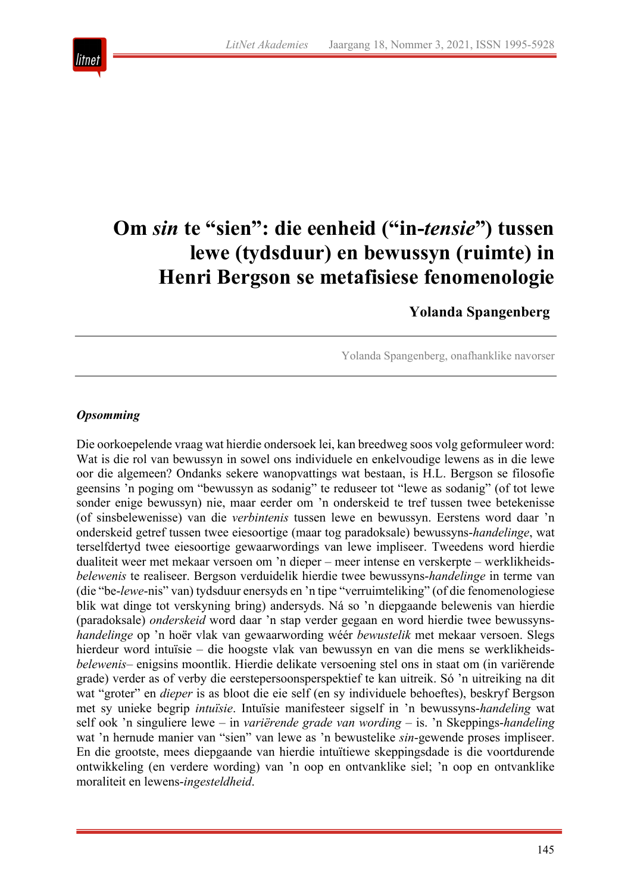# Om *sin* te "sien": die eenheid ("in-*tensie*") tussen lewe (tydsduur) en bewussyn (ruimte) in Henri Bergson se metafisiese fenomenologie

**Yolanda Spangenberg**

Yolanda Spangenberg, onafhanklike navorser

***Opsomming***

Die oorkoepelende vraag wat hierdie ondersoek lei, kan breedweg soos volg geformuleer word: Wat is die rol van bewussyn in sowel ons individuele en enkelvoudige lewens as in die lewe oor die algemeen? Ondanks sekere wanopvattings wat bestaan, is H.L. Bergson se filosofie geensins 'n poging om "bewussyn as sodanig" te reduseer tot "lewe as sodanig" (of tot lewe sonder enige bewussyn) nie, maar eerder om 'n onderskeid te tref tussen twee betekenisse (of sinsbelewenisse) van die *verbintenis* tussen lewe en bewussyn. Eerstens word daar 'n onderskeid getref tussen twee eiesoortige (maar tog paradoksale) bewussyns-*handelinge*, wat terselfdertyd twee eiesoortige gewaarwordings van lewe impliseer. Tweedens word hierdie dualiteit weer met mekaar versoen om 'n dieper – meer intense en verskerpte – werklikheids-*belewenis* te realiseer. Bergson verduidelik hierdie twee bewussyns-*handelinge* in terme van (die "be-*lewe*-nis" van) tydsduur enersyds en 'n tipe "verruimteliking" (of die fenomenologiese blik wat dinge tot verskyning bring) andersyds. Ná so 'n diepgaande belewenis van hierdie (paradoksale) *onderskeid* word daar 'n stap verder gegaan en word hierdie twee bewussyns-*handelinge* op 'n hoër vlak van gewaarwording wéér *bewustelik* met mekaar versoen. Slegs hierdeur word intuïsie – die hoogste vlak van bewussyn en van die mens se werklikheids-*belewenis*– enigsins moontlik. Hierdie delikate versoening stel ons in staat om (in variërende grade) verder as of verby die eerstepersoonsperspektief te kan uitreik. Só 'n uitreiking na dit wat "groter" en *dieper* is as bloot die eie self (en sy individuele behoeftes), beskryf Bergson met sy unieke begrip *intuïsie*. Intuïsie manifesteer sigself in 'n bewussyns-*handeling* wat self ook 'n singuliere lewe – in *variërende grade van wording* – is. 'n Skeppings-*handeling* wat 'n hernude manier van "sien" van lewe as 'n bewustelike *sin*-gewende proses impliseer. En die grootste, mees diepgaande van hierdie intuïtiewe skeppingsdade is die voortdurende ontwikkeling (en verdere wording) van 'n oop en ontvanklike siel; 'n oop en ontvanklike moraliteit en lewens-*ingesteldheid*.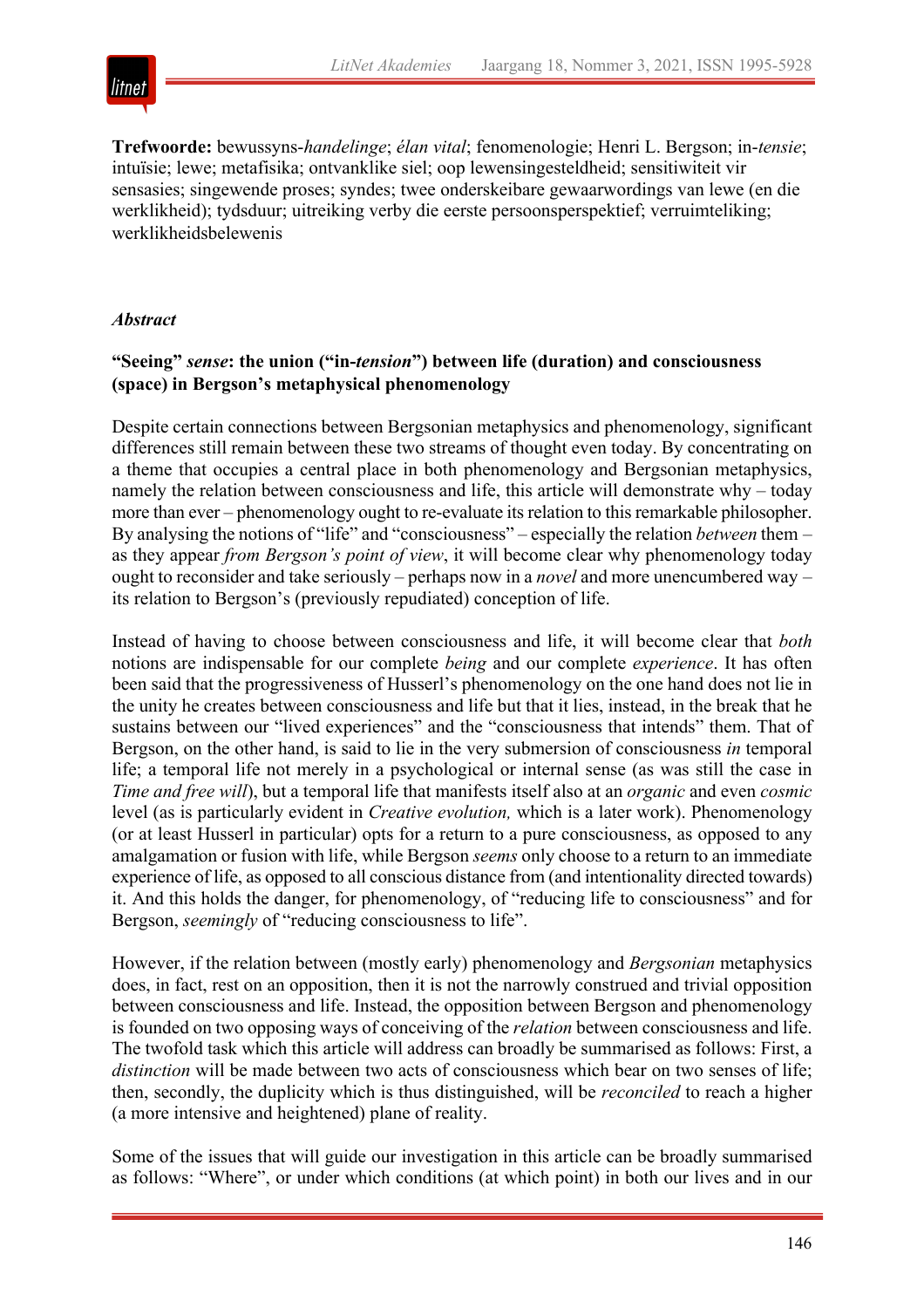**Trefwoorde:** bewussyns-*handelinge*; *élan vital*; fenomenologie; Henri L. Bergson; in-*tensie*; intuïsie; lewe; metafisika; ontvanklike siel; oop lewensingesteldheid; sensitiwiteit vir sensasies; singewende proses; syndes; twee onderskeibare gewaarwordings van lewe (en die werklikheid); tydsduur; uitreiking verby die eerste persoonsperspektief; verruimteliking; werklikheidsbelewenis

### *Abstract*

**"Seeing" *sense*: the union ("in-*tension*") between life (duration) and consciousness (space) in Bergson's metaphysical phenomenology**

Despite certain connections between Bergsonian metaphysics and phenomenology, significant differences still remain between these two streams of thought even today. By concentrating on a theme that occupies a central place in both phenomenology and Bergsonian metaphysics, namely the relation between consciousness and life, this article will demonstrate why – today more than ever – phenomenology ought to re-evaluate its relation to this remarkable philosopher. By analysing the notions of "life" and "consciousness" – especially the relation *between* them – as they appear *from Bergson's point of view*, it will become clear why phenomenology today ought to reconsider and take seriously – perhaps now in a *novel* and more unencumbered way – its relation to Bergson's (previously repudiated) conception of life.

Instead of having to choose between consciousness and life, it will become clear that *both* notions are indispensable for our complete *being* and our complete *experience*. It has often been said that the progressiveness of Husserl's phenomenology on the one hand does not lie in the unity he creates between consciousness and life but that it lies, instead, in the break that he sustains between our "lived experiences" and the "consciousness that intends" them. That of Bergson, on the other hand, is said to lie in the very submersion of consciousness *in* temporal life; a temporal life not merely in a psychological or internal sense (as was still the case in *Time and free will*), but a temporal life that manifests itself also at an *organic* and even *cosmic* level (as is particularly evident in *Creative evolution,* which is a later work). Phenomenology (or at least Husserl in particular) opts for a return to a pure consciousness, as opposed to any amalgamation or fusion with life, while Bergson *seems* only choose to a return to an immediate experience of life, as opposed to all conscious distance from (and intentionality directed towards) it. And this holds the danger, for phenomenology, of "reducing life to consciousness" and for Bergson, *seemingly* of "reducing consciousness to life".

However, if the relation between (mostly early) phenomenology and *Bergsonian* metaphysics does, in fact, rest on an opposition, then it is not the narrowly construed and trivial opposition between consciousness and life. Instead, the opposition between Bergson and phenomenology is founded on two opposing ways of conceiving of the *relation* between consciousness and life. The twofold task which this article will address can broadly be summarised as follows: First, a *distinction* will be made between two acts of consciousness which bear on two senses of life; then, secondly, the duplicity which is thus distinguished, will be *reconciled* to reach a higher (a more intensive and heightened) plane of reality.

Some of the issues that will guide our investigation in this article can be broadly summarised as follows: "Where", or under which conditions (at which point) in both our lives and in our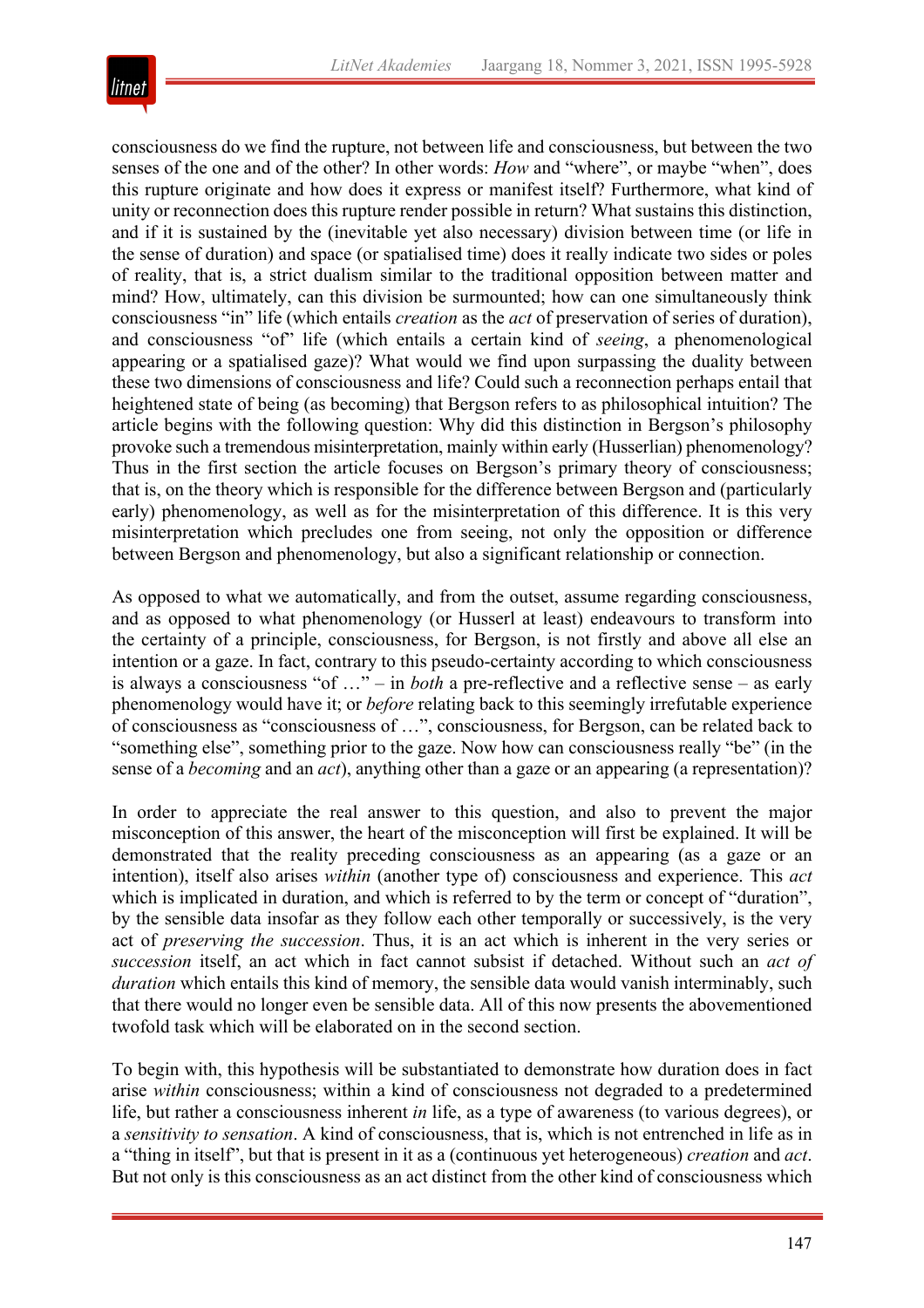consciousness do we find the rupture, not between life and consciousness, but between the two senses of the one and of the other? In other words: *How* and "where", or maybe "when", does this rupture originate and how does it express or manifest itself? Furthermore, what kind of unity or reconnection does this rupture render possible in return? What sustains this distinction, and if it is sustained by the (inevitable yet also necessary) division between time (or life in the sense of duration) and space (or spatialised time) does it really indicate two sides or poles of reality, that is, a strict dualism similar to the traditional opposition between matter and mind? How, ultimately, can this division be surmounted; how can one simultaneously think consciousness "in" life (which entails *creation* as the *act* of preservation of series of duration), and consciousness "of" life (which entails a certain kind of *seeing*, a phenomenological appearing or a spatialised gaze)? What would we find upon surpassing the duality between these two dimensions of consciousness and life? Could such a reconnection perhaps entail that heightened state of being (as becoming) that Bergson refers to as philosophical intuition? The article begins with the following question: Why did this distinction in Bergson's philosophy provoke such a tremendous misinterpretation, mainly within early (Husserlian) phenomenology? Thus in the first section the article focuses on Bergson's primary theory of consciousness; that is, on the theory which is responsible for the difference between Bergson and (particularly early) phenomenology, as well as for the misinterpretation of this difference. It is this very misinterpretation which precludes one from seeing, not only the opposition or difference between Bergson and phenomenology, but also a significant relationship or connection.

As opposed to what we automatically, and from the outset, assume regarding consciousness, and as opposed to what phenomenology (or Husserl at least) endeavours to transform into the certainty of a principle, consciousness, for Bergson, is not firstly and above all else an intention or a gaze. In fact, contrary to this pseudo-certainty according to which consciousness is always a consciousness "of …" – in *both* a pre-reflective and a reflective sense – as early phenomenology would have it; or *before* relating back to this seemingly irrefutable experience of consciousness as "consciousness of …", consciousness, for Bergson, can be related back to "something else", something prior to the gaze. Now how can consciousness really "be" (in the sense of a *becoming* and an *act*), anything other than a gaze or an appearing (a representation)?

In order to appreciate the real answer to this question, and also to prevent the major misconception of this answer, the heart of the misconception will first be explained. It will be demonstrated that the reality preceding consciousness as an appearing (as a gaze or an intention), itself also arises *within* (another type of) consciousness and experience. This *act* which is implicated in duration, and which is referred to by the term or concept of "duration", by the sensible data insofar as they follow each other temporally or successively, is the very act of *preserving the succession*. Thus, it is an act which is inherent in the very series or *succession* itself, an act which in fact cannot subsist if detached. Without such an *act of duration* which entails this kind of memory, the sensible data would vanish interminably, such that there would no longer even be sensible data. All of this now presents the abovementioned twofold task which will be elaborated on in the second section.

To begin with, this hypothesis will be substantiated to demonstrate how duration does in fact arise *within* consciousness; within a kind of consciousness not degraded to a predetermined life, but rather a consciousness inherent *in* life, as a type of awareness (to various degrees), or a *sensitivity to sensation*. A kind of consciousness, that is, which is not entrenched in life as in a "thing in itself", but that is present in it as a (continuous yet heterogeneous) *creation* and *act*. But not only is this consciousness as an act distinct from the other kind of consciousness which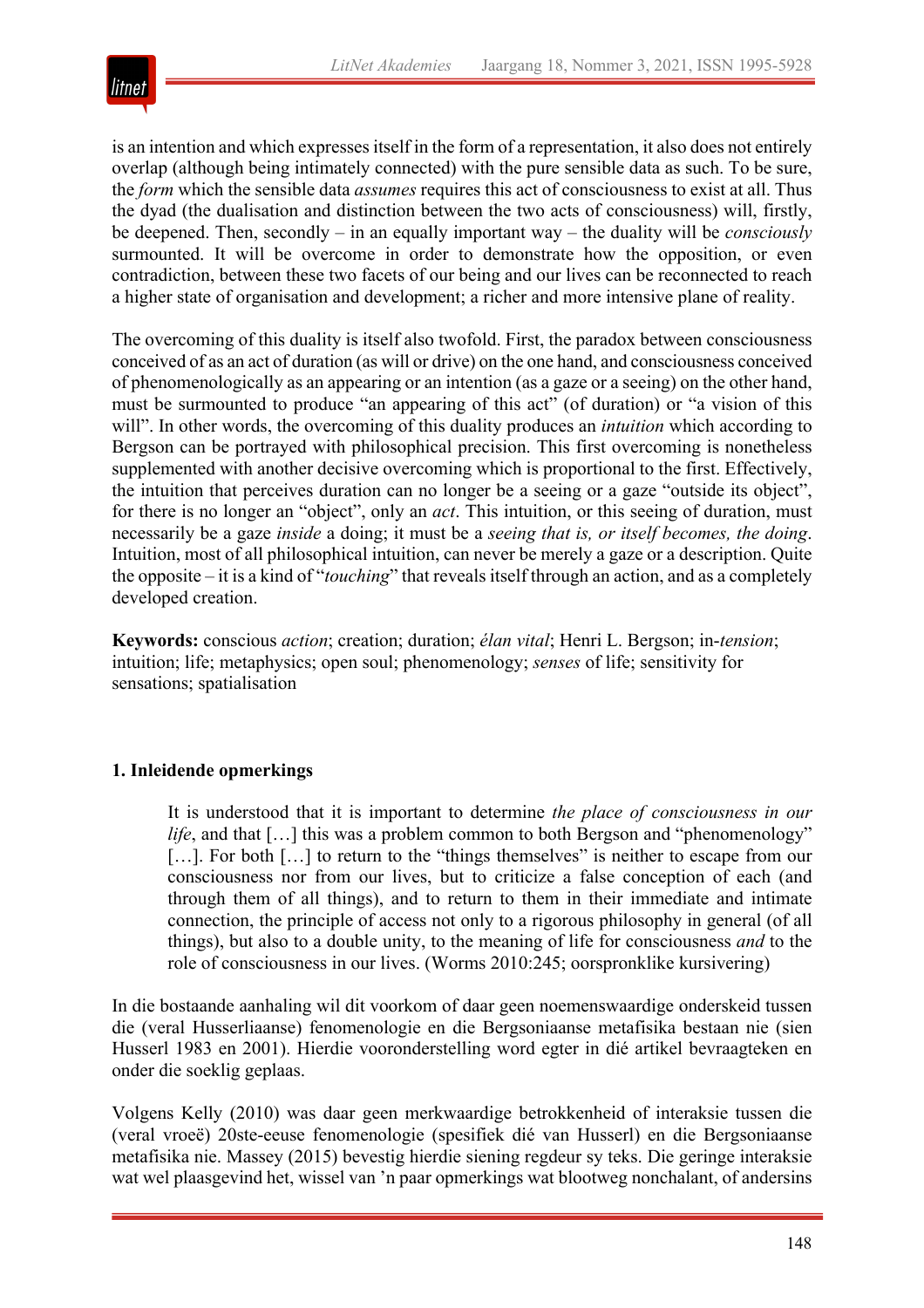is an intention and which expresses itself in the form of a representation, it also does not entirely overlap (although being intimately connected) with the pure sensible data as such. To be sure, the *form* which the sensible data *assumes* requires this act of consciousness to exist at all. Thus the dyad (the dualisation and distinction between the two acts of consciousness) will, firstly, be deepened. Then, secondly – in an equally important way – the duality will be *consciously* surmounted. It will be overcome in order to demonstrate how the opposition, or even contradiction, between these two facets of our being and our lives can be reconnected to reach a higher state of organisation and development; a richer and more intensive plane of reality.

The overcoming of this duality is itself also twofold. First, the paradox between consciousness conceived of as an act of duration (as will or drive) on the one hand, and consciousness conceived of phenomenologically as an appearing or an intention (as a gaze or a seeing) on the other hand, must be surmounted to produce "an appearing of this act" (of duration) or "a vision of this will". In other words, the overcoming of this duality produces an *intuition* which according to Bergson can be portrayed with philosophical precision. This first overcoming is nonetheless supplemented with another decisive overcoming which is proportional to the first. Effectively, the intuition that perceives duration can no longer be a seeing or a gaze "outside its object", for there is no longer an "object", only an *act*. This intuition, or this seeing of duration, must necessarily be a gaze *inside* a doing; it must be a *seeing that is, or itself becomes, the doing*. Intuition, most of all philosophical intuition, can never be merely a gaze or a description. Quite the opposite – it is a kind of "*touching*" that reveals itself through an action, and as a completely developed creation.

**Keywords:** conscious *action*; creation; duration; *élan vital*; Henri L. Bergson; in-*tension*; intuition; life; metaphysics; open soul; phenomenology; *senses* of life; sensitivity for sensations; spatialisation

## 1. Inleidende opmerkings

> It is understood that it is important to determine *the place of consciousness in our life*, and that […] this was a problem common to both Bergson and "phenomenology" […]. For both […] to return to the "things themselves" is neither to escape from our consciousness nor from our lives, but to criticize a false conception of each (and through them of all things), and to return to them in their immediate and intimate connection, the principle of access not only to a rigorous philosophy in general (of all things), but also to a double unity, to the meaning of life for consciousness *and* to the role of consciousness in our lives. (Worms 2010:245; oorspronklike kursivering)

In die bostaande aanhaling wil dit voorkom of daar geen noemenswaardige onderskeid tussen die (veral Husserliaanse) fenomenologie en die Bergsoniaanse metafisika bestaan nie (sien Husserl 1983 en 2001). Hierdie vooronderstelling word egter in dié artikel bevraagteken en onder die soeklig geplaas.

Volgens Kelly (2010) was daar geen merkwaardige betrokkenheid of interaksie tussen die (veral vroeë) 20ste-eeuse fenomenologie (spesifiek dié van Husserl) en die Bergsoniaanse metafisika nie. Massey (2015) bevestig hierdie siening regdeur sy teks. Die geringe interaksie wat wel plaasgevind het, wissel van 'n paar opmerkings wat blootweg nonchalant, of andersins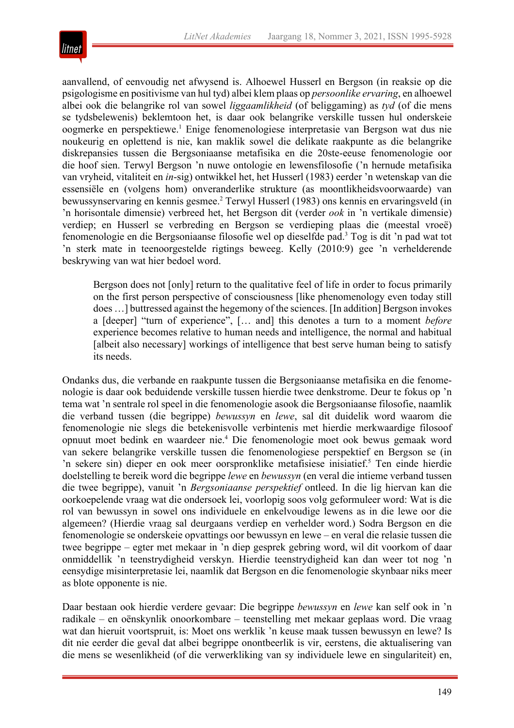aanvallend, of eenvoudig net afwysend is. Alhoewel Husserl en Bergson (in reaksie op die psigologisme en positivisme van hul tyd) albei klem plaas op *persoonlike ervaring*, en alhoewel albei ook die belangrike rol van sowel *liggaamlikheid* (of beliggaming) as *tyd* (of die mens se tydsbelewenis) beklemtoon het, is daar ook belangrike verskille tussen hul onderskeie oogmerke en perspektiewe.[1] Enige fenomenologiese interpretasie van Bergson wat dus nie noukeurig en oplettend is nie, kan maklik sowel die delikate raakpunte as die belangrike diskrepansies tussen die Bergsoniaanse metafisika en die 20ste-eeuse fenomenologie oor die hoof sien. Terwyl Bergson 'n nuwe ontologie en lewensfilosofie ('n hernude metafisika van vryheid, vitaliteit en *in*-sig) ontwikkel het, het Husserl (1983) eerder 'n wetenskap van die essensiële en (volgens hom) onveranderlike strukture (as moontlikheidsvoorwaarde) van bewussynservaring en kennis gesmee.[2] Terwyl Husserl (1983) ons kennis en ervaringsveld (in 'n horisontale dimensie) verbreed het, het Bergson dit (verder *ook* in 'n vertikale dimensie) verdiep; en Husserl se verbreding en Bergson se verdieping plaas die (meestal vroeë) fenomenologie en die Bergsoniaanse filosofie wel op dieselfde pad.[3] Tog is dit 'n pad wat tot 'n sterk mate in teenoorgestelde rigtings beweeg. Kelly (2010:9) gee 'n verhelderende beskrywing van wat hier bedoel word.

> Bergson does not [only] return to the qualitative feel of life in order to focus primarily on the first person perspective of consciousness [like phenomenology even today still does …] buttressed against the hegemony of the sciences. [In addition] Bergson invokes a [deeper] "turn of experience", [… and] this denotes a turn to a moment *before* experience becomes relative to human needs and intelligence, the normal and habitual [albeit also necessary] workings of intelligence that best serve human being to satisfy its needs.

Ondanks dus, die verbande en raakpunte tussen die Bergsoniaanse metafisika en die fenomenologie is daar ook beduidende verskille tussen hierdie twee denkstrome. Deur te fokus op 'n tema wat 'n sentrale rol speel in die fenomenologie asook die Bergsoniaanse filosofie, naamlik die verband tussen (die begrippe) *bewussyn* en *lewe*, sal dit duidelik word waarom die fenomenologie nie slegs die betekenisvolle verbintenis met hierdie merkwaardige filosoof opnuut moet bedink en waardeer nie.[4] Die fenomenologie moet ook bewus gemaak word van sekere belangrike verskille tussen die fenomenologiese perspektief en Bergson se (in 'n sekere sin) dieper en ook meer oorspronklike metafisiese inisiatief.[5] Ten einde hierdie doelstelling te bereik word die begrippe *lewe* en *bewussyn* (en veral die intieme verband tussen die twee begrippe), vanuit 'n *Bergsoniaanse perspektief* ontleed. In die lig hiervan kan die oorkoepelende vraag wat die ondersoek lei, voorlopig soos volg geformuleer word: Wat is die rol van bewussyn in sowel ons individuele en enkelvoudige lewens as in die lewe oor die algemeen? (Hierdie vraag sal deurgaans verdiep en verhelder word.) Sodra Bergson en die fenomenologie se onderskeie opvattings oor bewussyn en lewe – en veral die relasie tussen die twee begrippe – egter met mekaar in 'n diep gesprek gebring word, wil dit voorkom of daar onmiddellik 'n teenstrydigheid verskyn. Hierdie teenstrydigheid kan dan weer tot nog 'n eensydige misinterpretasie lei, naamlik dat Bergson en die fenomenologie skynbaar niks meer as blote opponente is nie.

Daar bestaan ook hierdie verdere gevaar: Die begrippe *bewussyn* en *lewe* kan self ook in 'n radikale – en oënskynlik onoorkombare – teenstelling met mekaar geplaas word. Die vraag wat dan hieruit voortspruit, is: Moet ons werklik 'n keuse maak tussen bewussyn en lewe? Is dit nie eerder die geval dat albei begrippe onontbeerlik is vir, eerstens, die aktualisering van die mens se wesenlikheid (of die verwerkliking van sy individuele lewe en singulariteit) en,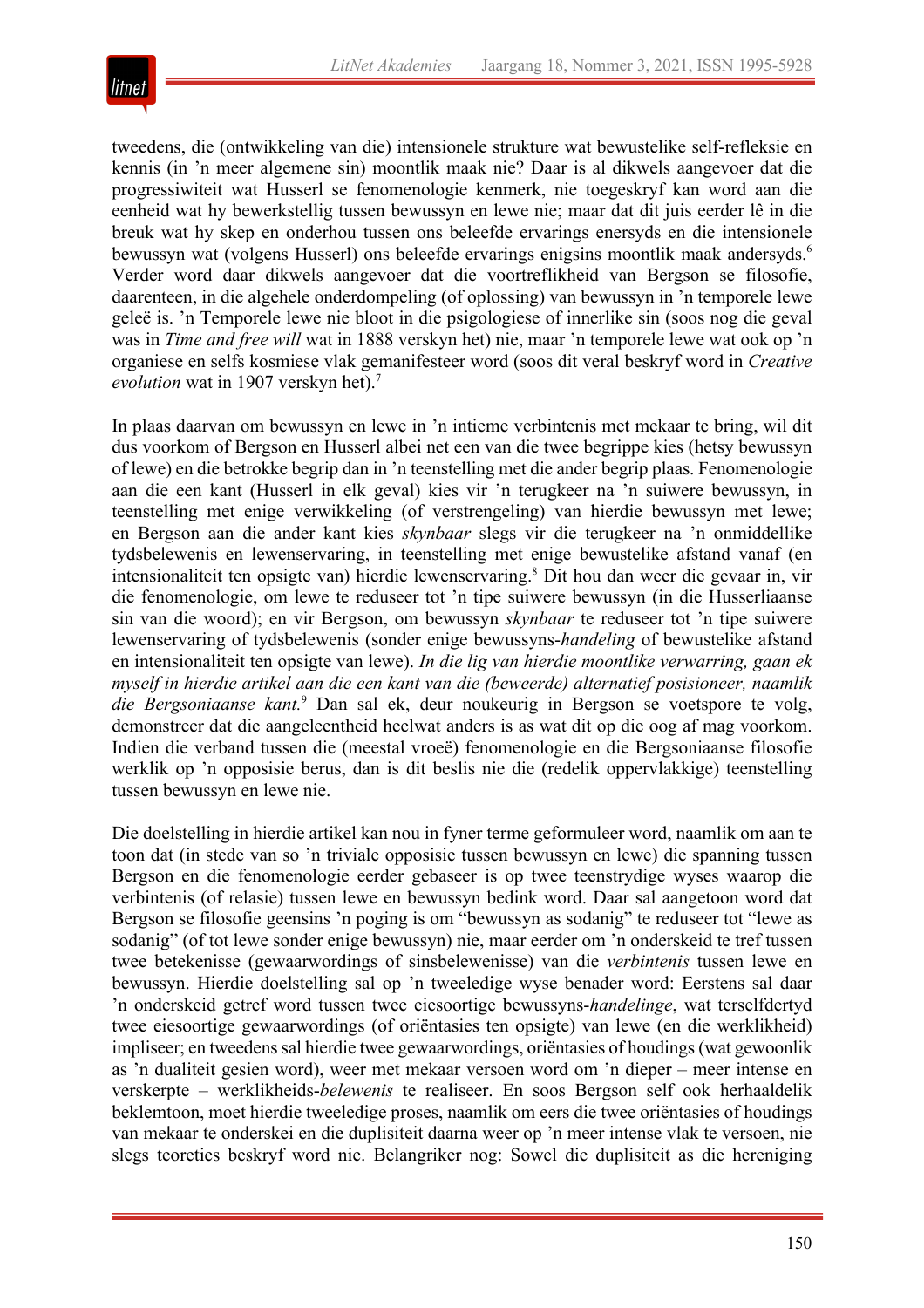tweedens, die (ontwikkeling van die) intensionele strukture wat bewustelike self-refleksie en kennis (in 'n meer algemene sin) moontlik maak nie? Daar is al dikwels aangevoer dat die progressiwiteit wat Husserl se fenomenologie kenmerk, nie toegeskryf kan word aan die eenheid wat hy bewerkstellig tussen bewussyn en lewe nie; maar dat dit juis eerder lê in die breuk wat hy skep en onderhou tussen ons beleefde ervarings enersyds en die intensionele bewussyn wat (volgens Husserl) ons beleefde ervarings enigsins moontlik maak andersyds.[6] Verder word daar dikwels aangevoer dat die voortreflikheid van Bergson se filosofie, daarenteen, in die algehele onderdompeling (of oplossing) van bewussyn in 'n temporele lewe geleë is. 'n Temporele lewe nie bloot in die psigologiese of innerlike sin (soos nog die geval was in *Time and free will* wat in 1888 verskyn het) nie, maar 'n temporele lewe wat ook op 'n organiese en selfs kosmiese vlak gemanifesteer word (soos dit veral beskryf word in *Creative evolution* wat in 1907 verskyn het).[7]

In plaas daarvan om bewussyn en lewe in 'n intieme verbintenis met mekaar te bring, wil dit dus voorkom of Bergson en Husserl albei net een van die twee begrippe kies (hetsy bewussyn of lewe) en die betrokke begrip dan in 'n teenstelling met die ander begrip plaas. Fenomenologie aan die een kant (Husserl in elk geval) kies vir 'n terugkeer na 'n suiwere bewussyn, in teenstelling met enige verwikkeling (of verstrengeling) van hierdie bewussyn met lewe; en Bergson aan die ander kant kies *skynbaar* slegs vir die terugkeer na 'n onmiddellike tydsbelewenis en lewenservaring, in teenstelling met enige bewustelike afstand vanaf (en intensionaliteit ten opsigte van) hierdie lewenservaring.[8] Dit hou dan weer die gevaar in, vir die fenomenologie, om lewe te reduseer tot 'n tipe suiwere bewussyn (in die Husserliaanse sin van die woord); en vir Bergson, om bewussyn *skynbaar* te reduseer tot 'n tipe suiwere lewenservaring of tydsbelewenis (sonder enige bewussyns-*handeling* of bewustelike afstand en intensionaliteit ten opsigte van lewe). *In die lig van hierdie moontlike verwarring, gaan ek myself in hierdie artikel aan die een kant van die (beweerde) alternatief posisioneer, naamlik die Bergsoniaanse kant.*[9] Dan sal ek, deur noukeurig in Bergson se voetspore te volg, demonstreer dat die aangeleentheid heelwat anders is as wat dit op die oog af mag voorkom. Indien die verband tussen die (meestal vroeë) fenomenologie en die Bergsoniaanse filosofie werklik op 'n opposisie berus, dan is dit beslis nie die (redelik oppervlakkige) teenstelling tussen bewussyn en lewe nie.

Die doelstelling in hierdie artikel kan nou in fyner terme geformuleer word, naamlik om aan te toon dat (in stede van so 'n triviale opposisie tussen bewussyn en lewe) die spanning tussen Bergson en die fenomenologie eerder gebaseer is op twee teenstrydige wyses waarop die verbintenis (of relasie) tussen lewe en bewussyn bedink word. Daar sal aangetoon word dat Bergson se filosofie geensins 'n poging is om "bewussyn as sodanig" te reduseer tot "lewe as sodanig" (of tot lewe sonder enige bewussyn) nie, maar eerder om 'n onderskeid te tref tussen twee betekenisse (gewaarwordings of sinsbelewenisse) van die *verbintenis* tussen lewe en bewussyn. Hierdie doelstelling sal op 'n tweeledige wyse benader word: Eerstens sal daar 'n onderskeid getref word tussen twee eiesoortige bewussyns-*handelinge*, wat terselfdertyd twee eiesoortige gewaarwordings (of oriëntasies ten opsigte) van lewe (en die werklikheid) impliseer; en tweedens sal hierdie twee gewaarwordings, oriëntasies of houdings (wat gewoonlik as 'n dualiteit gesien word), weer met mekaar versoen word om 'n dieper – meer intense en verskerpte – werklikheids-*belewenis* te realiseer. En soos Bergson self ook herhaaldelik beklemtoon, moet hierdie tweeledige proses, naamlik om eers die twee oriëntasies of houdings van mekaar te onderskei en die duplisiteit daarna weer op 'n meer intense vlak te versoen, nie slegs teoreties beskryf word nie. Belangriker nog: Sowel die duplisiteit as die hereniging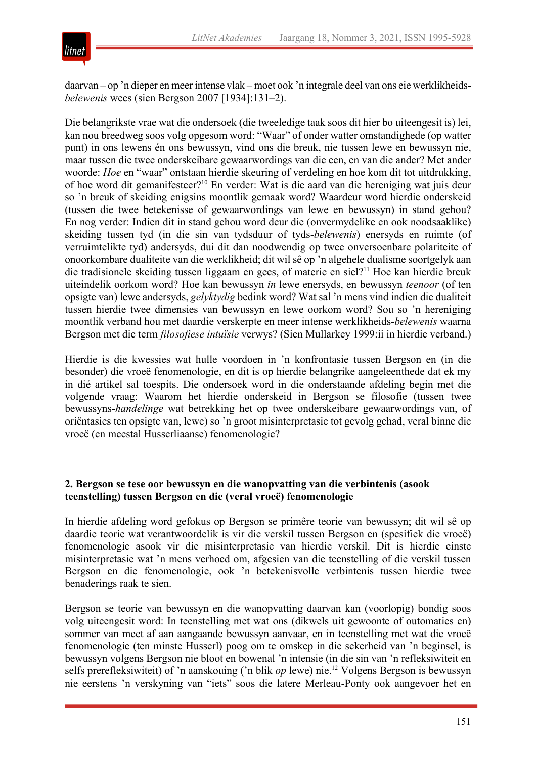daarvan – op 'n dieper en meer intense vlak – moet ook 'n integrale deel van ons eie werklikheids-*belewenis* wees (sien Bergson 2007 [1934]:131–2).

Die belangrikste vrae wat die ondersoek (die tweeledige taak soos dit hier bo uiteengesit is) lei, kan nou breedweg soos volg opgesom word: "Waar" of onder watter omstandighede (op watter punt) in ons lewens én ons bewussyn, vind ons die breuk, nie tussen lewe en bewussyn nie, maar tussen die twee onderskeibare gewaarwordings van die een, en van die ander? Met ander woorde: *Hoe* en "waar" ontstaan hierdie skeuring of verdeling en hoe kom dit tot uitdrukking, of hoe word dit gemanifesteer?[10] En verder: Wat is die aard van die hereniging wat juis deur so 'n breuk of skeiding enigsins moontlik gemaak word? Waardeur word hierdie onderskeid (tussen die twee betekenisse of gewaarwordings van lewe en bewussyn) in stand gehou? En nog verder: Indien dit in stand gehou word deur die (onvermydelike en ook noodsaaklike) skeiding tussen tyd (in die sin van tydsduur of tyds-*belewenis*) enersyds en ruimte (of verruimtelikte tyd) andersyds, dui dit dan noodwendig op twee onversoenbare polariteite of onoorkombare dualiteite van die werklikheid; dit wil sê op 'n algehele dualisme soortgelyk aan die tradisionele skeiding tussen liggaam en gees, of materie en siel?[11] Hoe kan hierdie breuk uiteindelik oorkom word? Hoe kan bewussyn *in* lewe enersyds, en bewussyn *teenoor* (of ten opsigte van) lewe andersyds, *gelyktydig* bedink word? Wat sal 'n mens vind indien die dualiteit tussen hierdie twee dimensies van bewussyn en lewe oorkom word? Sou so 'n hereniging moontlik verband hou met daardie verskerpte en meer intense werklikheids-*belewenis* waarna Bergson met die term *filosofiese intuïsie* verwys? (Sien Mullarkey 1999:ii in hierdie verband.)

Hierdie is die kwessies wat hulle voordoen in 'n konfrontasie tussen Bergson en (in die besonder) die vroeë fenomenologie, en dit is op hierdie belangrike aangeleenthede dat ek my in dié artikel sal toespits. Die ondersoek word in die onderstaande afdeling begin met die volgende vraag: Waarom het hierdie onderskeid in Bergson se filosofie (tussen twee bewussyns-*handelinge* wat betrekking het op twee onderskeibare gewaarwordings van, of oriëntasies ten opsigte van, lewe) so 'n groot misinterpretasie tot gevolg gehad, veral binne die vroeë (en meestal Husserliaanse) fenomenologie?

## 2. Bergson se tese oor bewussyn en die wanopvatting van die verbintenis (asook teenstelling) tussen Bergson en die (veral vroeë) fenomenologie

In hierdie afdeling word gefokus op Bergson se primêre teorie van bewussyn; dit wil sê op daardie teorie wat verantwoordelik is vir die verskil tussen Bergson en (spesifiek die vroeë) fenomenologie asook vir die misinterpretasie van hierdie verskil. Dit is hierdie einste misinterpretasie wat 'n mens verhoed om, afgesien van die teenstelling of die verskil tussen Bergson en die fenomenologie, ook 'n betekenisvolle verbintenis tussen hierdie twee benaderings raak te sien.

Bergson se teorie van bewussyn en die wanopvatting daarvan kan (voorlopig) bondig soos volg uiteengesit word: In teenstelling met wat ons (dikwels uit gewoonte of outomaties en) sommer van meet af aan aangaande bewussyn aanvaar, en in teenstelling met wat die vroeë fenomenologie (ten minste Husserl) poog om te omskep in die sekerheid van 'n beginsel, is bewussyn volgens Bergson nie bloot en bowenal 'n intensie (in die sin van 'n refleksiwiteit en selfs prerefleksiwiteit) of 'n aanskouing ('n blik *op* lewe) nie.[12] Volgens Bergson is bewussyn nie eerstens 'n verskyning van "iets" soos die latere Merleau-Ponty ook aangevoer het en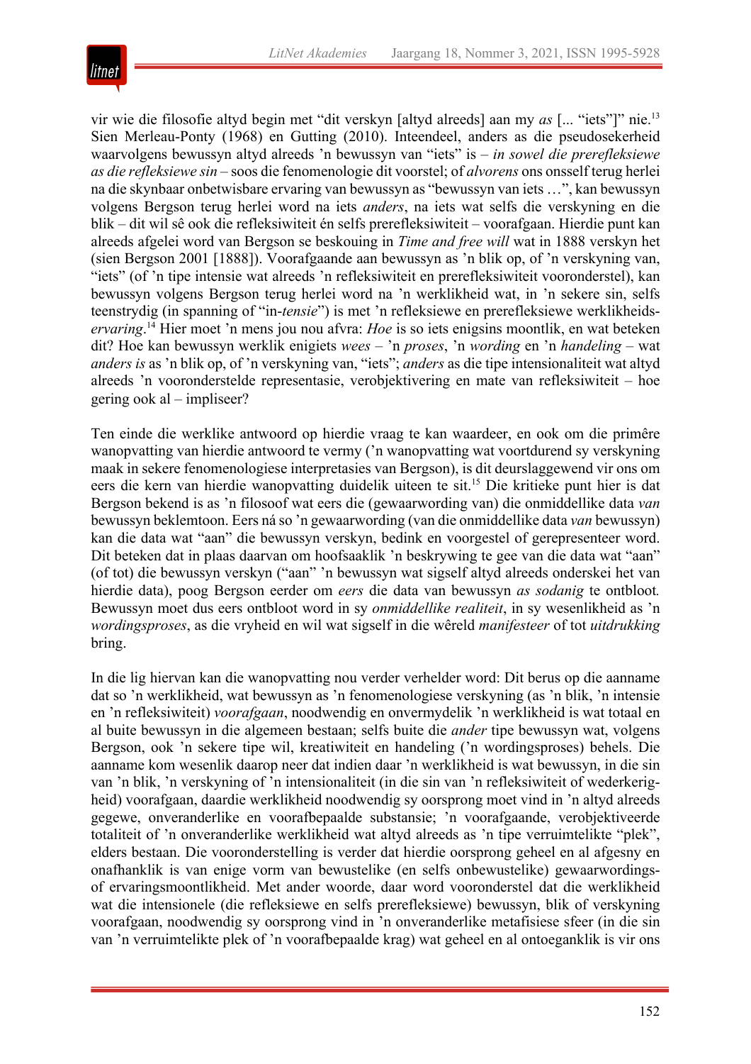vir wie die filosofie altyd begin met "dit verskyn [altyd alreeds] aan my *as* [... "iets"]" nie.[13] Sien Merleau-Ponty (1968) en Gutting (2010). Inteendeel, anders as die pseudosekerheid waarvolgens bewussyn altyd alreeds 'n bewussyn van "iets" is – *in sowel die prerefleksiewe as die refleksiewe sin* – soos die fenomenologie dit voorstel; of *alvorens* ons onsself terug herlei na die skynbaar onbetwisbare ervaring van bewussyn as "bewussyn van iets …", kan bewussyn volgens Bergson terug herlei word na iets *anders*, na iets wat selfs die verskyning en die blik – dit wil sê ook die refleksiwiteit én selfs prerefleksiwiteit – voorafgaan. Hierdie punt kan alreeds afgelei word van Bergson se beskouing in *Time and free will* wat in 1888 verskyn het (sien Bergson 2001 [1888]). Voorafgaande aan bewussyn as 'n blik op, of 'n verskyning van, "iets" (of 'n tipe intensie wat alreeds 'n refleksiwiteit en prerefleksiwiteit vooronderstel), kan bewussyn volgens Bergson terug herlei word na 'n werklikheid wat, in 'n sekere sin, selfs teenstrydig (in spanning of "in-*tensie*") is met 'n refleksiewe en prerefleksiewe werklikheids-*ervaring*.[14] Hier moet 'n mens jou nou afvra: *Hoe* is so iets enigsins moontlik, en wat beteken dit? Hoe kan bewussyn werklik enigiets *wees* – 'n *proses*, 'n *wording* en 'n *handeling* – wat *anders is* as 'n blik op, of 'n verskyning van, "iets"; *anders* as die tipe intensionaliteit wat altyd alreeds 'n vooronderstelde representasie, verobjektivering en mate van refleksiwiteit – hoe gering ook al – impliseer?

Ten einde die werklike antwoord op hierdie vraag te kan waardeer, en ook om die primêre wanopvatting van hierdie antwoord te vermy ('n wanopvatting wat voortdurend sy verskyning maak in sekere fenomenologiese interpretasies van Bergson), is dit deurslaggewend vir ons om eers die kern van hierdie wanopvatting duidelik uiteen te sit.[15] Die kritieke punt hier is dat Bergson bekend is as 'n filosoof wat eers die (gewaarwording van) die onmiddellike data *van* bewussyn beklemtoon. Eers ná so 'n gewaarwording (van die onmiddellike data *van* bewussyn) kan die data wat "aan" die bewussyn verskyn, bedink en voorgestel of gerepresenteer word. Dit beteken dat in plaas daarvan om hoofsaaklik 'n beskrywing te gee van die data wat "aan" (of tot) die bewussyn verskyn ("aan" 'n bewussyn wat sigself altyd alreeds onderskei het van hierdie data), poog Bergson eerder om *eers* die data van bewussyn *as sodanig* te ontbloot. Bewussyn moet dus eers ontbloot word in sy *onmiddellike realiteit*, in sy wesenlikheid as 'n *wordingsproses*, as die vryheid en wil wat sigself in die wêreld *manifesteer* of tot *uitdrukking* bring.

In die lig hiervan kan die wanopvatting nou verder verhelder word: Dit berus op die aanname dat so 'n werklikheid, wat bewussyn as 'n fenomenologiese verskyning (as 'n blik, 'n intensie en 'n refleksiwiteit) *voorafgaan*, noodwendig en onvermydelik 'n werklikheid is wat totaal en al buite bewussyn in die algemeen bestaan; selfs buite die *ander* tipe bewussyn wat, volgens Bergson, ook 'n sekere tipe wil, kreatiwiteit en handeling ('n wordingsproses) behels. Die aanname kom wesenlik daarop neer dat indien daar 'n werklikheid is wat bewussyn, in die sin van 'n blik, 'n verskyning of 'n intensionaliteit (in die sin van 'n refleksiwiteit of wederkerigheid) voorafgaan, daardie werklikheid noodwendig sy oorsprong moet vind in 'n altyd alreeds gegewe, onveranderlike en voorafbepaalde substansie; 'n voorafgaande, verobjektiveerde totaliteit of 'n onveranderlike werklikheid wat altyd alreeds as 'n tipe verruimtelikte "plek", elders bestaan. Die vooronderstelling is verder dat hierdie oorsprong geheel en al afgesny en onafhanklik is van enige vorm van bewustelike (en selfs onbewustelike) gewaarwordings- of ervaringsmoontlikheid. Met ander woorde, daar word vooronderstel dat die werklikheid wat die intensionele (die refleksiewe en selfs prerefleksiewe) bewussyn, blik of verskyning voorafgaan, noodwendig sy oorsprong vind in 'n onveranderlike metafisiese sfeer (in die sin van 'n verruimtelikte plek of 'n voorafbepaalde krag) wat geheel en al ontoeganklik is vir ons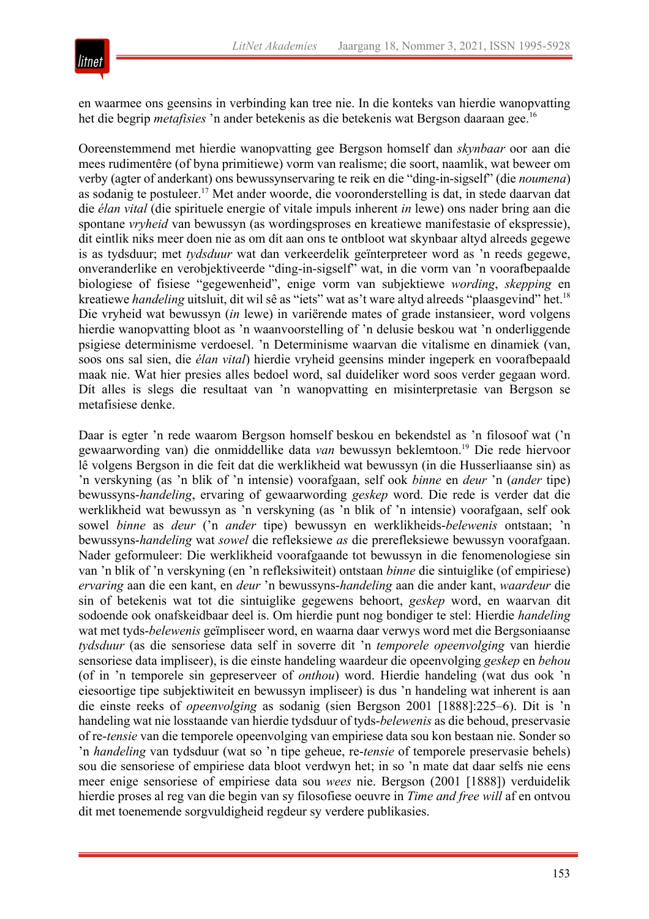en waarmee ons geensins in verbinding kan tree nie. In die konteks van hierdie wanopvatting het die begrip *metafisies* 'n ander betekenis as die betekenis wat Bergson daaraan gee.[16]

Ooreenstemmend met hierdie wanopvatting gee Bergson homself dan *skynbaar* oor aan die mees rudimentêre (of byna primitiewe) vorm van realisme; die soort, naamlik, wat beweer om verby (agter of anderkant) ons bewussynservaring te reik en die "ding-in-sigself" (die *noumena*) as sodanig te postuleer.[17] Met ander woorde, die vooronderstelling is dat, in stede daarvan dat die *élan vital* (die spirituele energie of vitale impuls inherent *in* lewe) ons nader bring aan die spontane *vryheid* van bewussyn (as wordingsproses en kreatiewe manifestasie of ekspressie), dit eintlik niks meer doen nie as om dít aan ons te ontbloot wat skynbaar altyd alreeds gegewe is as tydsduur; met *tydsduur* wat dan verkeerdelik geïnterpreteer word as 'n reeds gegewe, onveranderlike en verobjektiveerde "ding-in-sigself" wat, in die vorm van 'n voorafbepaalde biologiese of fisiese "gegewenheid", enige vorm van subjektiewe *wording*, *skepping* en kreatiewe *handeling* uitsluit, dit wil sê as "iets" wat as't ware altyd alreeds "plaasgevind" het.[18] Die vryheid wat bewussyn (*in* lewe) in variërende mates of grade instansieer, word volgens hierdie wanopvatting bloot as 'n waanvoorstelling of 'n delusie beskou wat 'n onderliggende psigiese determinisme verdoesel. 'n Determinisme waarvan die vitalisme en dinamiek (van, soos ons sal sien, die *élan vital*) hierdie vryheid geensins minder ingeperk en voorafbepaald maak nie. Wat hier presies alles bedoel word, sal duideliker word soos verder gegaan word. Dít alles is slegs die resultaat van 'n wanopvatting en misinterpretasie van Bergson se metafisiese denke.

Daar is egter 'n rede waarom Bergson homself beskou en bekendstel as 'n filosoof wat ('n gewaarwording van) die onmiddellike data *van* bewussyn beklemtoon.[19] Die rede hiervoor lê volgens Bergson in die feit dat die werklikheid wat bewussyn (in die Husserliaanse sin) as 'n verskyning (as 'n blik of 'n intensie) voorafgaan, self ook *binne* en *deur* 'n (*ander* tipe) bewussyns-*handeling*, ervaring of gewaarwording *geskep* word. Die rede is verder dat die werklikheid wat bewussyn as 'n verskyning (as 'n blik of 'n intensie) voorafgaan, self ook sowel *binne* as *deur* ('n *ander* tipe) bewussyn en werklikheids-*belewenis* ontstaan; 'n bewussyns-*handeling* wat *sowel* die refleksiewe *as* die prerefleksiewe bewussyn voorafgaan. Nader geformuleer: Die werklikheid voorafgaande tot bewussyn in die fenomenologiese sin van 'n blik of 'n verskyning (en 'n refleksiwiteit) ontstaan *binne* die sintuiglike (of empiriese) *ervaring* aan die een kant, en *deur* 'n bewussyns-*handeling* aan die ander kant, *waardeur* die sin of betekenis wat tot die sintuiglike gegewens behoort, *geskep* word, en waarvan dit sodoende ook onafskeidbaar deel is. Om hierdie punt nog bondiger te stel: Hierdie *handeling* wat met tyds-*belewenis* geïmpliseer word, en waarna daar verwys word met die Bergsoniaanse *tydsduur* (as die sensoriese data self in soverre dit 'n *temporele opeenvolging* van hierdie sensoriese data impliseer), is die einste handeling waardeur die opeenvolging *geskep* en *behou* (of in 'n temporele sin gepreserveer of *onthou*) word. Hierdie handeling (wat dus ook 'n eiesoortige tipe subjektiwiteit en bewussyn impliseer) is dus 'n handeling wat inherent is aan die einste reeks of *opeenvolging* as sodanig (sien Bergson 2001 [1888]:225–6). Dit is 'n handeling wat nie losstaande van hierdie tydsduur of tyds-*belewenis* as die behoud, preservasie of re-*tensie* van die temporele opeenvolging van empiriese data sou kon bestaan nie. Sonder so 'n *handeling* van tydsduur (wat so 'n tipe geheue, re-*tensie* of temporele preservasie behels) sou die sensoriese of empiriese data bloot verdwyn het; in so 'n mate dat daar selfs nie eens meer enige sensoriese of empiriese data sou *wees* nie. Bergson (2001 [1888]) verduidelik hierdie proses al reg van die begin van sy filosofiese oeuvre in *Time and free will* af en ontvou dit met toenemende sorgvuldigheid regdeur sy verdere publikasies.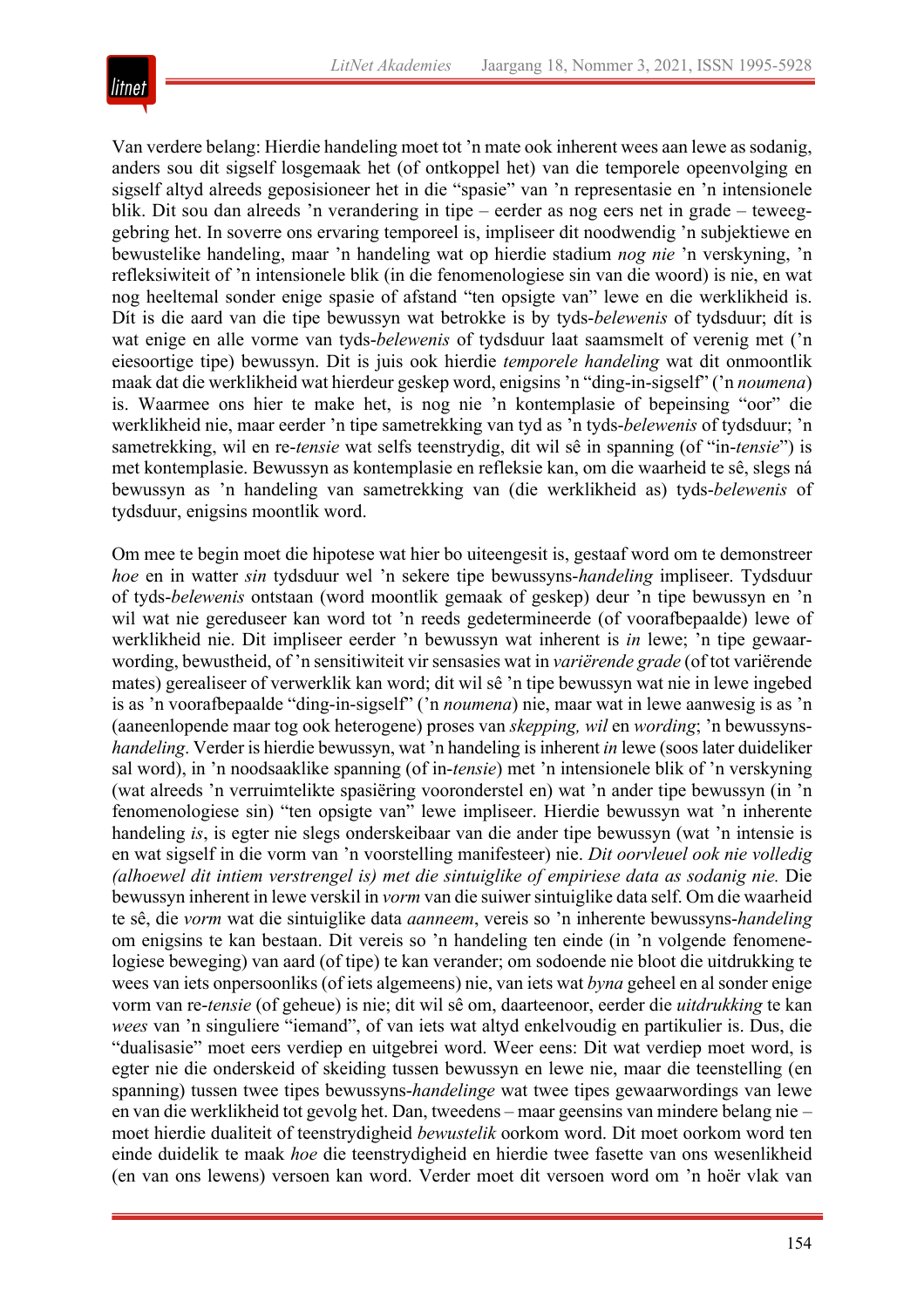Van verdere belang: Hierdie handeling moet tot ’n mate ook inherent wees aan lewe as sodanig, anders sou dit sigself losgemaak het (of ontkoppel het) van die temporele opeenvolging en sigself altyd alreeds geposisioneer het in die “spasie” van ’n representasie en ’n intensionele blik. Dit sou dan alreeds ’n verandering in tipe – eerder as nog eers net in grade – teweeggebring het. In soverre ons ervaring temporeel is, impliseer dit noodwendig ’n subjektiewe en bewustelike handeling, maar ’n handeling wat op hierdie stadium *nog nie* ’n verskyning, ’n refleksiwiteit of ’n intensionele blik (in die fenomenologiese sin van die woord) is nie, en wat nog heeltemal sonder enige spasie of afstand “ten opsigte van” lewe en die werklikheid is. Dít is die aard van die tipe bewussyn wat betrokke is by tyds-*belewenis* of tydsduur; dít is wat enige en alle vorme van tyds-*belewenis* of tydsduur laat saamsmelt of verenig met (’n eiesoortige tipe) bewussyn. Dit is juis ook hierdie *temporele handeling* wat dit onmoontlik maak dat die werklikheid wat hierdeur geskep word, enigsins ’n “ding-in-sigself” (’n *noumena*) is. Waarmee ons hier te make het, is nog nie ’n kontemplasie of bepeinsing “oor” die werklikheid nie, maar eerder ’n tipe sametrekking van tyd as ’n tyds-*belewenis* of tydsduur; ’n sametrekking, wil en re-*tensie* wat selfs teenstrydig, dit wil sê in spanning (of “in-*tensie*”) is met kontemplasie. Bewussyn as kontemplasie en refleksie kan, om die waarheid te sê, slegs ná bewussyn as ’n handeling van sametrekking van (die werklikheid as) tyds-*belewenis* of tydsduur, enigsins moontlik word.

Om mee te begin moet die hipotese wat hier bo uiteengesit is, gestaaf word om te demonstreer *hoe* en in watter *sin* tydsduur wel ’n sekere tipe bewussyns-*handeling* impliseer. Tydsduur of tyds-*belewenis* ontstaan (word moontlik gemaak of geskep) deur ’n tipe bewussyn en ’n wil wat nie gereduseer kan word tot ’n reeds gedetermineerde (of voorafbepaalde) lewe of werklikheid nie. Dit impliseer eerder ’n bewussyn wat inherent is *in* lewe; ’n tipe gewaarwording, bewustheid, of ’n sensitiwiteit vir sensasies wat in *variërende grade* (of tot variërende mates) gerealiseer of verwerklik kan word; dit wil sê ’n tipe bewussyn wat nie in lewe ingebed is as ’n voorafbepaalde “ding-in-sigself” (’n *noumena*) nie, maar wat in lewe aanwesig is as ’n (aaneenlopende maar tog ook heterogene) proses van *skepping, wil* en *wording*; ’n bewussyns-*handeling*. Verder is hierdie bewussyn, wat ’n handeling is inherent *in* lewe (soos later duideliker sal word), in ’n noodsaaklike spanning (of in-*tensie*) met ’n intensionele blik of ’n verskyning (wat alreeds ’n verruimtelikte spasiëring vooronderstel en) wat ’n ander tipe bewussyn (in ’n fenomenologiese sin) “ten opsigte van” lewe impliseer. Hierdie bewussyn wat ’n inherente handeling *is*, is egter nie slegs onderskeibaar van die ander tipe bewussyn (wat ’n intensie is en wat sigself in die vorm van ’n voorstelling manifesteer) nie. *Dit oorvleuel ook nie volledig (alhoewel dit intiem verstrengel is) met die sintuiglike of empiriese data as sodanig nie.* Die bewussyn inherent in lewe verskil in *vorm* van die suiwer sintuiglike data self. Om die waarheid te sê, die *vorm* wat die sintuiglike data *aanneem*, vereis so ’n inherente bewussyns-*handeling* om enigsins te kan bestaan. Dit vereis so ’n handeling ten einde (in ’n volgende fenomenelogiese beweging) van aard (of tipe) te kan verander; om sodoende nie bloot die uitdrukking te wees van iets onpersoonliks (of iets algemeens) nie, van iets wat *byna* geheel en al sonder enige vorm van re-*tensie* (of geheue) is nie; dit wil sê om, daarteenoor, eerder die *uitdrukking* te kan *wees* van ’n singuliere “iemand”, of van iets wat altyd enkelvoudig en partikulier is. Dus, die “dualisasie” moet eers verdiep en uitgebrei word. Weer eens: Dit wat verdiep moet word, is egter nie die onderskeid of skeiding tussen bewussyn en lewe nie, maar die teenstelling (en spanning) tussen twee tipes bewussyns-*handelinge* wat twee tipes gewaarwordings van lewe en van die werklikheid tot gevolg het. Dan, tweedens – maar geensins van mindere belang nie – moet hierdie dualiteit of teenstrydigheid *bewustelik* oorkom word. Dit moet oorkom word ten einde duidelik te maak *hoe* die teenstrydigheid en hierdie twee fasette van ons wesenlikheid (en van ons lewens) versoen kan word. Verder moet dit versoen word om ’n hoër vlak van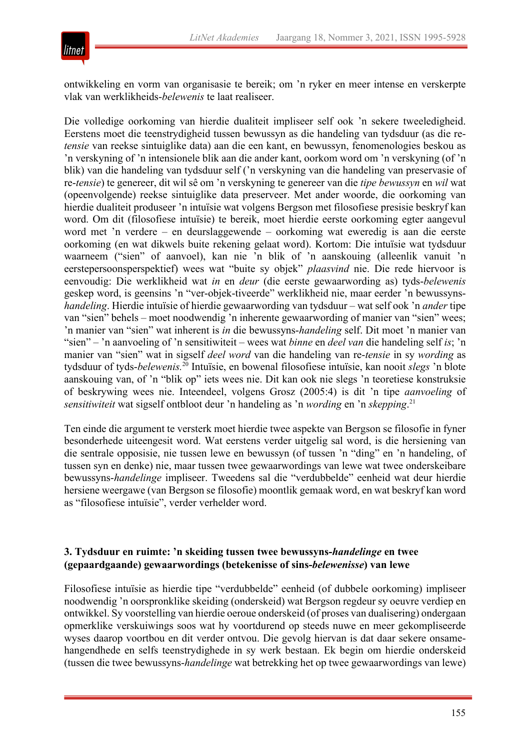ontwikkeling en vorm van organisasie te bereik; om 'n ryker en meer intense en verskerpte vlak van werklikheids-*belewenis* te laat realiseer.

Die volledige oorkoming van hierdie dualiteit impliseer self ook 'n sekere tweeledigheid. Eerstens moet die teenstrydigheid tussen bewussyn as die handeling van tydsduur (as die re-*tensie* van reekse sintuiglike data) aan die een kant, en bewussyn, fenomenologies beskou as 'n verskyning of 'n intensionele blik aan die ander kant, oorkom word om 'n verskyning (of 'n blik) van die handeling van tydsduur self ('n verskyning van die handeling van preservasie of re-*tensie*) te genereer, dit wil sê om 'n verskyning te genereer van die *tipe bewussyn* en *wil* wat (opeenvolgende) reekse sintuiglike data preserveer. Met ander woorde, die oorkoming van hierdie dualiteit produseer 'n intuïsie wat volgens Bergson met filosofiese presisie beskryf kan word. Om dit (filosofiese intuïsie) te bereik, moet hierdie eerste oorkoming egter aangevul word met 'n verdere – en deurslaggewende – oorkoming wat eweredig is aan die eerste oorkoming (en wat dikwels buite rekening gelaat word). Kortom: Die intuïsie wat tydsduur waarneem ("sien" of aanvoel), kan nie 'n blik of 'n aanskouing (alleenlik vanuit 'n eerstepersoonsperspektief) wees wat "buite sy objek" *plaasvind* nie. Die rede hiervoor is eenvoudig: Die werklikheid wat *in* en *deur* (die eerste gewaarwording as) tyds-*belewenis* geskep word, is geensins 'n "ver-objek-tiveerde" werklikheid nie, maar eerder 'n bewussyns-*handeling*. Hierdie intuïsie of hierdie gewaarwording van tydsduur – wat self ook 'n *ander* tipe van "sien" behels – moet noodwendig 'n inherente gewaarwording of manier van "sien" wees; 'n manier van "sien" wat inherent is *in* die bewussyns-*handeling* self. Dit moet 'n manier van "sien" – 'n aanvoeling of 'n sensitiwiteit – wees wat *binne* en *deel van* die handeling self *is*; 'n manier van "sien" wat in sigself *deel word* van die handeling van re-*tensie* in sy *wording* as tydsduur of tyds-*belewenis.*[20] Intuïsie, en bowenal filosofiese intuïsie, kan nooit *slegs* 'n blote aanskouing van, of 'n "blik op" iets wees nie. Dit kan ook nie slegs 'n teoretiese konstruksie of beskrywing wees nie. Inteendeel, volgens Grosz (2005:4) is dit 'n tipe *aanvoeling* of *sensitiwiteit* wat sigself ontbloot deur 'n handeling as 'n *wording* en 'n *skepping*.[21]

Ten einde die argument te versterk moet hierdie twee aspekte van Bergson se filosofie in fyner besonderhede uiteengesit word. Wat eerstens verder uitgelig sal word, is die hersiening van die sentrale opposisie, nie tussen lewe en bewussyn (of tussen 'n "ding" en 'n handeling, of tussen syn en denke) nie, maar tussen twee gewaarwordings van lewe wat twee onderskeibare bewussyns-*handelinge* impliseer. Tweedens sal die "verdubbelde" eenheid wat deur hierdie hersiene weergawe (van Bergson se filosofie) moontlik gemaak word, en wat beskryf kan word as "filosofiese intuïsie", verder verhelder word.

### 3. Tydsduur en ruimte: 'n skeiding tussen twee bewussyns-*handelinge* en twee (gepaardgaande) gewaarwordings (betekenisse of sins-*belewenisse*) van lewe

Filosofiese intuïsie as hierdie tipe "verdubbelde" eenheid (of dubbele oorkoming) impliseer noodwendig 'n oorspronklike skeiding (onderskeid) wat Bergson regdeur sy oeuvre verdiep en ontwikkel. Sy voorstelling van hierdie oeroue onderskeid (of proses van dualisering) ondergaan opmerklike verskuiwings soos wat hy voortdurend op steeds nuwe en meer gekompliseerde wyses daarop voortbou en dit verder ontvou. Die gevolg hiervan is dat daar sekere onsamehangendhede en selfs teenstrydighede in sy werk bestaan. Ek begin om hierdie onderskeid (tussen die twee bewussyns-*handelinge* wat betrekking het op twee gewaarwordings van lewe)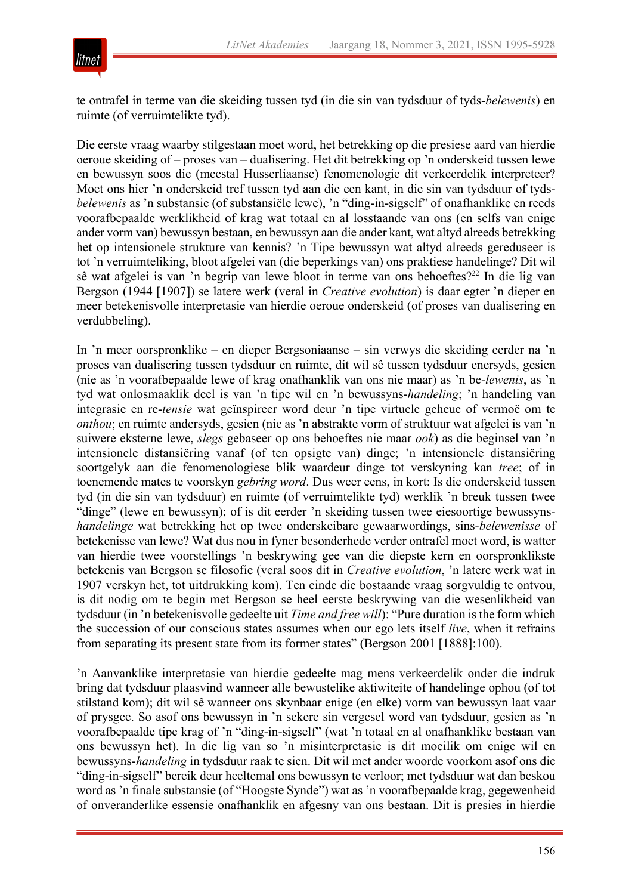te ontrafel in terme van die skeiding tussen tyd (in die sin van tydsduur of tyds-*belewenis*) en ruimte (of verruimtelikte tyd).

Die eerste vraag waarby stilgestaan moet word, het betrekking op die presiese aard van hierdie oeroue skeiding of – proses van – dualisering. Het dit betrekking op 'n onderskeid tussen lewe en bewussyn soos die (meestal Husserliaanse) fenomenologie dit verkeerdelik interpreteer? Moet ons hier 'n onderskeid tref tussen tyd aan die een kant, in die sin van tydsduur of tyds-*belewenis* as 'n substansie (of substansiële lewe), 'n "ding-in-sigself" of onafhanklike en reeds voorafbepaalde werklikheid of krag wat totaal en al losstaande van ons (en selfs van enige ander vorm van) bewussyn bestaan, en bewussyn aan die ander kant, wat altyd alreeds betrekking het op intensionele strukture van kennis? 'n Tipe bewussyn wat altyd alreeds gereduseer is tot 'n verruimteliking, bloot afgelei van (die beperkings van) ons praktiese handelinge? Dit wil sê wat afgelei is van 'n begrip van lewe bloot in terme van ons behoeftes?[22] In die lig van Bergson (1944 [1907]) se latere werk (veral in *Creative evolution*) is daar egter 'n dieper en meer betekenisvolle interpretasie van hierdie oeroue onderskeid (of proses van dualisering en verdubbeling).

In 'n meer oorspronklike – en dieper Bergsoniaanse – sin verwys die skeiding eerder na 'n proses van dualisering tussen tydsduur en ruimte, dit wil sê tussen tydsduur enersyds, gesien (nie as 'n voorafbepaalde lewe of krag onafhanklik van ons nie maar) as 'n be-*lewenis*, as 'n tyd wat onlosmaaklik deel is van 'n tipe wil en 'n bewussyns-*handeling*; 'n handeling van integrasie en re-*tensie* wat geïnspireer word deur 'n tipe virtuele geheue of vermoë om te *onthou*; en ruimte andersyds, gesien (nie as 'n abstrakte vorm of struktuur wat afgelei is van 'n suiwere eksterne lewe, *slegs* gebaseer op ons behoeftes nie maar *ook*) as die beginsel van 'n intensionele distansiëring vanaf (of ten opsigte van) dinge; 'n intensionele distansiëring soortgelyk aan die fenomenologiese blik waardeur dinge tot verskyning kan *tree*; of in toenemende mates te voorskyn *gebring word*. Dus weer eens, in kort: Is die onderskeid tussen tyd (in die sin van tydsduur) en ruimte (of verruimtelikte tyd) werklik 'n breuk tussen twee "dinge" (lewe en bewussyn); of is dit eerder 'n skeiding tussen twee eiesoortige bewussyns-*handelinge* wat betrekking het op twee onderskeibare gewaarwordings, sins-*belewenisse* of betekenisse van lewe? Wat dus nou in fyner besonderhede verder ontrafel moet word, is watter van hierdie twee voorstellings 'n beskrywing gee van die diepste kern en oorspronklikste betekenis van Bergson se filosofie (veral soos dit in *Creative evolution*, 'n latere werk wat in 1907 verskyn het, tot uitdrukking kom). Ten einde die bostaande vraag sorgvuldig te ontvou, is dit nodig om te begin met Bergson se heel eerste beskrywing van die wesenlikheid van tydsduur (in 'n betekenisvolle gedeelte uit *Time and free will*): "Pure duration is the form which the succession of our conscious states assumes when our ego lets itself *live*, when it refrains from separating its present state from its former states" (Bergson 2001 [1888]:100).

'n Aanvanklike interpretasie van hierdie gedeelte mag mens verkeerdelik onder die indruk bring dat tydsduur plaasvind wanneer alle bewustelike aktiwiteite of handelinge ophou (of tot stilstand kom); dit wil sê wanneer ons skynbaar enige (en elke) vorm van bewussyn laat vaar of prysgee. So asof ons bewussyn in 'n sekere sin vergesel word van tydsduur, gesien as 'n voorafbepaalde tipe krag of 'n "ding-in-sigself" (wat 'n totaal en al onafhanklike bestaan van ons bewussyn het). In die lig van so 'n misinterpretasie is dit moeilik om enige wil en bewussyns-*handeling* in tydsduur raak te sien. Dit wil met ander woorde voorkom asof ons die "ding-in-sigself" bereik deur heeltemal ons bewussyn te verloor; met tydsduur wat dan beskou word as 'n finale substansie (of "Hoogste Synde") wat as 'n voorafbepaalde krag, gegewenheid of onveranderlike essensie onafhanklik en afgesny van ons bestaan. Dit is presies in hierdie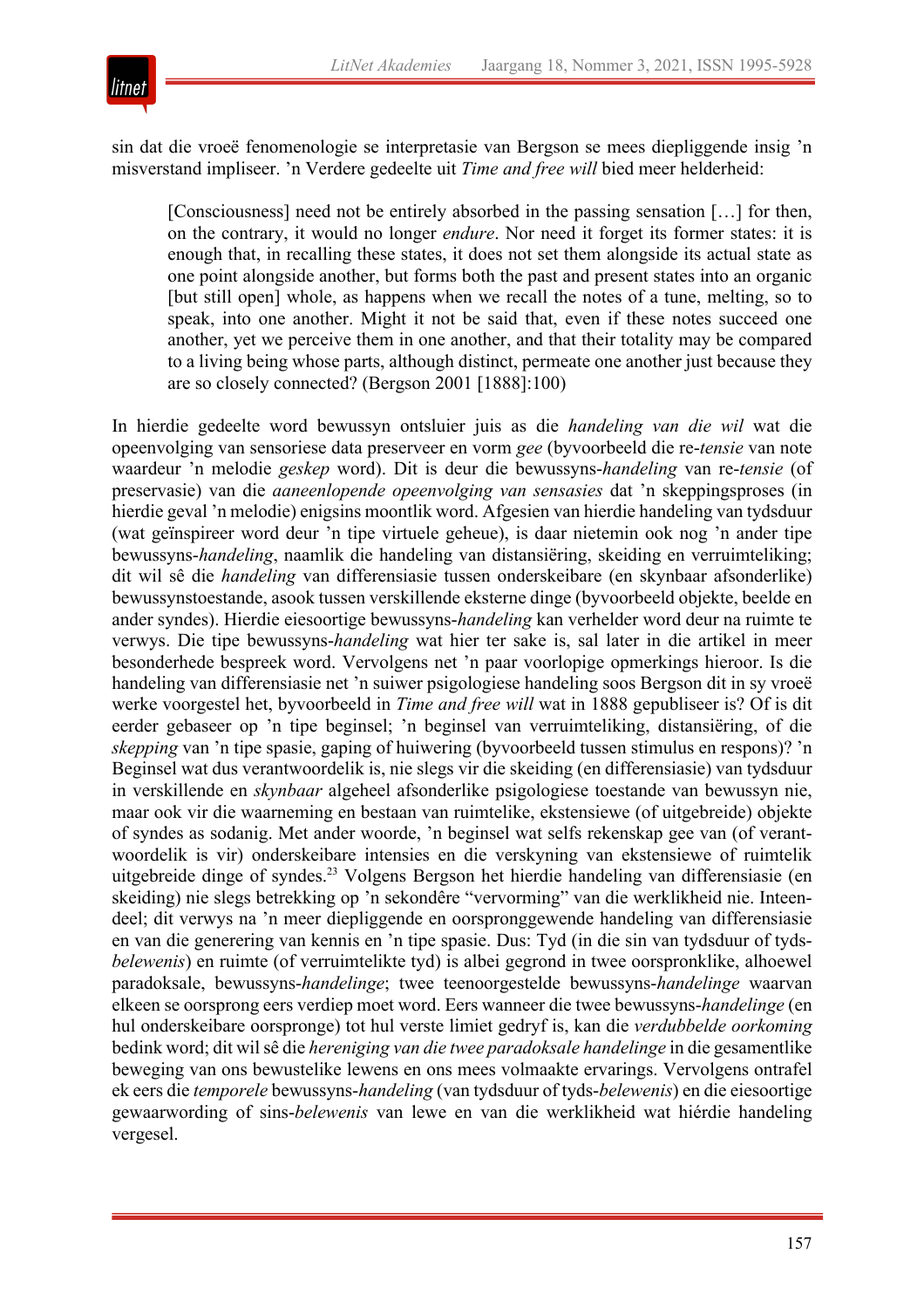sin dat die vroeë fenomenologie se interpretasie van Bergson se mees diepliggende insig 'n misverstand impliseer. 'n Verdere gedeelte uit *Time and free will* bied meer helderheid:

> [Consciousness] need not be entirely absorbed in the passing sensation […] for then, on the contrary, it would no longer *endure*. Nor need it forget its former states: it is enough that, in recalling these states, it does not set them alongside its actual state as one point alongside another, but forms both the past and present states into an organic [but still open] whole, as happens when we recall the notes of a tune, melting, so to speak, into one another. Might it not be said that, even if these notes succeed one another, yet we perceive them in one another, and that their totality may be compared to a living being whose parts, although distinct, permeate one another just because they are so closely connected? (Bergson 2001 [1888]:100)

In hierdie gedeelte word bewussyn ontsluier juis as die *handeling van die wil* wat die opeenvolging van sensoriese data preserveer en vorm *gee* (byvoorbeeld die re-*tensie* van note waardeur 'n melodie *geskep* word). Dit is deur die bewussyns-*handeling* van re-*tensie* (of preservasie) van die *aaneenlopende opeenvolging van sensasies* dat 'n skeppingsproses (in hierdie geval 'n melodie) enigsins moontlik word. Afgesien van hierdie handeling van tydsduur (wat geïnspireer word deur 'n tipe virtuele geheue), is daar nietemin ook nog 'n ander tipe bewussyns-*handeling*, naamlik die handeling van distansiëring, skeiding en verruimteliking; dit wil sê die *handeling* van differensiasie tussen onderskeibare (en skynbaar afsonderlike) bewussynstoestande, asook tussen verskillende eksterne dinge (byvoorbeeld objekte, beelde en ander syndes). Hierdie eiesoortige bewussyns-*handeling* kan verhelder word deur na ruimte te verwys. Die tipe bewussyns-*handeling* wat hier ter sake is, sal later in die artikel in meer besonderhede bespreek word. Vervolgens net 'n paar voorlopige opmerkings hieroor. Is die handeling van differensiasie net 'n suiwer psigologiese handeling soos Bergson dit in sy vroeë werke voorgestel het, byvoorbeeld in *Time and free will* wat in 1888 gepubliseer is? Of is dit eerder gebaseer op 'n tipe beginsel; 'n beginsel van verruimteliking, distansiëring, of die *skepping* van 'n tipe spasie, gaping of huiwering (byvoorbeeld tussen stimulus en respons)? 'n Beginsel wat dus verantwoordelik is, nie slegs vir die skeiding (en differensiasie) van tydsduur in verskillende en *skynbaar* algeheel afsonderlike psigologiese toestande van bewussyn nie, maar ook vir die waarneming en bestaan van ruimtelike, ekstensiewe (of uitgebreide) objekte of syndes as sodanig. Met ander woorde, 'n beginsel wat selfs rekenskap gee van (of verantwoordelik is vir) onderskeibare intensies en die verskyning van ekstensiewe of ruimtelik uitgebreide dinge of syndes.[23] Volgens Bergson het hierdie handeling van differensiasie (en skeiding) nie slegs betrekking op 'n sekondêre "vervorming" van die werklikheid nie. Inteendeel; dit verwys na 'n meer diepliggende en oorspronggewende handeling van differensiasie en van die generering van kennis en 'n tipe spasie. Dus: Tyd (in die sin van tydsduur of tyds-*belewenis*) en ruimte (of verruimtelikte tyd) is albei gegrond in twee oorspronklike, alhoewel paradoksale, bewussyns-*handelinge*; twee teenoorgestelde bewussyns-*handelinge* waarvan elkeen se oorsprong eers verdiep moet word. Eers wanneer die twee bewussyns-*handelinge* (en hul onderskeibare oorspronge) tot hul verste limiet gedryf is, kan die *verdubbelde oorkoming* bedink word; dit wil sê die *hereniging van die twee paradoksale handelinge* in die gesamentlike beweging van ons bewustelike lewens en ons mees volmaakte ervarings. Vervolgens ontrafel ek eers die *temporele* bewussyns-*handeling* (van tydsduur of tyds-*belewenis*) en die eiesoortige gewaarwording of sins-*belewenis* van lewe en van die werklikheid wat hiérdie handeling vergesel.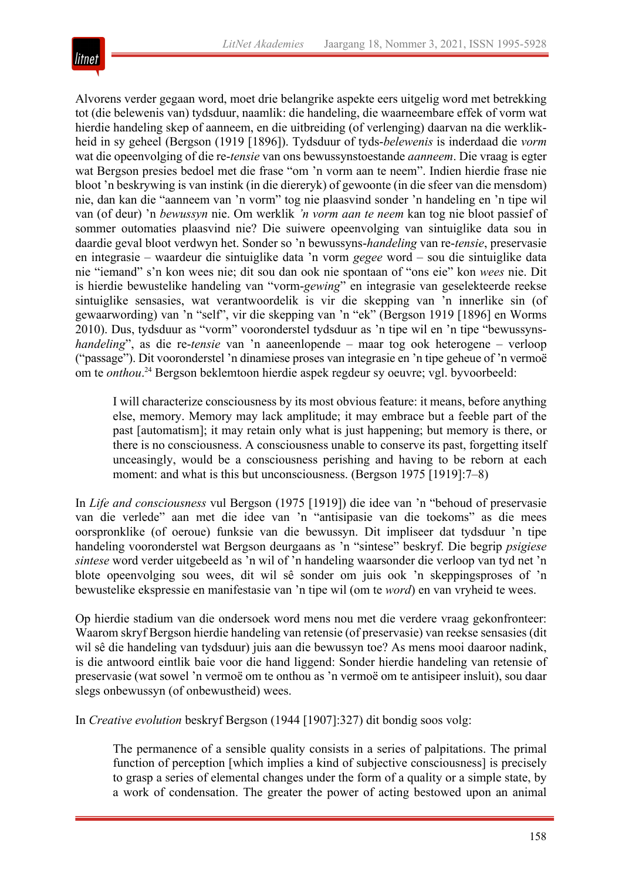Alvorens verder gegaan word, moet drie belangrike aspekte eers uitgelig word met betrekking tot (die belewenis van) tydsduur, naamlik: die handeling, die waarneembare effek of vorm wat hierdie handeling skep of aanneem, en die uitbreiding (of verlenging) daarvan na die werklikheid in sy geheel (Bergson (1919 [1896]). Tydsduur of tyds-*belewenis* is inderdaad die *vorm* wat die opeenvolging of die re-*tensie* van ons bewussynstoestande *aanneem*. Die vraag is egter wat Bergson presies bedoel met die frase "om 'n vorm aan te neem". Indien hierdie frase nie bloot 'n beskrywing is van instink (in die diereryk) of gewoonte (in die sfeer van die mensdom) nie, dan kan die "aanneem van 'n vorm" tog nie plaasvind sonder 'n handeling en 'n tipe wil van (of deur) 'n *bewussyn* nie. Om werklik *'n vorm aan te neem* kan tog nie bloot passief of sommer outomaties plaasvind nie? Die suiwere opeenvolging van sintuiglike data sou in daardie geval bloot verdwyn het. Sonder so 'n bewussyns-*handeling* van re-*tensie*, preservasie en integrasie – waardeur die sintuiglike data 'n vorm *gegee* word – sou die sintuiglike data nie "iemand" s'n kon wees nie; dit sou dan ook nie spontaan of "ons eie" kon *wees* nie. Dit is hierdie bewustelike handeling van "vorm-*gewing*" en integrasie van geselekteerde reekse sintuiglike sensasies, wat verantwoordelik is vir die skepping van 'n innerlike sin (of gewaarwording) van 'n "self", vir die skepping van 'n "ek" (Bergson 1919 [1896] en Worms 2010). Dus, tydsduur as "vorm" veronderstel tydsduur as 'n tipe wil en 'n tipe "bewussyns-*handeling*", as die re-*tensie* van 'n aaneenlopende – maar tog ook heterogene – verloop ("passage"). Dit veronderstel 'n dinamiese proses van integrasie en 'n tipe geheue of 'n vermoë om te *onthou*.[24] Bergson beklemtoon hierdie aspek regdeur sy oeuvre; vgl. byvoorbeeld:

> I will characterize consciousness by its most obvious feature: it means, before anything else, memory. Memory may lack amplitude; it may embrace but a feeble part of the past [automatism]; it may retain only what is just happening; but memory is there, or there is no consciousness. A consciousness unable to conserve its past, forgetting itself unceasingly, would be a consciousness perishing and having to be reborn at each moment: and what is this but unconsciousness. (Bergson 1975 [1919]:7–8)

In *Life and consciousness* vul Bergson (1975 [1919]) die idee van 'n "behoud of preservasie van die verlede" aan met die idee van 'n "antisipasie van die toekoms" as die mees oorspronklike (of oeroue) funksie van die bewussyn. Dit impliseer dat tydsduur 'n tipe handeling veronderstel wat Bergson deurgaans as 'n "sintese" beskryf. Die begrip *psigiese sintese* word verder uitgebeeld as 'n wil of 'n handeling waarsonder die verloop van tyd net 'n blote opeenvolging sou wees, dit wil sê sonder om juis ook 'n skeppingsproses of 'n bewustelike ekspressie en manifestasie van 'n tipe wil (om te *word*) en van vryheid te wees.

Op hierdie stadium van die ondersoek word mens nou met die verdere vraag gekonfronteer: Waarom skryf Bergson hierdie handeling van retensie (of preservasie) van reekse sensasies (dit wil sê die handeling van tydsduur) juis aan die bewussyn toe? As mens mooi daaroor nadink, is die antwoord eintlik baie voor die hand liggend: Sonder hierdie handeling van retensie of preservasie (wat sowel 'n vermoë om te onthou as 'n vermoë om te antisipeer insluit), sou daar slegs onbewussyn (of onbewustheid) wees.

In *Creative evolution* beskryf Bergson (1944 [1907]:327) dit bondig soos volg:

> The permanence of a sensible quality consists in a series of palpitations. The primal function of perception [which implies a kind of subjective consciousness] is precisely to grasp a series of elemental changes under the form of a quality or a simple state, by a work of condensation. The greater the power of acting bestowed upon an animal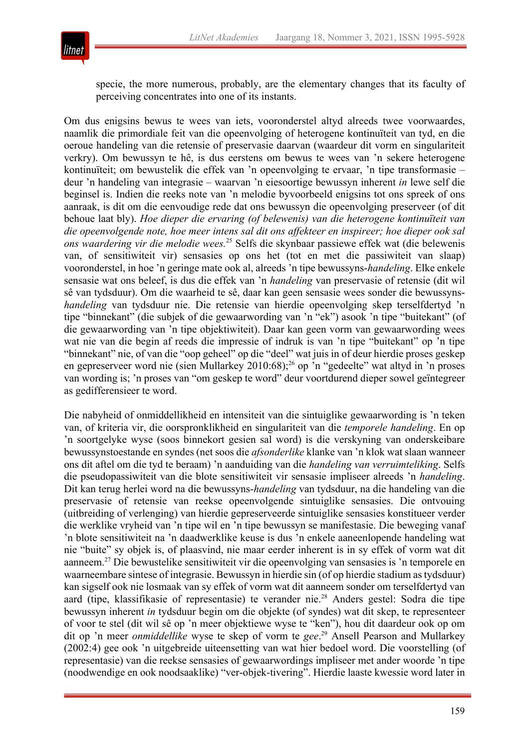> specie, the more numerous, probably, are the elementary changes that its faculty of perceiving concentrates into one of its instants.

Om dus enigsins bewus te wees van iets, vooronderstel altyd alreeds twee voorwaardes, naamlik die primordiale feit van die opeenvolging of heterogene kontinuïteit van tyd, en die oeroue handeling van die retensie of preservasie daarvan (waardeur dit vorm en singulariteit verkry). Om bewussyn te hê, is dus eerstens om bewus te wees van 'n sekere heterogene kontinuïteit; om bewustelik die effek van 'n opeenvolging te ervaar, 'n tipe transformasie – deur 'n handeling van integrasie – waarvan 'n eiesoortige bewussyn inherent *in* lewe self die beginsel is. Indien die reeks note van 'n melodie byvoorbeeld enigsins tot ons spreek of ons aanraak, is dit om die eenvoudige rede dat ons bewussyn die opeenvolging preserveer (of dit behoue laat bly). *Hoe dieper die ervaring (of belewenis) van die heterogene kontinuïteit van die opeenvolgende note, hoe meer intens sal dit ons affekteer en inspireer; hoe dieper ook sal ons waardering vir die melodie wees.*[25] Selfs die skynbaar passiewe effek wat (die belewenis van, of sensitiwiteit vir) sensasies op ons het (tot en met die passiwiteit van slaap) vooronderstel, in hoe 'n geringe mate ook al, alreeds 'n tipe bewussyns-*handeling*. Elke enkele sensasie wat ons beleef, is dus die effek van 'n *handeling* van preservasie of retensie (dit wil sê van tydsduur). Om die waarheid te sê, daar kan geen sensasie wees sonder die bewussyns-*handeling* van tydsduur nie. Die retensie van hierdie opeenvolging skep terselfdertyd 'n tipe "binnekant" (die subjek of die gewaarwording van 'n "ek") asook 'n tipe "buitekant" (of die gewaarwording van 'n tipe objektiwiteit). Daar kan geen vorm van gewaarwording wees wat nie van die begin af reeds die impressie of indruk is van 'n tipe "buitekant" op 'n tipe "binnekant" nie, of van die "oop geheel" op die "deel" wat juis in of deur hierdie proses geskep en gepreserveer word nie (sien Mullarkey 2010:68);[26] op 'n "gedeelte" wat altyd in 'n proses van wording is; 'n proses van "om geskep te word" deur voortdurend dieper sowel geïntegreer as gedifferensieer te word.

Die nabyheid of onmiddellikheid en intensiteit van die sintuiglike gewaarwording is 'n teken van, of kriteria vir, die oorspronklikheid en singulariteit van die *temporele handeling*. En op 'n soortgelyke wyse (soos binnekort gesien sal word) is die verskyning van onderskeibare bewussynstoestande en syndes (net soos die *afsonderlike* klanke van 'n klok wat slaan wanneer ons dit aftel om die tyd te beraam) 'n aanduiding van die *handeling van verruimteliking*. Selfs die pseudopassiwiteit van die blote sensitiwiteit vir sensasie impliseer alreeds 'n *handeling*. Dit kan terug herlei word na die bewussyns-*handeling* van tydsduur, na die handeling van die preservasie of retensie van reekse opeenvolgende sintuiglike sensasies. Die ontvouing (uitbreiding of verlenging) van hierdie gepreserveerde sintuiglike sensasies konstitueer verder die werklike vryheid van 'n tipe wil en 'n tipe bewussyn se manifestasie. Die beweging vanaf 'n blote sensitiwiteit na 'n daadwerklike keuse is dus 'n enkele aaneenlopende handeling wat nie "buite" sy objek is, of plaasvind, nie maar eerder inherent is in sy effek of vorm wat dit aanneem.[27] Die bewustelike sensitiwiteit vir die opeenvolging van sensasies is 'n temporele en waarneembare sintese of integrasie. Bewussyn in hierdie sin (of op hierdie stadium as tydsduur) kan sigself ook nie losmaak van sy effek of vorm wat dit aanneem sonder om terselfdertyd van aard (tipe, klassifikasie of representasie) te verander nie.[28] Anders gestel: Sodra die tipe bewussyn inherent *in* tydsduur begin om die objekte (of syndes) wat dit skep, te representeer of voor te stel (dit wil sê op 'n meer objektiewe wyse te "ken"), hou dit daardeur ook op om dit op 'n meer *onmiddellike* wyse te skep of vorm te *gee*.[29] Ansell Pearson and Mullarkey (2002:4) gee ook 'n uitgebreide uiteensetting van wat hier bedoel word. Die voorstelling (of representasie) van die reekse sensasies of gewaarwordings impliseer met ander woorde 'n tipe (noodwendige en ook noodsaaklike) "ver-objek-tivering". Hierdie laaste kwessie word later in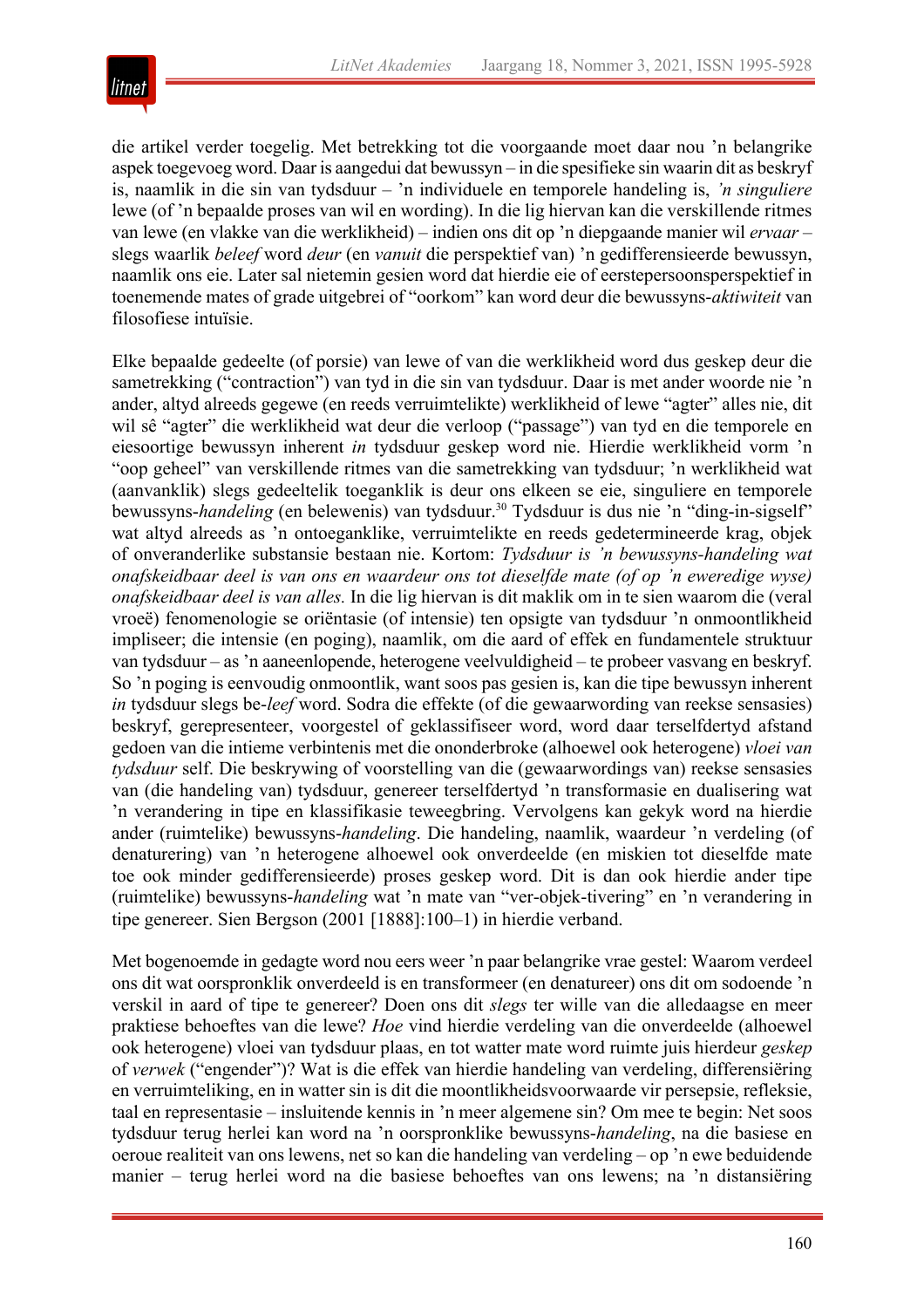die artikel verder toegelig. Met betrekking tot die voorgaande moet daar nou ’n belangrike aspek toegevoeg word. Daar is aangedui dat bewussyn – in die spesifieke sin waarin dit as beskryf is, naamlik in die sin van tydsduur – ’n individuele en temporele handeling is, *’n singuliere* lewe (of ’n bepaalde proses van wil en wording). In die lig hiervan kan die verskillende ritmes van lewe (en vlakke van die werklikheid) – indien ons dit op ’n diepgaande manier wil *ervaar* – slegs waarlik *beleef* word *deur* (en *vanuit* die perspektief van) ’n gedifferensieerde bewussyn, naamlik ons eie. Later sal nietemin gesien word dat hierdie eie of eerstepersoonsperspektief in toenemende mates of grade uitgebrei of “oorkom” kan word deur die bewussyns-*aktiwiteit* van filosofiese intuïsie.

Elke bepaalde gedeelte (of porsie) van lewe of van die werklikheid word dus geskep deur die sametrekking (“contraction”) van tyd in die sin van tydsduur. Daar is met ander woorde nie ’n ander, altyd alreeds gegewe (en reeds verruimtelikte) werklikheid of lewe “agter” alles nie, dit wil sê “agter” die werklikheid wat deur die verloop (“passage”) van tyd en die temporele en eiesoortige bewussyn inherent *in* tydsduur geskep word nie. Hierdie werklikheid vorm ’n “oop geheel” van verskillende ritmes van die sametrekking van tydsduur; ’n werklikheid wat (aanvanklik) slegs gedeeltelik toeganklik is deur ons elkeen se eie, singuliere en temporele bewussyns-*handeling* (en belewenis) van tydsduur.[30] Tydsduur is dus nie ’n “ding-in-sigself” wat altyd alreeds as ’n ontoeganklike, verruimtelikte en reeds gedetermineerde krag, objek of onveranderlike substansie bestaan nie. Kortom: *Tydsduur is ’n bewussyns-handeling wat onafskeidbaar deel is van ons en waardeur ons tot dieselfde mate (of op ’n eweredige wyse) onafskeidbaar deel is van alles.* In die lig hiervan is dit maklik om in te sien waarom die (veral vroeë) fenomenologie se oriëntasie (of intensie) ten opsigte van tydsduur ’n onmoontlikheid impliseer; die intensie (en poging), naamlik, om die aard of effek en fundamentele struktuur van tydsduur – as ’n aaneenlopende, heterogene veelvuldigheid – te probeer vasvang en beskryf. So ’n poging is eenvoudig onmoontlik, want soos pas gesien is, kan die tipe bewussyn inherent *in* tydsduur slegs be-*leef* word. Sodra die effekte (of die gewaarwording van reekse sensasies) beskryf, gerepresenteer, voorgestel of geklassifiseer word, word daar terselfdertyd afstand gedoen van die intieme verbintenis met die ononderbroke (alhoewel ook heterogene) *vloei van tydsduur* self. Die beskrywing of voorstelling van die (gewaarwordings van) reekse sensasies van (die handeling van) tydsduur, genereer terselfdertyd ’n transformasie en dualisering wat ’n verandering in tipe en klassifikasie teweegbring. Vervolgens kan gekyk word na hierdie ander (ruimtelike) bewussyns-*handeling*. Die handeling, naamlik, waardeur ’n verdeling (of denaturering) van ’n heterogene alhoewel ook onverdeelde (en miskien tot dieselfde mate toe ook minder gedifferensieerde) proses geskep word. Dit is dan ook hierdie ander tipe (ruimtelike) bewussyns-*handeling* wat ’n mate van “ver-objek-tivering” en ’n verandering in tipe genereer. Sien Bergson (2001 [1888]:100–1) in hierdie verband.

Met bogenoemde in gedagte word nou eers weer ’n paar belangrike vrae gestel: Waarom verdeel ons dit wat oorspronklik onverdeeld is en transformeer (en denatureer) ons dit om sodoende ’n verskil in aard of tipe te genereer? Doen ons dit *slegs* ter wille van die alledaagse en meer praktiese behoeftes van die lewe? *Hoe* vind hierdie verdeling van die onverdeelde (alhoewel ook heterogene) vloei van tydsduur plaas, en tot watter mate word ruimte juis hierdeur *geskep* of *verwek* (“engender”)? Wat is die effek van hierdie handeling van verdeling, differensiëring en verruimteliking, en in watter sin is dit die moontlikheidsvoorwaarde vir persepsie, refleksie, taal en representasie – insluitende kennis in ’n meer algemene sin? Om mee te begin: Net soos tydsduur terug herlei kan word na ’n oorspronklike bewussyns-*handeling*, na die basiese en oeroue realiteit van ons lewens, net so kan die handeling van verdeling – op ’n ewe beduidende manier – terug herlei word na die basiese behoeftes van ons lewens; na ’n distansiëring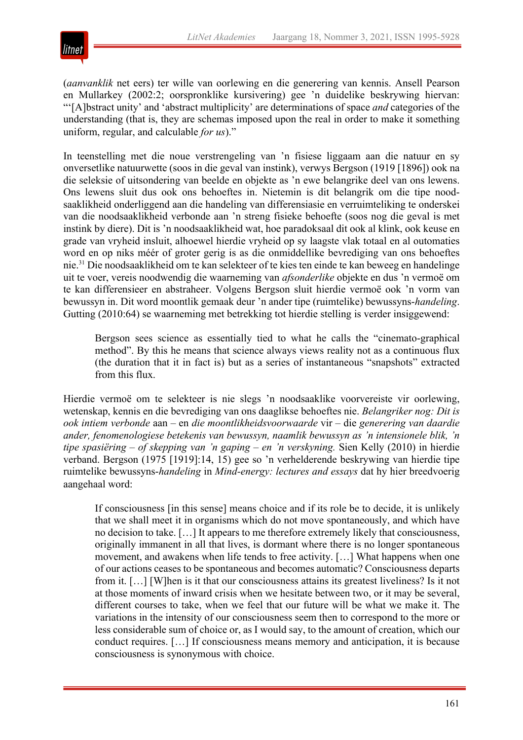(*aanvanklik* net eers) ter wille van oorlewing en die generering van kennis. Ansell Pearson en Mullarkey (2002:2; oorspronklike kursivering) gee 'n duidelike beskrywing hiervan: "'[A]bstract unity' and 'abstract multiplicity' are determinations of space *and* categories of the understanding (that is, they are schemas imposed upon the real in order to make it something uniform, regular, and calculable *for us*)."

In teenstelling met die noue verstrengeling van 'n fisiese liggaam aan die natuur en sy onversetlike natuurwette (soos in die geval van instink), verwys Bergson (1919 [1896]) ook na die seleksie of uitsondering van beelde en objekte as 'n ewe belangrike deel van ons lewens. Ons lewens sluit dus ook ons behoeftes in. Nietemin is dit belangrik om die tipe noodsaaklikheid onderliggend aan die handeling van differensiasie en verruimteliking te onderskei van die noodsaaklikheid verbonde aan 'n streng fisieke behoefte (soos nog die geval is met instink by diere). Dit is 'n noodsaaklikheid wat, hoe paradoksaal dit ook al klink, ook keuse en grade van vryheid insluit, alhoewel hierdie vryheid op sy laagste vlak totaal en al outomaties word en op niks méér of groter gerig is as die onmiddellike bevrediging van ons behoeftes nie.[31] Die noodsaaklikheid om te kan selekteer of te kies ten einde te kan beweeg en handelinge uit te voer, vereis noodwendig die waarneming van *afsonderlike* objekte en dus 'n vermoë om te kan differensieer en abstraheer. Volgens Bergson sluit hierdie vermoë ook 'n vorm van bewussyn in. Dit word moontlik gemaak deur 'n ander tipe (ruimtelike) bewussyns-*handeling*. Gutting (2010:64) se waarneming met betrekking tot hierdie stelling is verder insiggewend:

> Bergson sees science as essentially tied to what he calls the "cinemato-graphical method". By this he means that science always views reality not as a continuous flux (the duration that it in fact is) but as a series of instantaneous "snapshots" extracted from this flux.

Hierdie vermoë om te selekteer is nie slegs 'n noodsaaklike voorvereiste vir oorlewing, wetenskap, kennis en die bevrediging van ons daaglikse behoeftes nie. *Belangriker nog: Dit is ook intiem verbonde* aan – en *die moontlikheidsvoorwaarde* vir – die *generering van daardie ander, fenomenologiese betekenis van bewussyn, naamlik bewussyn as 'n intensionele blik, 'n tipe spasiëring – of skepping van 'n gaping – en 'n verskyning.* Sien Kelly (2010) in hierdie verband. Bergson (1975 [1919]:14, 15) gee so 'n verhelderende beskrywing van hierdie tipe ruimtelike bewussyns-*handeling* in *Mind-energy: lectures and essays* dat hy hier breedvoerig aangehaal word:

> If consciousness [in this sense] means choice and if its role be to decide, it is unlikely that we shall meet it in organisms which do not move spontaneously, and which have no decision to take. […] It appears to me therefore extremely likely that consciousness, originally immanent in all that lives, is dormant where there is no longer spontaneous movement, and awakens when life tends to free activity. […] What happens when one of our actions ceases to be spontaneous and becomes automatic? Consciousness departs from it. […] [W]hen is it that our consciousness attains its greatest liveliness? Is it not at those moments of inward crisis when we hesitate between two, or it may be several, different courses to take, when we feel that our future will be what we make it. The variations in the intensity of our consciousness seem then to correspond to the more or less considerable sum of choice or, as I would say, to the amount of creation, which our conduct requires. […] If consciousness means memory and anticipation, it is because consciousness is synonymous with choice.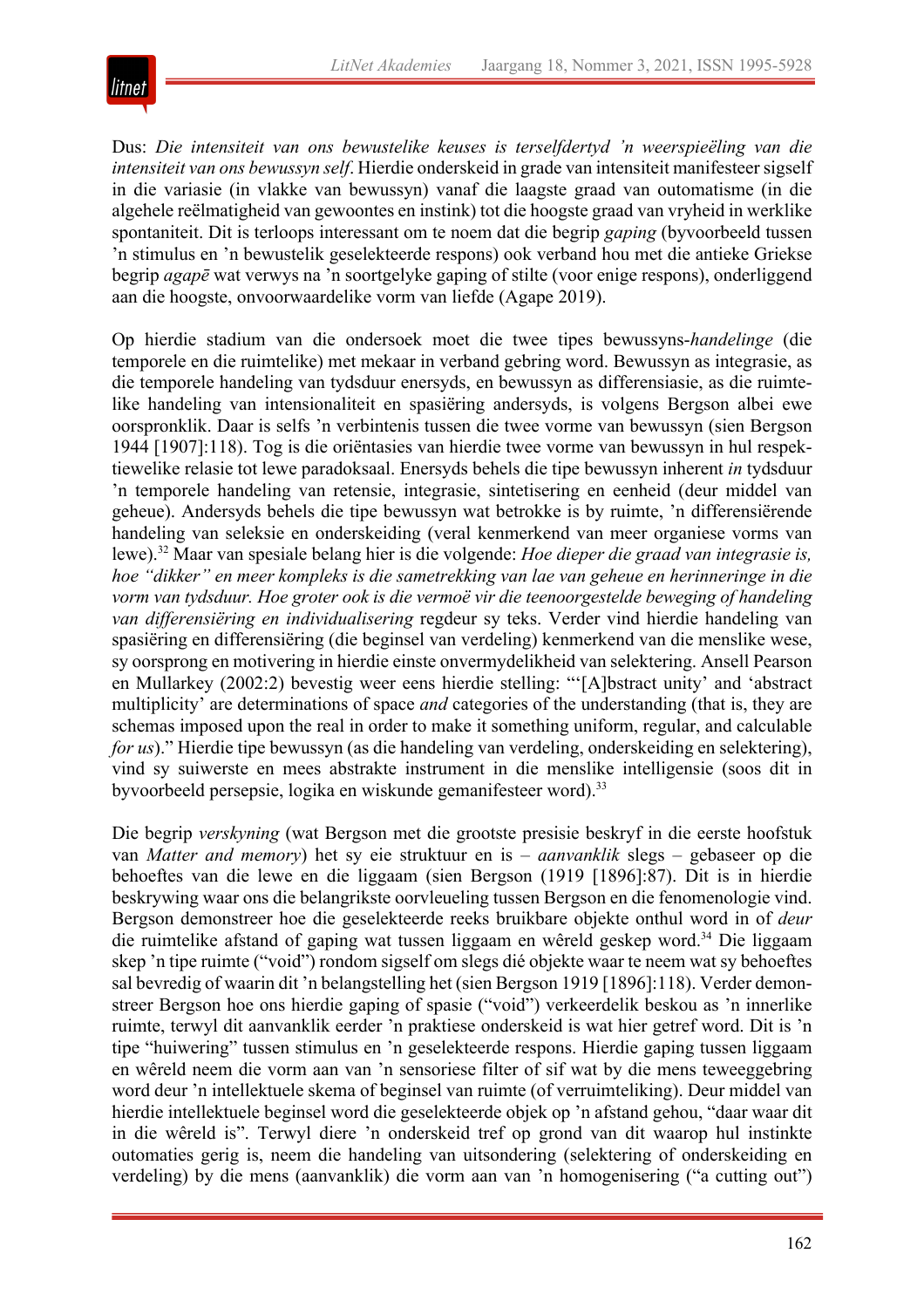Dus: *Die intensiteit van ons bewustelike keuses is terselfdertyd 'n weerspieëling van die intensiteit van ons bewussyn self*. Hierdie onderskeid in grade van intensiteit manifesteer sigself in die variasie (in vlakke van bewussyn) vanaf die laagste graad van outomatisme (in die algehele reëlmatigheid van gewoontes en instink) tot die hoogste graad van vryheid in werklike spontaniteit. Dit is terloops interessant om te noem dat die begrip *gaping* (byvoorbeeld tussen 'n stimulus en 'n bewustelik geselekteerde respons) ook verband hou met die antieke Griekse begrip *agapē* wat verwys na 'n soortgelyke gaping of stilte (voor enige respons), onderliggend aan die hoogste, onvoorwaardelike vorm van liefde (Agape 2019).

Op hierdie stadium van die ondersoek moet die twee tipes bewussyns-*handelinge* (die temporele en die ruimtelike) met mekaar in verband gebring word. Bewussyn as integrasie, as die temporele handeling van tydsduur enersyds, en bewussyn as differensiasie, as die ruimtelike handeling van intensionaliteit en spasiëring andersyds, is volgens Bergson albei ewe oorspronklik. Daar is selfs 'n verbintenis tussen die twee vorme van bewussyn (sien Bergson 1944 [1907]:118). Tog is die oriëntasies van hierdie twee vorme van bewussyn in hul respektiewelike relasie tot lewe paradoksaal. Enersyds behels die tipe bewussyn inherent *in* tydsduur 'n temporele handeling van retensie, integrasie, sintetisering en eenheid (deur middel van geheue). Andersyds behels die tipe bewussyn wat betrokke is by ruimte, 'n differensiërende handeling van seleksie en onderskeiding (veral kenmerkend van meer organiese vorms van lewe).[32] Maar van spesiale belang hier is die volgende: *Hoe dieper die graad van integrasie is, hoe "dikker" en meer kompleks is die sametrekking van lae van geheue en herinneringe in die vorm van tydsduur. Hoe groter ook is die vermoë vir die teenoorgestelde beweging of handeling van differensiëring en individualisering* regdeur sy teks. Verder vind hierdie handeling van spasiëring en differensiëring (die beginsel van verdeling) kenmerkend van die menslike wese, sy oorsprong en motivering in hierdie einste onvermydelikheid van selektering. Ansell Pearson en Mullarkey (2002:2) bevestig weer eens hierdie stelling: "'[A]bstract unity' and 'abstract multiplicity' are determinations of space *and* categories of the understanding (that is, they are schemas imposed upon the real in order to make it something uniform, regular, and calculable *for us*)." Hierdie tipe bewussyn (as die handeling van verdeling, onderskeiding en selektering), vind sy suiwerste en mees abstrakte instrument in die menslike intelligensie (soos dit in byvoorbeeld persepsie, logika en wiskunde gemanifesteer word).[33]

Die begrip *verskyning* (wat Bergson met die grootste presisie beskryf in die eerste hoofstuk van *Matter and memory*) het sy eie struktuur en is – *aanvanklik* slegs – gebaseer op die behoeftes van die lewe en die liggaam (sien Bergson (1919 [1896]:87). Dit is in hierdie beskrywing waar ons die belangrikste oorvleueling tussen Bergson en die fenomenologie vind. Bergson demonstreer hoe die geselekteerde reeks bruikbare objekte onthul word in of *deur* die ruimtelike afstand of gaping wat tussen liggaam en wêreld geskep word.[34] Die liggaam skep 'n tipe ruimte ("void") rondom sigself om slegs dié objekte waar te neem wat sy behoeftes sal bevredig of waarin dit 'n belangstelling het (sien Bergson 1919 [1896]:118). Verder demonstreer Bergson hoe ons hierdie gaping of spasie ("void") verkeerdelik beskou as 'n innerlike ruimte, terwyl dit aanvanklik eerder 'n praktiese onderskeid is wat hier getref word. Dit is 'n tipe "huiwering" tussen stimulus en 'n geselekteerde respons. Hierdie gaping tussen liggaam en wêreld neem die vorm aan van 'n sensoriese filter of sif wat by die mens teweeggebring word deur 'n intellektuele skema of beginsel van ruimte (of verruimteliking). Deur middel van hierdie intellektuele beginsel word die geselekteerde objek op 'n afstand gehou, "daar waar dit in die wêreld is". Terwyl diere 'n onderskeid tref op grond van dit waarop hul instinkte outomaties gerig is, neem die handeling van uitsondering (selektering of onderskeiding en verdeling) by die mens (aanvanklik) die vorm aan van 'n homogenisering ("a cutting out")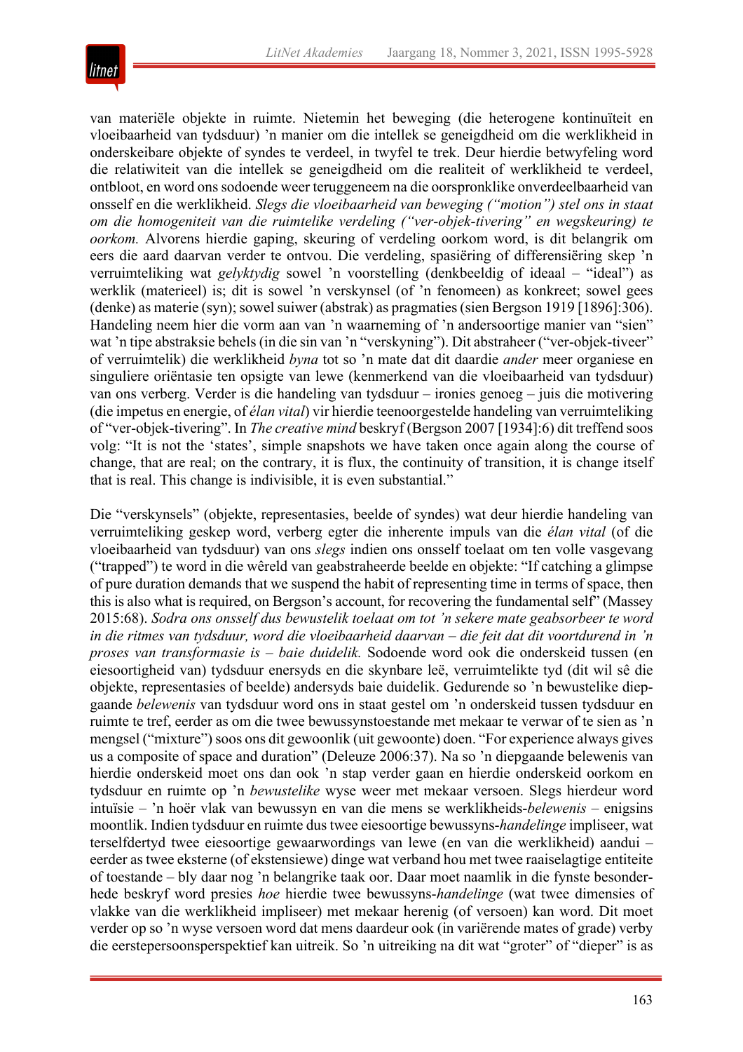van materiële objekte in ruimte. Nietemin het beweging (die heterogene kontinuïteit en vloeibaarheid van tydsduur) 'n manier om die intellek se geneigdheid om die werklikheid in onderskeibare objekte of syndes te verdeel, in twyfel te trek. Deur hierdie betwyfeling word die relatiwiteit van die intellek se geneigdheid om die realiteit of werklikheid te verdeel, ontbloot, en word ons sodoende weer teruggeneem na die oorspronklike onverdeelbaarheid van onsself en die werklikheid. *Slegs die vloeibaarheid van beweging ("motion") stel ons in staat om die homogeniteit van die ruimtelike verdeling ("ver-objek-tivering" en wegskeuring) te oorkom.* Alvorens hierdie gaping, skeuring of verdeling oorkom word, is dit belangrik om eers die aard daarvan verder te ontvou. Die verdeling, spasiëring of differensiëring skep 'n verruimteliking wat *gelyktydig* sowel 'n voorstelling (denkbeeldig of ideaal – "ideal") as werklik (materieel) is; dit is sowel 'n verskynsel (of 'n fenomeen) as konkreet; sowel gees (denke) as materie (syn); sowel suiwer (abstrak) as pragmaties (sien Bergson 1919 [1896]:306). Handeling neem hier die vorm aan van 'n waarneming of 'n andersoortige manier van "sien" wat 'n tipe abstraksie behels (in die sin van 'n "verskyning"). Dit abstraheer ("ver-objek-tiveer" of verruimtelik) die werklikheid *byna* tot so 'n mate dat dit daardie *ander* meer organiese en singuliere oriëntasie ten opsigte van lewe (kenmerkend van die vloeibaarheid van tydsduur) van ons verberg. Verder is die handeling van tydsduur – ironies genoeg – juis die motivering (die impetus en energie, of *élan vital*) vir hierdie teenoorgestelde handeling van verruimteliking of "ver-objek-tivering". In *The creative mind* beskryf (Bergson 2007 [1934]:6) dit treffend soos volg: "It is not the 'states', simple snapshots we have taken once again along the course of change, that are real; on the contrary, it is flux, the continuity of transition, it is change itself that is real. This change is indivisible, it is even substantial."

Die "verskynsels" (objekte, representasies, beelde of syndes) wat deur hierdie handeling van verruimteliking geskep word, verberg egter die inherente impuls van die *élan vital* (of die vloeibaarheid van tydsduur) van ons *slegs* indien ons onsself toelaat om ten volle vasgevang ("trapped") te word in die wêreld van geabstraheerde beelde en objekte: "If catching a glimpse of pure duration demands that we suspend the habit of representing time in terms of space, then this is also what is required, on Bergson's account, for recovering the fundamental self" (Massey 2015:68). *Sodra ons onsself dus bewustelik toelaat om tot 'n sekere mate geabsorbeer te word in die ritmes van tydsduur, word die vloeibaarheid daarvan – die feit dat dit voortdurend in 'n proses van transformasie is – baie duidelik.* Sodoende word ook die onderskeid tussen (en eiesoortigheid van) tydsduur enersyds en die skynbare leë, verruimtelikte tyd (dit wil sê die objekte, representasies of beelde) andersyds baie duidelik. Gedurende so 'n bewustelike diepgaande *belewenis* van tydsduur word ons in staat gestel om 'n onderskeid tussen tydsduur en ruimte te tref, eerder as om die twee bewussynstoestande met mekaar te verwar of te sien as 'n mengsel ("mixture") soos ons dit gewoonlik (uit gewoonte) doen. "For experience always gives us a composite of space and duration" (Deleuze 2006:37). Na so 'n diepgaande belewenis van hierdie onderskeid moet ons dan ook 'n stap verder gaan en hierdie onderskeid oorkom en tydsduur en ruimte op 'n *bewustelike* wyse weer met mekaar versoen. Slegs hierdeur word intuïsie – 'n hoër vlak van bewussyn en van die mens se werklikheids-*belewenis* – enigsins moontlik. Indien tydsduur en ruimte dus twee eiesoortige bewussyns-*handelinge* impliseer, wat terselfdertyd twee eiesoortige gewaarwordings van lewe (en van die werklikheid) aandui – eerder as twee eksterne (of ekstensiewe) dinge wat verband hou met twee raaiselagtige entiteite of toestande – bly daar nog 'n belangrike taak oor. Daar moet naamlik in die fynste besonderhede beskryf word presies *hoe* hierdie twee bewussyns-*handelinge* (wat twee dimensies of vlakke van die werklikheid impliseer) met mekaar herenig (of versoen) kan word. Dit moet verder op so 'n wyse versoen word dat mens daardeur ook (in variërende mates of grade) verby die eerstepersoonsperspektief kan uitreik. So 'n uitreiking na dit wat "groter" of "dieper" is as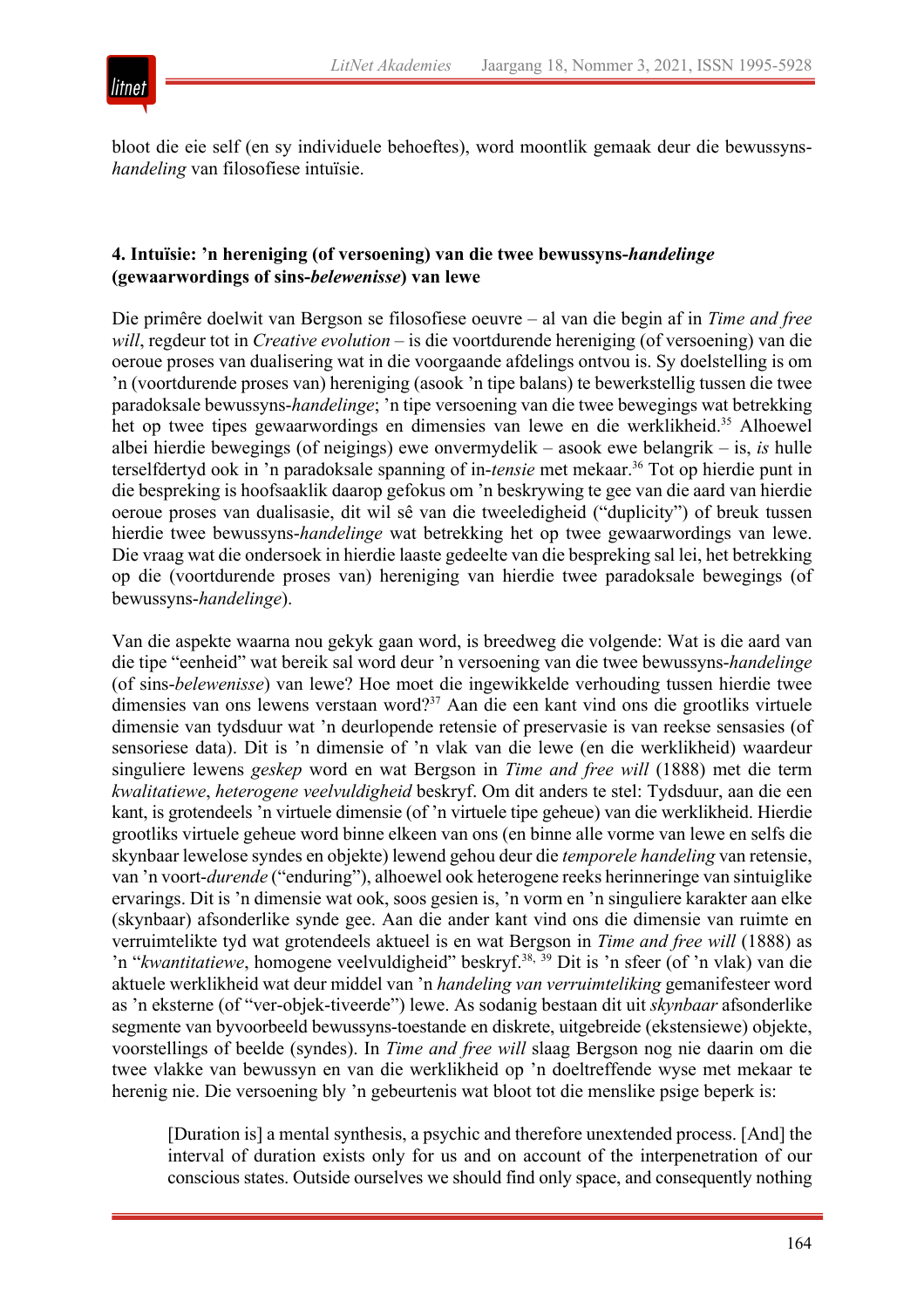bloot die eie self (en sy individuele behoeftes), word moontlik gemaak deur die bewussyns-*handeling* van filosofiese intuïsie.

### 4. Intuïsie: ’n hereniging (of versoening) van die twee bewussyns-*handelinge* (gewaarwordings of sins-*belewenisse*) van lewe

Die primêre doelwit van Bergson se filosofiese oeuvre – al van die begin af in *Time and free will*, regdeur tot in *Creative evolution* – is die voortdurende hereniging (of versoening) van die oeroue proses van dualisering wat in die voorgaande afdelings ontvou is. Sy doelstelling is om ’n (voortdurende proses van) hereniging (asook ’n tipe balans) te bewerkstellig tussen die twee paradoksale bewussyns-*handelinge*; ’n tipe versoening van die twee bewegings wat betrekking het op twee tipes gewaarwordings en dimensies van lewe en die werklikheid.[35] Alhoewel albei hierdie bewegings (of neigings) ewe onvermydelik – asook ewe belangrik – is, *is* hulle terselfdertyd ook in ’n paradoksale spanning of in-*tensie* met mekaar.[36] Tot op hierdie punt in die bespreking is hoofsaaklik daarop gefokus om ’n beskrywing te gee van die aard van hierdie oeroue proses van dualisasie, dit wil sê van die tweeledigheid ("duplicity") of breuk tussen hierdie twee bewussyns-*handelinge* wat betrekking het op twee gewaarwordings van lewe. Die vraag wat die ondersoek in hierdie laaste gedeelte van die bespreking sal lei, het betrekking op die (voortdurende proses van) hereniging van hierdie twee paradoksale bewegings (of bewussyns-*handelinge*).

Van die aspekte waarna nou gekyk gaan word, is breedweg die volgende: Wat is die aard van die tipe "eenheid" wat bereik sal word deur ’n versoening van die twee bewussyns-*handelinge* (of sins-*belewenisse*) van lewe? Hoe moet die ingewikkelde verhouding tussen hierdie twee dimensies van ons lewens verstaan word?[37] Aan die een kant vind ons die grootliks virtuele dimensie van tydsduur wat ’n deurlopende retensie of preservasie is van reekse sensasies (of sensoriese data). Dit is ’n dimensie of ’n vlak van die lewe (en die werklikheid) waardeur singuliere lewens *geskep* word en wat Bergson in *Time and free will* (1888) met die term *kwalitatiewe*, *heterogene veelvuldigheid* beskryf. Om dit anders te stel: Tydsduur, aan die een kant, is grotendeels ’n virtuele dimensie (of ’n virtuele tipe geheue) van die werklikheid. Hierdie grootliks virtuele geheue word binne elkeen van ons (en binne alle vorme van lewe en selfs die skynbaar lewelose syndes en objekte) lewend gehou deur die *temporele handeling* van retensie, van ’n voort-*durende* ("enduring"), alhoewel ook heterogene reeks herinneringe van sintuiglike ervarings. Dit is ’n dimensie wat ook, soos gesien is, ’n vorm en ’n singuliere karakter aan elke (skynbaar) afsonderlike synde gee. Aan die ander kant vind ons die dimensie van ruimte en verruimtelikte tyd wat grotendeels aktueel is en wat Bergson in *Time and free will* (1888) as ’n "*kwantitatiewe*, homogene veelvuldigheid" beskryf.[38, 39] Dit is ’n sfeer (of ’n vlak) van die aktuele werklikheid wat deur middel van ’n *handeling van verruimteliking* gemanifesteer word as ’n eksterne (of "ver-objek-tiveerde") lewe. As sodanig bestaan dit uit *skynbaar* afsonderlike segmente van byvoorbeeld bewussyns-toestande en diskrete, uitgebreide (ekstensiewe) objekte, voorstellings of beelde (syndes). In *Time and free will* slaag Bergson nog nie daarin om die twee vlakke van bewussyn en van die werklikheid op ’n doeltreffende wyse met mekaar te herenig nie. Die versoening bly ’n gebeurtenis wat bloot tot die menslike psige beperk is:

> [Duration is] a mental synthesis, a psychic and therefore unextended process. [And] the interval of duration exists only for us and on account of the interpenetration of our conscious states. Outside ourselves we should find only space, and consequently nothing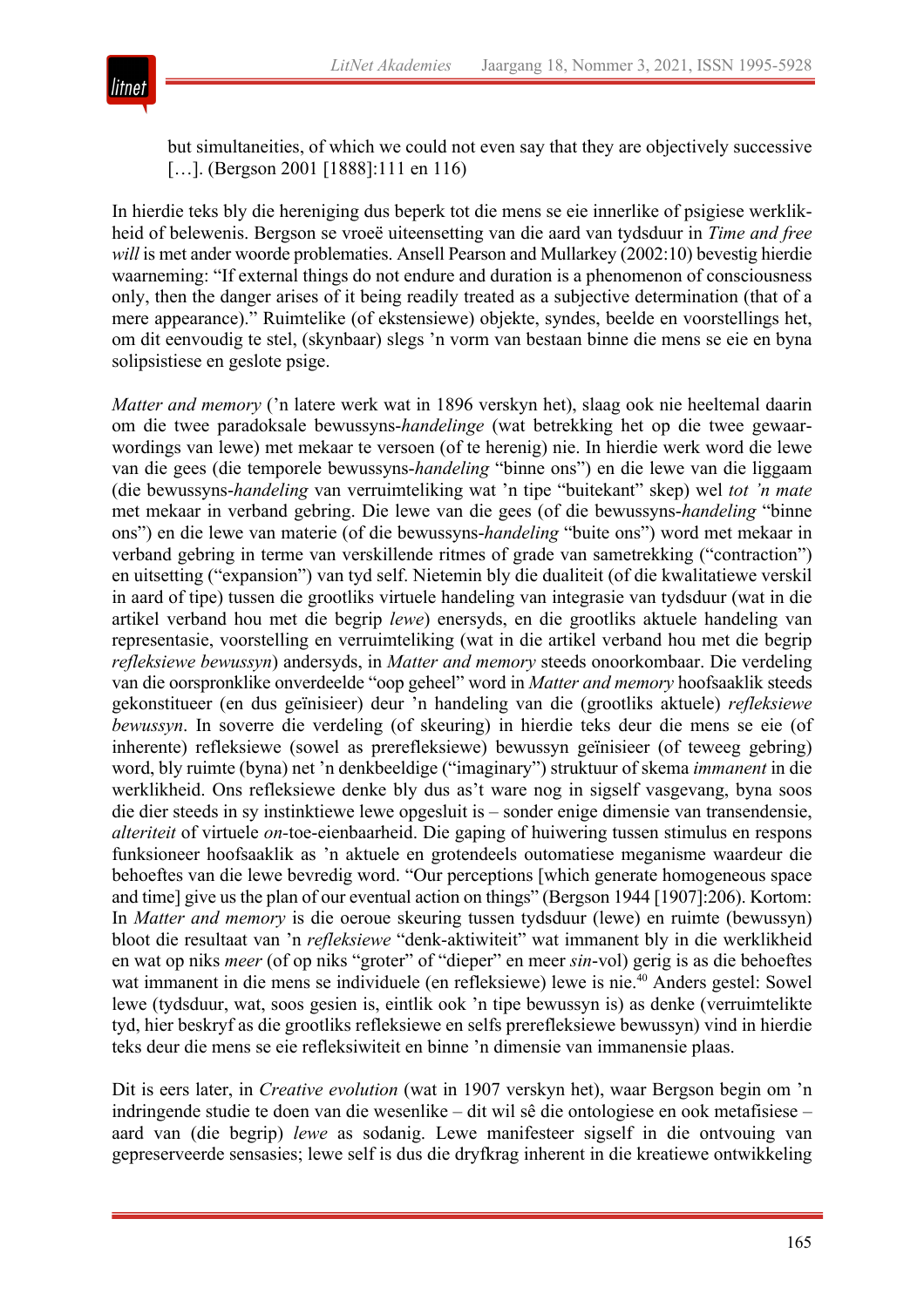> but simultaneities, of which we could not even say that they are objectively successive […]. (Bergson 2001 [1888]:111 en 116)

In hierdie teks bly die hereniging dus beperk tot die mens se eie innerlike of psigiese werklikheid of belewenis. Bergson se vroeë uiteensetting van die aard van tydsduur in *Time and free will* is met ander woorde problematies. Ansell Pearson and Mullarkey (2002:10) bevestig hierdie waarneming: "If external things do not endure and duration is a phenomenon of consciousness only, then the danger arises of it being readily treated as a subjective determination (that of a mere appearance)." Ruimtelike (of ekstensiewe) objekte, syndes, beelde en voorstellings het, om dit eenvoudig te stel, (skynbaar) slegs 'n vorm van bestaan binne die mens se eie en byna solipsistiese en geslote psige.

*Matter and memory* ('n latere werk wat in 1896 verskyn het), slaag ook nie heeltemal daarin om die twee paradoksale bewussyns-*handelinge* (wat betrekking het op die twee gewaarwordings van lewe) met mekaar te versoen (of te herenig) nie. In hierdie werk word die lewe van die gees (die temporele bewussyns-*handeling* "binne ons") en die lewe van die liggaam (die bewussyns-*handeling* van verruimteliking wat 'n tipe "buitekant" skep) wel *tot 'n mate* met mekaar in verband gebring. Die lewe van die gees (of die bewussyns-*handeling* "binne ons") en die lewe van materie (of die bewussyns-*handeling* "buite ons") word met mekaar in verband gebring in terme van verskillende ritmes of grade van sametrekking ("contraction") en uitsetting ("expansion") van tyd self. Nietemin bly die dualiteit (of die kwalitatiewe verskil in aard of tipe) tussen die grootliks virtuele handeling van integrasie van tydsduur (wat in die artikel verband hou met die begrip *lewe*) enersyds, en die grootliks aktuele handeling van representasie, voorstelling en verruimteliking (wat in die artikel verband hou met die begrip *refleksiewe bewussyn*) andersyds, in *Matter and memory* steeds onoorkombaar. Die verdeling van die oorspronklike onverdeelde "oop geheel" word in *Matter and memory* hoofsaaklik steeds gekonstitueer (en dus geïnisieer) deur 'n handeling van die (grootliks aktuele) *refleksiewe bewussyn*. In soverre die verdeling (of skeuring) in hierdie teks deur die mens se eie (of inherente) refleksiewe (sowel as prerefleksiewe) bewussyn geïnisieer (of teweeg gebring) word, bly ruimte (byna) net 'n denkbeeldige ("imaginary") struktuur of skema *immanent* in die werklikheid. Ons refleksiewe denke bly dus as't ware nog in sigself vasgevang, byna soos die dier steeds in sy instinktiewe lewe opgesluit is – sonder enige dimensie van transendensie, *alteriteit* of virtuele *on*-toe-eienbaarheid. Die gaping of huiwering tussen stimulus en respons funksioneer hoofsaaklik as 'n aktuele en grotendeels outomatiese meganisme waardeur die behoeftes van die lewe bevredig word. "Our perceptions [which generate homogeneous space and time] give us the plan of our eventual action on things" (Bergson 1944 [1907]:206). Kortom: In *Matter and memory* is die oeroue skeuring tussen tydsduur (lewe) en ruimte (bewussyn) bloot die resultaat van 'n *refleksiewe* "denk-aktiwiteit" wat immanent bly in die werklikheid en wat op niks *meer* (of op niks "groter" of "dieper" en meer *sin*-vol) gerig is as die behoeftes wat immanent in die mens se individuele (en refleksiewe) lewe is nie.[40] Anders gestel: Sowel lewe (tydsduur, wat, soos gesien is, eintlik ook 'n tipe bewussyn is) as denke (verruimtelikte tyd, hier beskryf as die grootliks refleksiewe en selfs prerefleksiewe bewussyn) vind in hierdie teks deur die mens se eie refleksiwiteit en binne 'n dimensie van immanensie plaas.

Dit is eers later, in *Creative evolution* (wat in 1907 verskyn het), waar Bergson begin om 'n indringende studie te doen van die wesenlike – dit wil sê die ontologiese en ook metafisiese – aard van (die begrip) *lewe* as sodanig. Lewe manifesteer sigself in die ontvouing van gepreserveerde sensasies; lewe self is dus die dryfkrag inherent in die kreatiewe ontwikkeling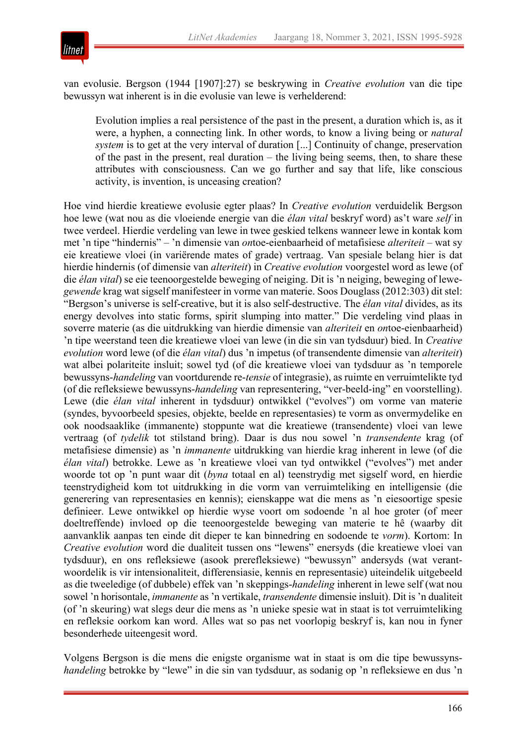van evolusie. Bergson (1944 [1907]:27) se beskrywing in *Creative evolution* van die tipe bewussyn wat inherent is in die evolusie van lewe is verhelderend:

> Evolution implies a real persistence of the past in the present, a duration which is, as it were, a hyphen, a connecting link. In other words, to know a living being or *natural system* is to get at the very interval of duration [...] Continuity of change, preservation of the past in the present, real duration – the living being seems, then, to share these attributes with consciousness. Can we go further and say that life, like conscious activity, is invention, is unceasing creation?

Hoe vind hierdie kreatiewe evolusie egter plaas? In *Creative evolution* verduidelik Bergson hoe lewe (wat nou as die vloeiende energie van die *élan vital* beskryf word) as't ware *self* in twee verdeel. Hierdie verdeling van lewe in twee geskied telkens wanneer lewe in kontak kom met 'n tipe "hindernis" – 'n dimensie van *on*toe-eienbaarheid of metafisiese *alteriteit* – wat sy eie kreatiewe vloei (in variërende mates of grade) vertraag. Van spesiale belang hier is dat hierdie hindernis (of dimensie van *alteriteit*) in *Creative evolution* voorgestel word as lewe (of die *élan vital*) se eie teenoorgestelde beweging of neiging. Dit is 'n neiging, beweging of lewe-*gewende* krag wat sigself manifesteer in vorme van materie. Soos Douglass (2012:303) dit stel: "Bergson's universe is self-creative, but it is also self-destructive. The *élan vital* divides, as its energy devolves into static forms, spirit slumping into matter." Die verdeling vind plaas in soverre materie (as die uitdrukking van hierdie dimensie van *alteriteit* en *on*toe-eienbaarheid) 'n tipe weerstand teen die kreatiewe vloei van lewe (in die sin van tydsduur) bied. In *Creative evolution* word lewe (of die *élan vital*) dus 'n impetus (of transendente dimensie van *alteriteit*) wat albei polariteite insluit; sowel tyd (of die kreatiewe vloei van tydsduur as 'n temporele bewussyns-*handeling* van voortdurende re-*tensie* of integrasie), as ruimte en verruimtelikte tyd (of die refleksiewe bewussyns-*handeling* van representering, "ver-beeld-ing" en voorstelling). Lewe (die *élan vital* inherent in tydsduur) ontwikkel ("evolves") om vorme van materie (syndes, byvoorbeeld spesies, objekte, beelde en representasies) te vorm as onvermydelike en ook noodsaaklike (immanente) stoppunte wat die kreatiewe (transendente) vloei van lewe vertraag (of *tydelik* tot stilstand bring). Daar is dus nou sowel 'n *transendente* krag (of metafisiese dimensie) as 'n *immanente* uitdrukking van hierdie krag inherent in lewe (of die *élan vital*) betrokke. Lewe as 'n kreatiewe vloei van tyd ontwikkel ("evolves") met ander woorde tot op 'n punt waar dit (*byna* totaal en al) teenstrydig met sigself word, en hierdie teenstrydigheid kom tot uitdrukking in die vorm van verruimteliking en intelligensie (die generering van representasies en kennis); eienskappe wat die mens as 'n eiesoortige spesie definieer. Lewe ontwikkel op hierdie wyse voort om sodoende 'n al hoe groter (of meer doeltreffende) invloed op die teenoorgestelde beweging van materie te hê (waarby dit aanvanklik aanpas ten einde dit dieper te kan binnedring en sodoende te *vorm*). Kortom: In *Creative evolution* word die dualiteit tussen ons "lewens" enersyds (die kreatiewe vloei van tydsduur), en ons refleksiewe (asook prerefleksiewe) "bewussyn" andersyds (wat verantwoordelik is vir intensionaliteit, differensiasie, kennis en representasie) uiteindelik uitgebeeld as die tweeledige (of dubbele) effek van 'n skeppings-*handeling* inherent in lewe self (wat nou sowel 'n horisontale, *immanente* as 'n vertikale, *transendente* dimensie insluit). Dit is 'n dualiteit (of 'n skeuring) wat slegs deur die mens as 'n unieke spesie wat in staat is tot verruimteliking en refleksie oorkom kan word. Alles wat so pas net voorlopig beskryf is, kan nou in fyner besonderhede uiteengesit word.

Volgens Bergson is die mens die enigste organisme wat in staat is om die tipe bewussyns-*handeling* betrokke by "lewe" in die sin van tydsduur, as sodanig op 'n refleksiewe en dus 'n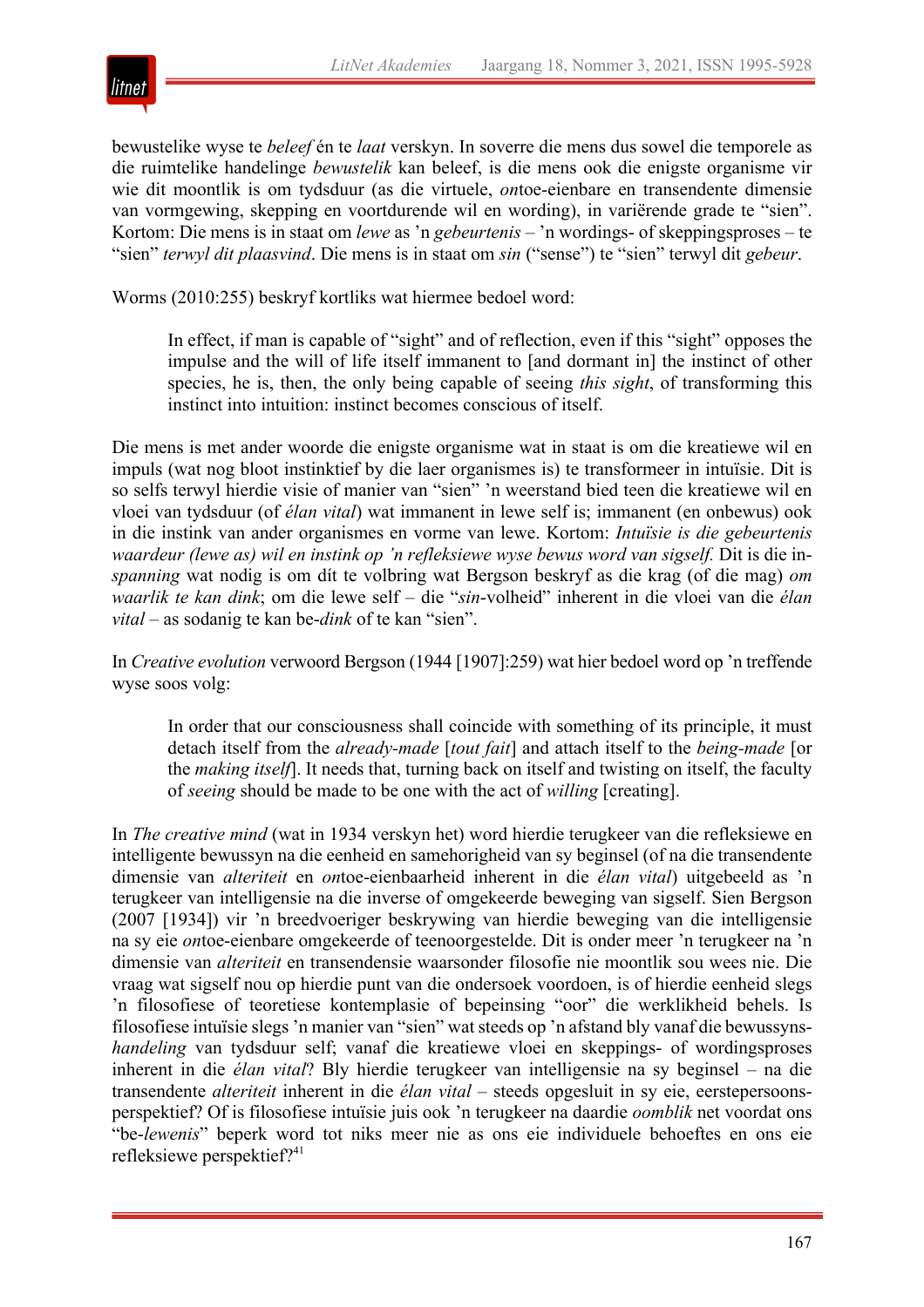bewustelike wyse te *beleef* én te *laat* verskyn. In soverre die mens dus sowel die temporele as die ruimtelike handelinge *bewustelik* kan beleef, is die mens ook die enigste organisme vir wie dit moontlik is om tydsduur (as die virtuele, *on*toe-eienbare en transendente dimensie van vormgewing, skepping en voortdurende wil en wording), in variërende grade te "sien". Kortom: Die mens is in staat om *lewe* as 'n *gebeurtenis* – 'n wordings- of skeppingsproses – te "sien" *terwyl dit plaasvind*. Die mens is in staat om *sin* ("sense") te "sien" terwyl dit *gebeur*.

Worms (2010:255) beskryf kortliks wat hiermee bedoel word:

> In effect, if man is capable of "sight" and of reflection, even if this "sight" opposes the impulse and the will of life itself immanent to [and dormant in] the instinct of other species, he is, then, the only being capable of seeing *this sight*, of transforming this instinct into intuition: instinct becomes conscious of itself.

Die mens is met ander woorde die enigste organisme wat in staat is om die kreatiewe wil en impuls (wat nog bloot instinktief by die laer organismes is) te transformeer in intuïsie. Dit is so selfs terwyl hierdie visie of manier van "sien" 'n weerstand bied teen die kreatiewe wil en vloei van tydsduur (of *élan vital*) wat immanent in lewe self is; immanent (en onbewus) ook in die instink van ander organismes en vorme van lewe. Kortom: *Intuïsie is die gebeurtenis waardeur (lewe as) wil en instink op 'n refleksiewe wyse bewus word van sigself.* Dit is die in-*spanning* wat nodig is om dít te volbring wat Bergson beskryf as die krag (of die mag) *om waarlik te kan dink*; om die lewe self – die "*sin*-volheid" inherent in die vloei van die *élan vital* – as sodanig te kan be-*dink* of te kan "sien".

In *Creative evolution* verwoord Bergson (1944 [1907]:259) wat hier bedoel word op 'n treffende wyse soos volg:

> In order that our consciousness shall coincide with something of its principle, it must detach itself from the *already-made* [*tout fait*] and attach itself to the *being-made* [or the *making itself*]. It needs that, turning back on itself and twisting on itself, the faculty of *seeing* should be made to be one with the act of *willing* [creating].

In *The creative mind* (wat in 1934 verskyn het) word hierdie terugkeer van die refleksiewe en intelligente bewussyn na die eenheid en samehorigheid van sy beginsel (of na die transendente dimensie van *alteriteit* en *on*toe-eienbaarheid inherent in die *élan vital*) uitgebeeld as 'n terugkeer van intelligensie na die inverse of omgekeerde beweging van sigself. Sien Bergson (2007 [1934]) vir 'n breedvoeriger beskrywing van hierdie beweging van die intelligensie na sy eie *on*toe-eienbare omgekeerde of teenoorgestelde. Dit is onder meer 'n terugkeer na 'n dimensie van *alteriteit* en transendensie waarsonder filosofie nie moontlik sou wees nie. Die vraag wat sigself nou op hierdie punt van die ondersoek voordoen, is of hierdie eenheid slegs 'n filosofiese of teoretiese kontemplasie of bepeinsing "oor" die werklikheid behels. Is filosofiese intuïsie slegs 'n manier van "sien" wat steeds op 'n afstand bly vanaf die bewussyns-*handeling* van tydsduur self; vanaf die kreatiewe vloei en skeppings- of wordingsproses inherent in die *élan vital*? Bly hierdie terugkeer van intelligensie na sy beginsel – na die transendente *alteriteit* inherent in die *élan vital* – steeds opgesluit in sy eie, eerstepersoons-perspektief? Of is filosofiese intuïsie juis ook 'n terugkeer na daardie *oomblik* net voordat ons "be-*lewenis*" beperk word tot niks meer nie as ons eie individuele behoeftes en ons eie refleksiewe perspektief?[41]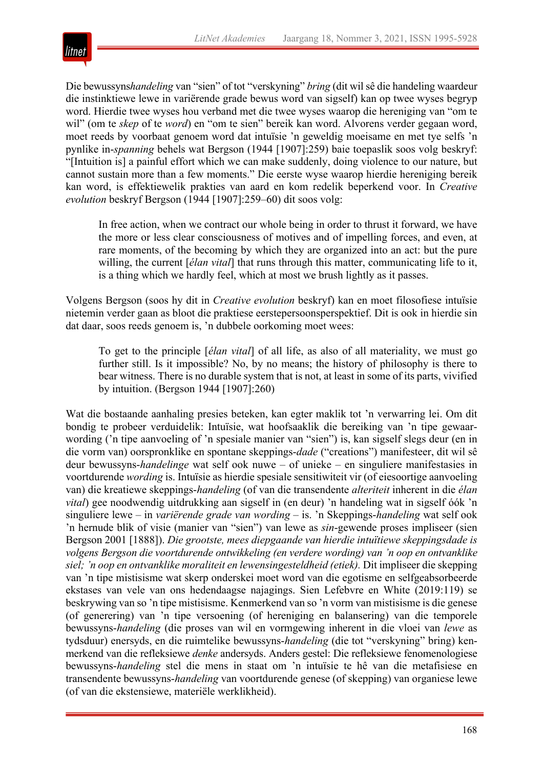Die bewussyns*handeling* van "sien" of tot "verskyning" *bring* (dit wil sê die handeling waardeur die instinktiewe lewe in variërende grade bewus word van sigself) kan op twee wyses begryp word. Hierdie twee wyses hou verband met die twee wyses waarop die hereniging van "om te wil" (om te *skep* of te *word*) en "om te sien" bereik kan word. Alvorens verder gegaan word, moet reeds by voorbaat genoem word dat intuïsie 'n geweldig moeisame en met tye selfs 'n pynlike in-*spanning* behels wat Bergson (1944 [1907]:259) baie toepaslik soos volg beskryf: "[Intuition is] a painful effort which we can make suddenly, doing violence to our nature, but cannot sustain more than a few moments." Die eerste wyse waarop hierdie hereniging bereik kan word, is effektiewelik prakties van aard en kom redelik beperkend voor. In *Creative evolution* beskryf Bergson (1944 [1907]:259–60) dit soos volg:

> In free action, when we contract our whole being in order to thrust it forward, we have the more or less clear consciousness of motives and of impelling forces, and even, at rare moments, of the becoming by which they are organized into an act: but the pure willing, the current [*élan vital*] that runs through this matter, communicating life to it, is a thing which we hardly feel, which at most we brush lightly as it passes.

Volgens Bergson (soos hy dit in *Creative evolution* beskryf) kan en moet filosofiese intuïsie nietemin verder gaan as bloot die praktiese eerstepersoonsperspektief. Dit is ook in hierdie sin dat daar, soos reeds genoem is, 'n dubbele oorkoming moet wees:

> To get to the principle [*élan vital*] of all life, as also of all materiality, we must go further still. Is it impossible? No, by no means; the history of philosophy is there to bear witness. There is no durable system that is not, at least in some of its parts, vivified by intuition. (Bergson 1944 [1907]:260)

Wat die bostaande aanhaling presies beteken, kan egter maklik tot 'n verwarring lei. Om dit bondig te probeer verduidelik: Intuïsie, wat hoofsaaklik die bereiking van 'n tipe gewaarwording ('n tipe aanvoeling of 'n spesiale manier van "sien") is, kan sigself slegs deur (en in die vorm van) oorspronklike en spontane skeppings-*dade* ("creations") manifesteer, dit wil sê deur bewussyns-*handelinge* wat self ook nuwe – of unieke – en singuliere manifestasies in voortdurende *wording* is. Intuïsie as hierdie spesiale sensitiwiteit vir (of eiesoortige aanvoeling van) die kreatiewe skeppings-*handeling* (of van die transendente *alteriteit* inherent in die *élan vital*) gee noodwendig uitdrukking aan sigself in (en deur) 'n handeling wat in sigself óók 'n singuliere lewe – in *variërende grade van wording* – is. 'n Skeppings-*handeling* wat self ook 'n hernude blik of visie (manier van "sien") van lewe as *sin*-gewende proses impliseer (sien Bergson 2001 [1888]). *Die grootste, mees diepgaande van hierdie intuïtiewe skeppingsdade is volgens Bergson die voortdurende ontwikkeling (en verdere wording) van 'n oop en ontvanklike siel; 'n oop en ontvanklike moraliteit en lewensingesteldheid (etiek).* Dit impliseer die skepping van 'n tipe mistisisme wat skerp onderskei moet word van die egotisme en selfgeabsorbeerde ekstases van vele van ons hedendaagse najagings. Sien Lefebvre en White (2019:119) se beskrywing van so 'n tipe mistisisme. Kenmerkend van so 'n vorm van mistisisme is die genese (of generering) van 'n tipe versoening (of hereniging en balansering) van die temporele bewussyns-*handeling* (die proses van wil en vormgewing inherent in die vloei van *lewe* as tydsduur) enersyds, en die ruimtelike bewussyns-*handeling* (die tot "verskyning" bring) kenmerkend van die refleksiewe *denke* andersyds. Anders gestel: Die refleksiewe fenomenologiese bewussyns-*handeling* stel die mens in staat om 'n intuïsie te hê van die metafisiese en transendente bewussyns-*handeling* van voortdurende genese (of skepping) van organiese lewe (of van die ekstensiewe, materiële werklikheid).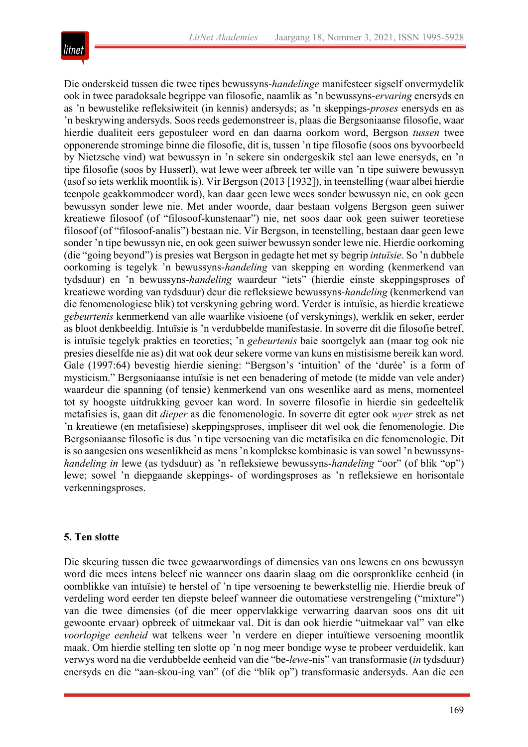Die onderskeid tussen die twee tipes bewussyns-*handelinge* manifesteer sigself onvermydelik ook in twee paradoksale begrippe van filosofie, naamlik as 'n bewussyns-*ervaring* enersyds en as 'n bewustelike refleksiwiteit (in kennis) andersyds; as 'n skeppings-*proses* enersyds en as 'n beskrywing andersyds. Soos reeds gedemonstreer is, plaas die Bergsoniaanse filosofie, waar hierdie dualiteit eers gepostuleer word en dan daarna oorkom word, Bergson *tussen* twee opponerende strominge binne die filosofie, dit is, tussen 'n tipe filosofie (soos ons byvoorbeeld by Nietzsche vind) wat bewussyn in 'n sekere sin ondergeskik stel aan lewe enersyds, en 'n tipe filosofie (soos by Husserl), wat lewe weer afbreek ter wille van 'n tipe suiwere bewussyn (asof so iets werklik moontlik is). Vir Bergson (2013 [1932]), in teenstelling (waar albei hierdie teenpole geakkommodeer word), kan daar geen lewe wees sonder bewussyn nie, en ook geen bewussyn sonder lewe nie. Met ander woorde, daar bestaan volgens Bergson geen suiwer kreatiewe filosoof (of "filosoof-kunstenaar") nie, net soos daar ook geen suiwer teoretiese filosoof (of "filosoof-analis") bestaan nie. Vir Bergson, in teenstelling, bestaan daar geen lewe sonder 'n tipe bewussyn nie, en ook geen suiwer bewussyn sonder lewe nie. Hierdie oorkoming (die "going beyond") is presies wat Bergson in gedagte het met sy begrip *intuïsie*. So 'n dubbele oorkoming is tegelyk 'n bewussyns-*handeling* van skepping en wording (kenmerkend van tydsduur) en 'n bewussyns-*handeling* waardeur "iets" (hierdie einste skeppingsproses of kreatiewe wording van tydsduur) deur die refleksiewe bewussyns-*handeling* (kenmerkend van die fenomenologiese blik) tot verskyning gebring word. Verder is intuïsie, as hierdie kreatiewe *gebeurtenis* kenmerkend van alle waarlike visioene (of verskynings), werklik en seker, eerder as bloot denkbeeldig. Intuïsie is 'n verdubbelde manifestasie. In soverre dit die filosofie betref, is intuïsie tegelyk prakties en teoreties; 'n *gebeurtenis* baie soortgelyk aan (maar tog ook nie presies dieselfde nie as) dit wat ook deur sekere vorme van kuns en mistisisme bereik kan word. Gale (1997:64) bevestig hierdie siening: "Bergson's 'intuition' of the 'durée' is a form of mysticism." Bergsoniaanse intuïsie is net een benadering of metode (te midde van vele ander) waardeur die spanning (of tensie) kenmerkend van ons wesenlike aard as mens, momenteel tot sy hoogste uitdrukking gevoer kan word. In soverre filosofie in hierdie sin gedeeltelik metafisies is, gaan dit *dieper* as die fenomenologie. In soverre dit egter ook *wyer* strek as net 'n kreatiewe (en metafisiese) skeppingsproses, impliseer dit wel ook die fenomenologie. Die Bergsoniaanse filosofie is dus 'n tipe versoening van die metafisika en die fenomenologie. Dit is so aangesien ons wesenlikheid as mens 'n komplekse kombinasie is van sowel 'n bewussyns-*handeling in* lewe (as tydsduur) as 'n refleksiewe bewussyns-*handeling* "oor" (of blik "op") lewe; sowel 'n diepgaande skeppings- of wordingsproses as 'n refleksiewe en horisontale verkenningsproses.

## 5. Ten slotte

Die skeuring tussen die twee gewaarwordings of dimensies van ons lewens en ons bewussyn word die mees intens beleef nie wanneer ons daarin slaag om die oorspronklike eenheid (in oomblikke van intuïsie) te herstel of 'n tipe versoening te bewerkstellig nie. Hierdie breuk of verdeling word eerder ten diepste beleef wanneer die outomatiese verstrengeling ("mixture") van die twee dimensies (of die meer oppervlakkige verwarring daarvan soos ons dit uit gewoonte ervaar) opbreek of uitmekaar val. Dit is dan ook hierdie "uitmekaar val" van elke *voorlopige eenheid* wat telkens weer 'n verdere en dieper intuïtiewe versoening moontlik maak. Om hierdie stelling ten slotte op 'n nog meer bondige wyse te probeer verduidelik, kan verwys word na die verdubbelde eenheid van die "be-*lewe*-nis" van transformasie (*in* tydsduur) enersyds en die "aan-skou-ing van" (of die "blik op") transformasie andersyds. Aan die een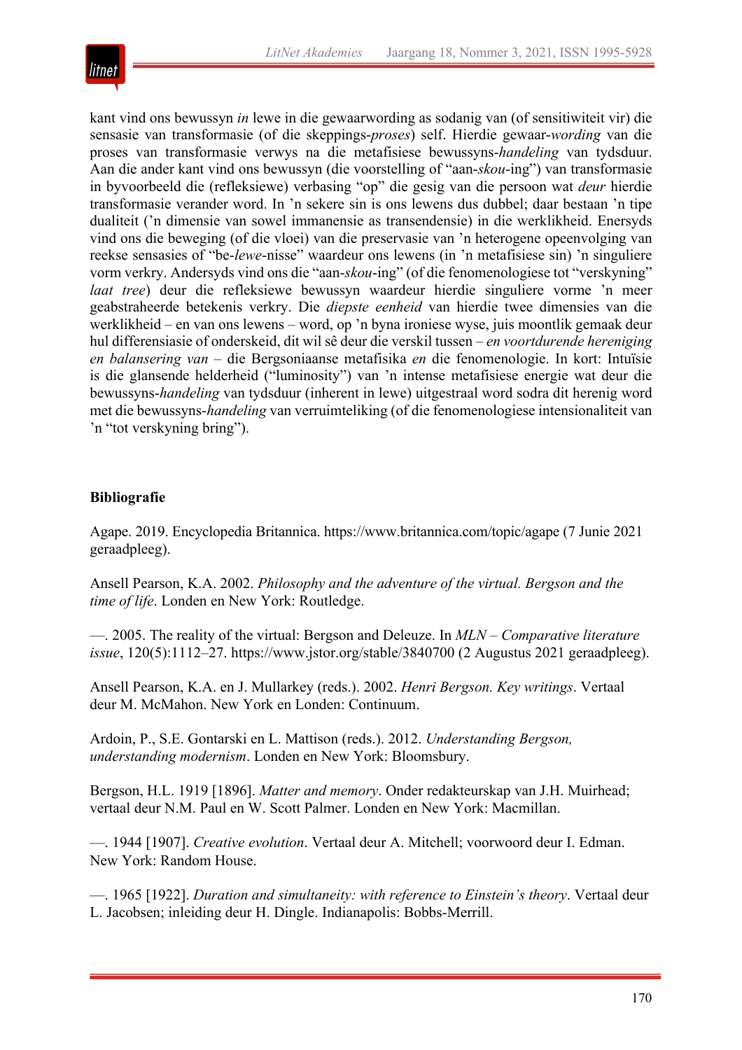kant vind ons bewussyn *in* lewe in die gewaarwording as sodanig van (of sensitiwiteit vir) die sensasie van transformasie (of die skeppings-*proses*) self. Hierdie gewaar-*wording* van die proses van transformasie verwys na die metafisiese bewussyns-*handeling* van tydsduur. Aan die ander kant vind ons bewussyn (die voorstelling of "aan-*skou*-ing") van transformasie in byvoorbeeld die (refleksiewe) verbasing "op" die gesig van die persoon wat *deur* hierdie transformasie verander word. In 'n sekere sin is ons lewens dus dubbel; daar bestaan 'n tipe dualiteit ('n dimensie van sowel immanensie as transendensie) in die werklikheid. Enersyds vind ons die beweging (of die vloei) van die preservasie van 'n heterogene opeenvolging van reekse sensasies of "be-*lewe*-nisse" waardeur ons lewens (in 'n metafisiese sin) 'n singuliere vorm verkry. Andersyds vind ons die "aan-*skou*-ing" (of die fenomenologiese tot "verskyning" *laat tree*) deur die refleksiewe bewussyn waardeur hierdie singuliere vorme 'n meer geabstraheerde betekenis verkry. Die *diepste eenheid* van hierdie twee dimensies van die werklikheid – en van ons lewens – word, op 'n byna ironiese wyse, juis moontlik gemaak deur hul differensiasie of onderskeid, dit wil sê deur die verskil tussen – *en voortdurende hereniging en balansering van* – die Bergsoniaanse metafisika *en* die fenomenologie. In kort: Intuïsie is die glansende helderheid ("luminosity") van 'n intense metafisiese energie wat deur die bewussyns-*handeling* van tydsduur (inherent in lewe) uitgestraal word sodra dit herenig word met die bewussyns-*handeling* van verruimteliking (of die fenomenologiese intensionaliteit van 'n "tot verskyning bring").

## Bibliografie

Agape. 2019. Encyclopedia Britannica. https://www.britannica.com/topic/agape (7 Junie 2021 geraadpleeg).

Ansell Pearson, K.A. 2002. *Philosophy and the adventure of the virtual. Bergson and the time of life*. Londen en New York: Routledge.

—. 2005. The reality of the virtual: Bergson and Deleuze. In *MLN – Comparative literature issue*, 120(5):1112–27. https://www.jstor.org/stable/3840700 (2 Augustus 2021 geraadpleeg).

Ansell Pearson, K.A. en J. Mullarkey (reds.). 2002. *Henri Bergson. Key writings*. Vertaal deur M. McMahon. New York en Londen: Continuum.

Ardoin, P., S.E. Gontarski en L. Mattison (reds.). 2012. *Understanding Bergson, understanding modernism*. Londen en New York: Bloomsbury.

Bergson, H.L. 1919 [1896]. *Matter and memory*. Onder redakteurskap van J.H. Muirhead; vertaal deur N.M. Paul en W. Scott Palmer. Londen en New York: Macmillan.

—. 1944 [1907]. *Creative evolution*. Vertaal deur A. Mitchell; voorwoord deur I. Edman. New York: Random House.

—. 1965 [1922]. *Duration and simultaneity: with reference to Einstein's theory*. Vertaal deur L. Jacobsen; inleiding deur H. Dingle. Indianapolis: Bobbs-Merrill.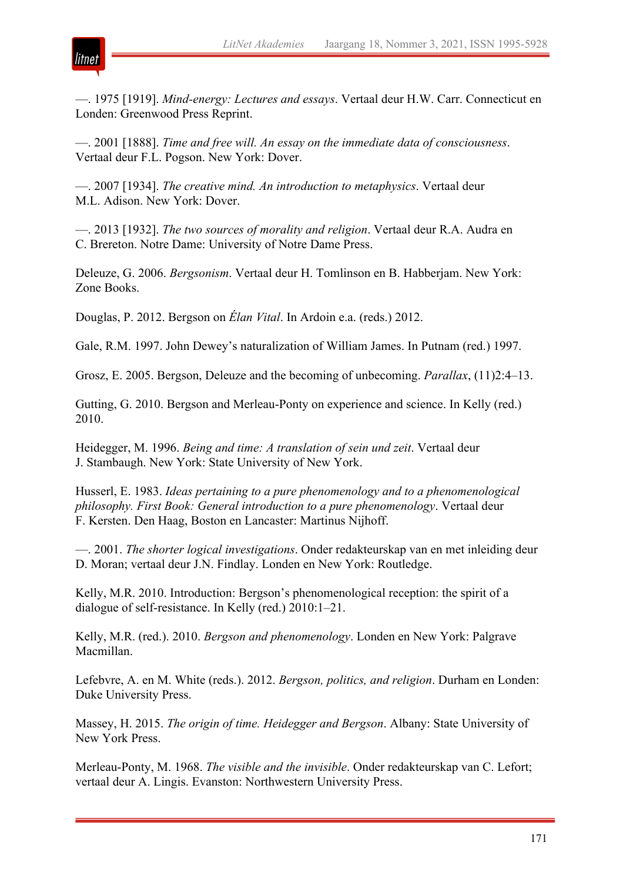—. 1975 [1919]. *Mind-energy: Lectures and essays*. Vertaal deur H.W. Carr. Connecticut en Londen: Greenwood Press Reprint.

—. 2001 [1888]. *Time and free will. An essay on the immediate data of consciousness*. Vertaal deur F.L. Pogson. New York: Dover.

—. 2007 [1934]. *The creative mind. An introduction to metaphysics*. Vertaal deur M.L. Adison. New York: Dover.

—. 2013 [1932]. *The two sources of morality and religion*. Vertaal deur R.A. Audra en C. Brereton. Notre Dame: University of Notre Dame Press.

Deleuze, G. 2006. *Bergsonism*. Vertaal deur H. Tomlinson en B. Habberjam. New York: Zone Books.

Douglas, P. 2012. Bergson on *Élan Vital*. In Ardoin e.a. (reds.) 2012.

Gale, R.M. 1997. John Dewey's naturalization of William James. In Putnam (red.) 1997.

Grosz, E. 2005. Bergson, Deleuze and the becoming of unbecoming. *Parallax*, (11)2:4–13.

Gutting, G. 2010. Bergson and Merleau-Ponty on experience and science. In Kelly (red.) 2010.

Heidegger, M. 1996. *Being and time: A translation of sein und zeit*. Vertaal deur J. Stambaugh. New York: State University of New York.

Husserl, E. 1983. *Ideas pertaining to a pure phenomenology and to a phenomenological philosophy. First Book: General introduction to a pure phenomenology*. Vertaal deur F. Kersten. Den Haag, Boston en Lancaster: Martinus Nijhoff.

—. 2001. *The shorter logical investigations*. Onder redakteurskap van en met inleiding deur D. Moran; vertaal deur J.N. Findlay. Londen en New York: Routledge.

Kelly, M.R. 2010. Introduction: Bergson's phenomenological reception: the spirit of a dialogue of self-resistance. In Kelly (red.) 2010:1–21.

Kelly, M.R. (red.). 2010. *Bergson and phenomenology*. Londen en New York: Palgrave Macmillan.

Lefebvre, A. en M. White (reds.). 2012. *Bergson, politics, and religion*. Durham en Londen: Duke University Press.

Massey, H. 2015. *The origin of time. Heidegger and Bergson*. Albany: State University of New York Press.

Merleau-Ponty, M. 1968. *The visible and the invisible*. Onder redakteurskap van C. Lefort; vertaal deur A. Lingis. Evanston: Northwestern University Press.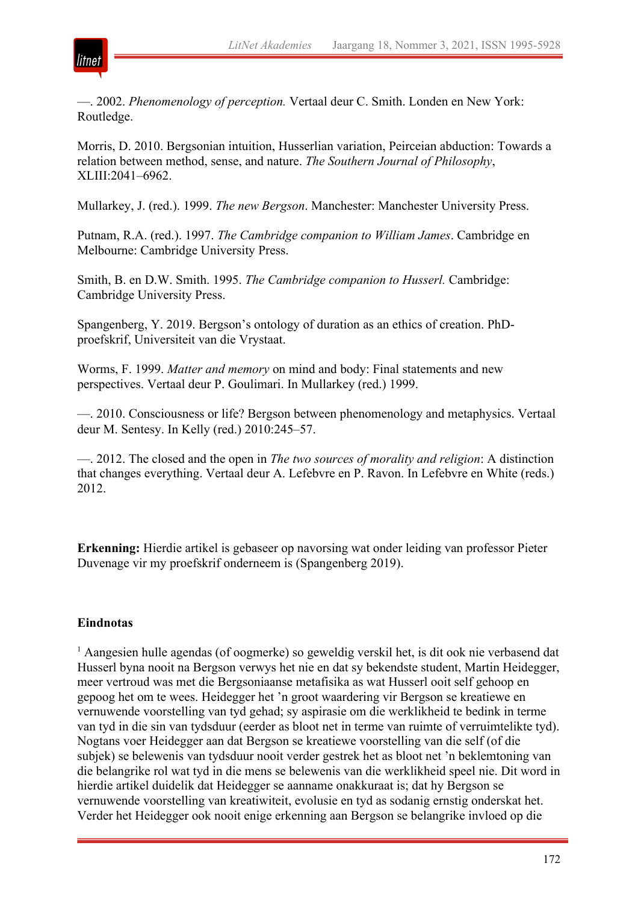—. 2002. *Phenomenology of perception.* Vertaal deur C. Smith. Londen en New York: Routledge.

Morris, D. 2010. Bergsonian intuition, Husserlian variation, Peirceian abduction: Towards a relation between method, sense, and nature. *The Southern Journal of Philosophy*, XLIII:2041–6962.

Mullarkey, J. (red.). 1999. *The new Bergson*. Manchester: Manchester University Press.

Putnam, R.A. (red.). 1997. *The Cambridge companion to William James*. Cambridge en Melbourne: Cambridge University Press.

Smith, B. en D.W. Smith. 1995. *The Cambridge companion to Husserl.* Cambridge: Cambridge University Press.

Spangenberg, Y. 2019. Bergson's ontology of duration as an ethics of creation. PhD-proefskrif, Universiteit van die Vrystaat.

Worms, F. 1999. *Matter and memory* on mind and body: Final statements and new perspectives. Vertaal deur P. Goulimari. In Mullarkey (red.) 1999.

—. 2010. Consciousness or life? Bergson between phenomenology and metaphysics. Vertaal deur M. Sentesy. In Kelly (red.) 2010:245–57.

—. 2012. The closed and the open in *The two sources of morality and religion*: A distinction that changes everything. Vertaal deur A. Lefebvre en P. Ravon. In Lefebvre en White (reds.) 2012.

**Erkenning:** Hierdie artikel is gebaseer op navorsing wat onder leiding van professor Pieter Duvenage vir my proefskrif onderneem is (Spangenberg 2019).

**Eindnotas**

[1] Aangesien hulle agendas (of oogmerke) so geweldig verskil het, is dit ook nie verbasend dat Husserl byna nooit na Bergson verwys het nie en dat sy bekendste student, Martin Heidegger, meer vertroud was met die Bergsoniaanse metafisika as wat Husserl ooit self gehoop en gepoog het om te wees. Heidegger het 'n groot waardering vir Bergson se kreatiewe en vernuwende voorstelling van tyd gehad; sy aspirasie om die werklikheid te bedink in terme van tyd in die sin van tydsduur (eerder as bloot net in terme van ruimte of verruimtelikte tyd). Nogtans voer Heidegger aan dat Bergson se kreatiewe voorstelling van die self (of die subjek) se belewenis van tydsduur nooit verder gestrek het as bloot net 'n beklemtoning van die belangrike rol wat tyd in die mens se belewenis van die werklikheid speel nie. Dit word in hierdie artikel duidelik dat Heidegger se aanname onakkuraat is; dat hy Bergson se vernuwende voorstelling van kreatiwiteit, evolusie en tyd as sodanig ernstig onderskat het. Verder het Heidegger ook nooit enige erkenning aan Bergson se belangrike invloed op die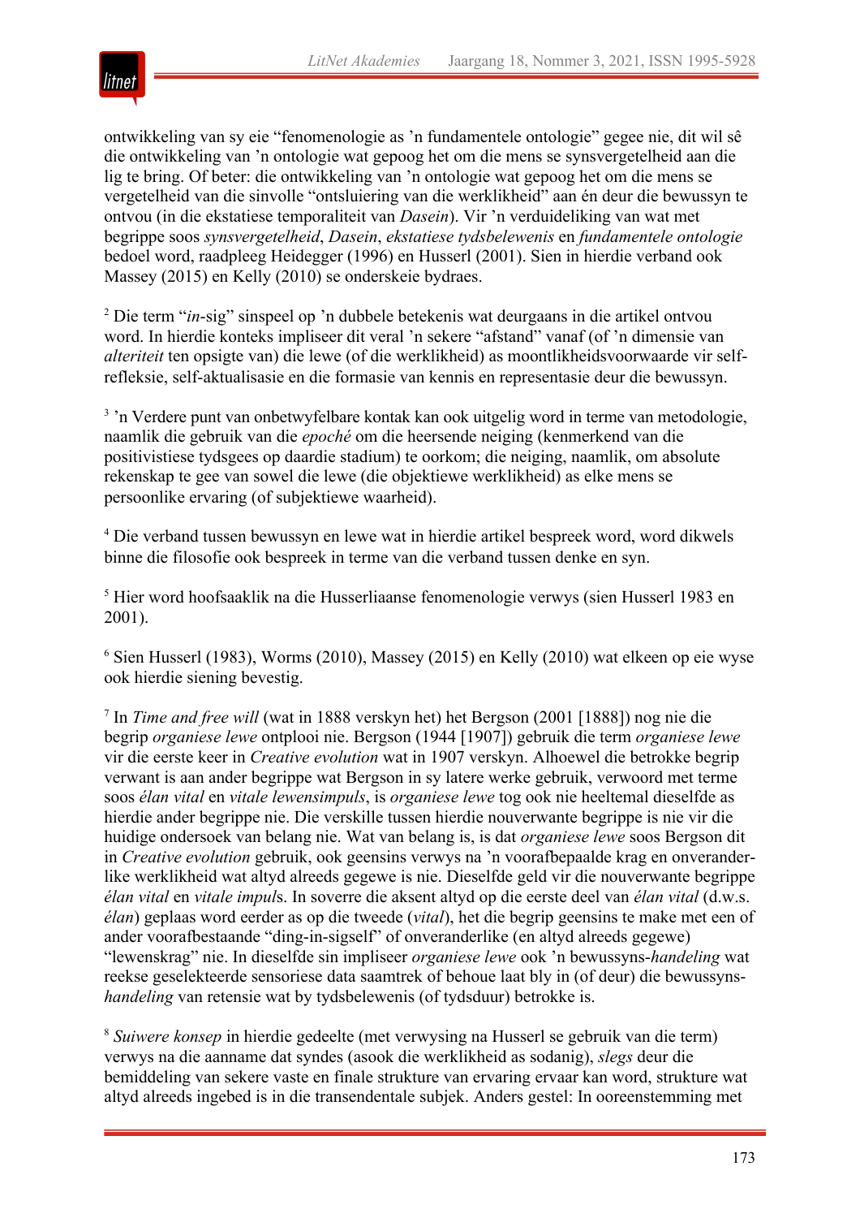ontwikkeling van sy eie "fenomenologie as 'n fundamentele ontologie" gegee nie, dit wil sê die ontwikkeling van 'n ontologie wat gepoog het om die mens se synsvergetelheid aan die lig te bring. Of beter: die ontwikkeling van 'n ontologie wat gepoog het om die mens se vergetelheid van die sinvolle "ontsluiering van die werklikheid" aan én deur die bewussyn te ontvou (in die ekstatiese temporaliteit van *Dasein*). Vir 'n verduideliking van wat met begrippe soos *synsvergetelheid*, *Dasein*, *ekstatiese tydsbelewenis* en *fundamentele ontologie* bedoel word, raadpleeg Heidegger (1996) en Husserl (2001). Sien in hierdie verband ook Massey (2015) en Kelly (2010) se onderskeie bydraes.

[2] Die term "*in*-sig" sinspeel op 'n dubbele betekenis wat deurgaans in die artikel ontvou word. In hierdie konteks impliseer dit veral 'n sekere "afstand" vanaf (of 'n dimensie van *alteriteit* ten opsigte van) die lewe (of die werklikheid) as moontlikheidsvoorwaarde vir self-refleksie, self-aktualisasie en die formasie van kennis en representasie deur die bewussyn.

[3] 'n Verdere punt van onbetwyfelbare kontak kan ook uitgelig word in terme van metodologie, naamlik die gebruik van die *epoché* om die heersende neiging (kenmerkend van die positivistiese tydsgees op daardie stadium) te oorkom; die neiging, naamlik, om absolute rekenskap te gee van sowel die lewe (die objektiewe werklikheid) as elke mens se persoonlike ervaring (of subjektiewe waarheid).

[4] Die verband tussen bewussyn en lewe wat in hierdie artikel bespreek word, word dikwels binne die filosofie ook bespreek in terme van die verband tussen denke en syn.

[5] Hier word hoofsaaklik na die Husserliaanse fenomenologie verwys (sien Husserl 1983 en 2001).

[6] Sien Husserl (1983), Worms (2010), Massey (2015) en Kelly (2010) wat elkeen op eie wyse ook hierdie siening bevestig.

[7] In *Time and free will* (wat in 1888 verskyn het) het Bergson (2001 [1888]) nog nie die begrip *organiese lewe* ontplooi nie. Bergson (1944 [1907]) gebruik die term *organiese lewe* vir die eerste keer in *Creative evolution* wat in 1907 verskyn. Alhoewel die betrokke begrip verwant is aan ander begrippe wat Bergson in sy latere werke gebruik, verwoord met terme soos *élan vital* en *vitale lewensimpuls*, is *organiese lewe* tog ook nie heeltemal dieselfde as hierdie ander begrippe nie. Die verskille tussen hierdie nouverwante begrippe is nie vir die huidige ondersoek van belang nie. Wat van belang is, is dat *organiese lewe* soos Bergson dit in *Creative evolution* gebruik, ook geensins verwys na 'n voorafbepaalde krag en onveranderlike werklikheid wat altyd alreeds gegewe is nie. Dieselfde geld vir die nouverwante begrippe *élan vital* en *vitale impul*s. In soverre die aksent altyd op die eerste deel van *élan vital* (d.w.s. *élan*) geplaas word eerder as op die tweede (*vital*), het die begrip geensins te make met een of ander voorafbestaande "ding-in-sigself" of onveranderlike (en altyd alreeds gegewe) "lewenskrag" nie. In dieselfde sin impliseer *organiese lewe* ook 'n bewussyns-*handeling* wat reekse geselekteerde sensoriese data saamtrek of behoue laat bly in (of deur) die bewussyns-*handeling* van retensie wat by tydsbelewenis (of tydsduur) betrokke is.

[8] *Suiwere konsep* in hierdie gedeelte (met verwysing na Husserl se gebruik van die term) verwys na die aanname dat syndes (asook die werklikheid as sodanig), *slegs* deur die bemiddeling van sekere vaste en finale strukture van ervaring ervaar kan word, strukture wat altyd alreeds ingebed is in die transendentale subjek. Anders gestel: In ooreenstemming met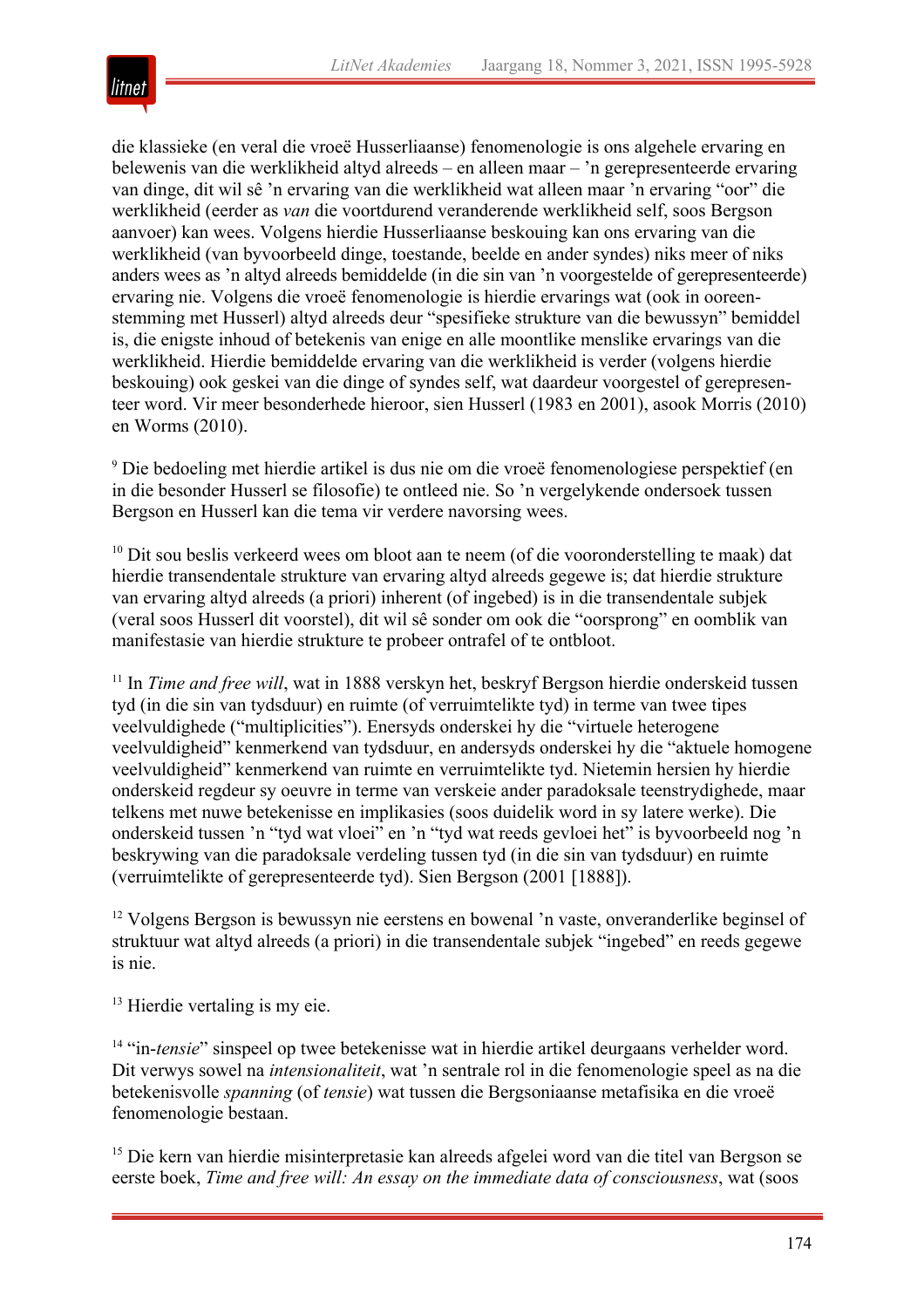die klassieke (en veral die vroeë Husserliaanse) fenomenologie is ons algehele ervaring en belewenis van die werklikheid altyd alreeds – en alleen maar – 'n gerepresenteerde ervaring van dinge, dit wil sê 'n ervaring van die werklikheid wat alleen maar 'n ervaring "oor" die werklikheid (eerder as *van* die voortdurend veranderende werklikheid self, soos Bergson aanvoer) kan wees. Volgens hierdie Husserliaanse beskouing kan ons ervaring van die werklikheid (van byvoorbeeld dinge, toestande, beelde en ander syndes) niks meer of niks anders wees as 'n altyd alreeds bemiddelde (in die sin van 'n voorgestelde of gerepresenteerde) ervaring nie. Volgens die vroeë fenomenologie is hierdie ervarings wat (ook in ooreenstemming met Husserl) altyd alreeds deur "spesifieke strukture van die bewussyn" bemiddel is, die enigste inhoud of betekenis van enige en alle moontlike menslike ervarings van die werklikheid. Hierdie bemiddelde ervaring van die werklikheid is verder (volgens hierdie beskouing) ook geskei van die dinge of syndes self, wat daardeur voorgestel of gerepresenteer word. Vir meer besonderhede hieroor, sien Husserl (1983 en 2001), asook Morris (2010) en Worms (2010).

[9] Die bedoeling met hierdie artikel is dus nie om die vroeë fenomenologiese perspektief (en in die besonder Husserl se filosofie) te ontleed nie. So 'n vergelykende ondersoek tussen Bergson en Husserl kan die tema vir verdere navorsing wees.

[10] Dit sou beslis verkeerd wees om bloot aan te neem (of die vooronderstelling te maak) dat hierdie transendentale strukture van ervaring altyd alreeds gegewe is; dat hierdie strukture van ervaring altyd alreeds (a priori) inherent (of ingebed) is in die transendentale subjek (veral soos Husserl dit voorstel), dit wil sê sonder om ook die "oorsprong" en oomblik van manifestasie van hierdie strukture te probeer ontrafel of te ontbloot.

[11] In *Time and free will*, wat in 1888 verskyn het, beskryf Bergson hierdie onderskeid tussen tyd (in die sin van tydsduur) en ruimte (of verruimtelikte tyd) in terme van twee tipes veelvuldighede ("multiplicities"). Enersyds onderskei hy die "virtuele heterogene veelvuldigheid" kenmerkend van tydsduur, en andersyds onderskei hy die "aktuele homogene veelvuldigheid" kenmerkend van ruimte en verruimtelikte tyd. Nietemin hersien hy hierdie onderskeid regdeur sy oeuvre in terme van verskeie ander paradoksale teenstrydighede, maar telkens met nuwe betekenisse en implikasies (soos duidelik word in sy latere werke). Die onderskeid tussen 'n "tyd wat vloei" en 'n "tyd wat reeds gevloei het" is byvoorbeeld nog 'n beskrywing van die paradoksale verdeling tussen tyd (in die sin van tydsduur) en ruimte (verruimtelikte of gerepresenteerde tyd). Sien Bergson (2001 [1888]).

[12] Volgens Bergson is bewussyn nie eerstens en bowenal 'n vaste, onveranderlike beginsel of struktuur wat altyd alreeds (a priori) in die transendentale subjek "ingebed" en reeds gegewe is nie.

[13] Hierdie vertaling is my eie.

[14] "in-*tensie*" sinspeel op twee betekenisse wat in hierdie artikel deurgaans verhelder word. Dit verwys sowel na *intensionaliteit*, wat 'n sentrale rol in die fenomenologie speel as na die betekenisvolle *spanning* (of *tensie*) wat tussen die Bergsoniaanse metafisika en die vroeë fenomenologie bestaan.

[15] Die kern van hierdie misinterpretasie kan alreeds afgelei word van die titel van Bergson se eerste boek, *Time and free will: An essay on the immediate data of consciousness*, wat (soos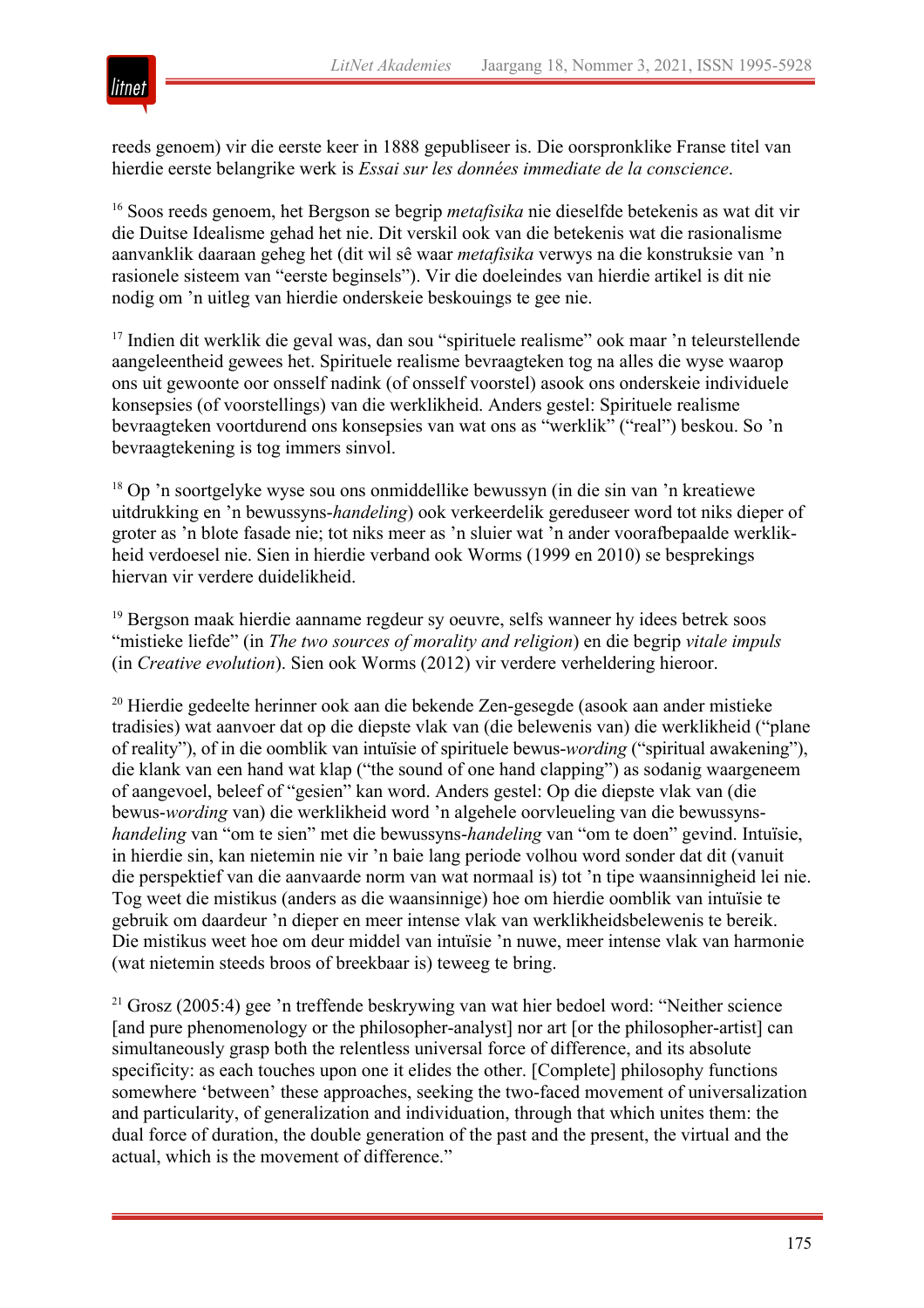reeds genoem) vir die eerste keer in 1888 gepubliseer is. Die oorspronklike Franse titel van hierdie eerste belangrike werk is *Essai sur les données immediate de la conscience*.

[16] Soos reeds genoem, het Bergson se begrip *metafisika* nie dieselfde betekenis as wat dit vir die Duitse Idealisme gehad het nie. Dit verskil ook van die betekenis wat die rasionalisme aanvanklik daaraan geheg het (dit wil sê waar *metafisika* verwys na die konstruksie van 'n rasionele sisteem van "eerste beginsels"). Vir die doeleindes van hierdie artikel is dit nie nodig om 'n uitleg van hierdie onderskeie beskouings te gee nie.

[17] Indien dit werklik die geval was, dan sou "spirituele realisme" ook maar 'n teleurstellende aangeleentheid gewees het. Spirituele realisme bevraagteken tog na alles die wyse waarop ons uit gewoonte oor onsself nadink (of onsself voorstel) asook ons onderskeie individuele konsepsies (of voorstellings) van die werklikheid. Anders gestel: Spirituele realisme bevraagteken voortdurend ons konsepsies van wat ons as "werklik" ("real") beskou. So 'n bevraagtekening is tog immers sinvol.

[18] Op 'n soortgelyke wyse sou ons onmiddellike bewussyn (in die sin van 'n kreatiewe uitdrukking en 'n bewussyns-*handeling*) ook verkeerdelik gereduseer word tot niks dieper of groter as 'n blote fasade nie; tot niks meer as 'n sluier wat 'n ander voorafbepaalde werklikheid verdoesel nie. Sien in hierdie verband ook Worms (1999 en 2010) se besprekings hiervan vir verdere duidelikheid.

[19] Bergson maak hierdie aanname regdeur sy oeuvre, selfs wanneer hy idees betrek soos "mistieke liefde" (in *The two sources of morality and religion*) en die begrip *vitale impuls* (in *Creative evolution*). Sien ook Worms (2012) vir verdere verheldering hieroor.

[20] Hierdie gedeelte herinner ook aan die bekende Zen-gesegde (asook aan ander mistieke tradisies) wat aanvoer dat op die diepste vlak van (die belewenis van) die werklikheid ("plane of reality"), of in die oomblik van intuïsie of spirituele bewus-*wording* ("spiritual awakening"), die klank van een hand wat klap ("the sound of one hand clapping") as sodanig waargeneem of aangevoel, beleef of "gesien" kan word. Anders gestel: Op die diepste vlak van (die bewus-*wording* van) die werklikheid word 'n algehele oorvleueling van die bewussyns-*handeling* van "om te sien" met die bewussyns-*handeling* van "om te doen" gevind. Intuïsie, in hierdie sin, kan nietemin nie vir 'n baie lang periode volhou word sonder dat dit (vanuit die perspektief van die aanvaarde norm van wat normaal is) tot 'n tipe waansinnigheid lei nie. Tog weet die mistikus (anders as die waansinnige) hoe om hierdie oomblik van intuïsie te gebruik om daardeur 'n dieper en meer intense vlak van werklikheidsbelewenis te bereik. Die mistikus weet hoe om deur middel van intuïsie 'n nuwe, meer intense vlak van harmonie (wat nietemin steeds broos of breekbaar is) teweeg te bring.

[21] Grosz (2005:4) gee 'n treffende beskrywing van wat hier bedoel word: "Neither science [and pure phenomenology or the philosopher-analyst] nor art [or the philosopher-artist] can simultaneously grasp both the relentless universal force of difference, and its absolute specificity: as each touches upon one it elides the other. [Complete] philosophy functions somewhere 'between' these approaches, seeking the two-faced movement of universalization and particularity, of generalization and individuation, through that which unites them: the dual force of duration, the double generation of the past and the present, the virtual and the actual, which is the movement of difference."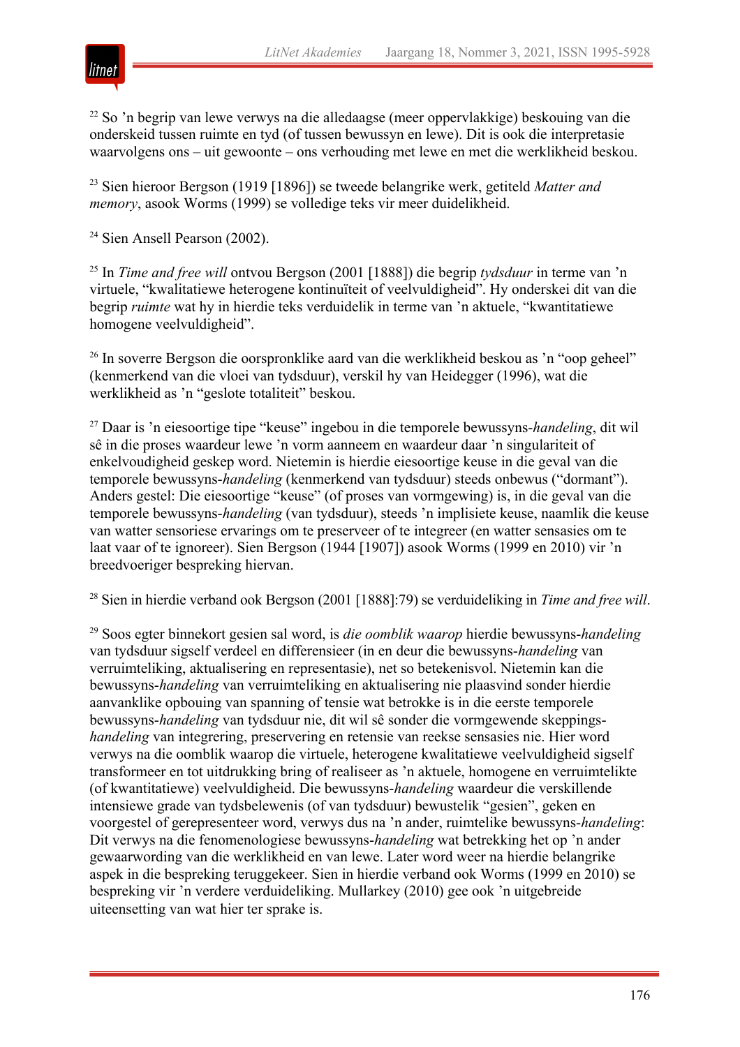[22] So 'n begrip van lewe verwys na die alledaagse (meer oppervlakkige) beskouing van die onderskeid tussen ruimte en tyd (of tussen bewussyn en lewe). Dit is ook die interpretasie waarvolgens ons – uit gewoonte – ons verhouding met lewe en met die werklikheid beskou.

[23] Sien hieroor Bergson (1919 [1896]) se tweede belangrike werk, getiteld *Matter and memory*, asook Worms (1999) se volledige teks vir meer duidelikheid.

[24] Sien Ansell Pearson (2002).

[25] In *Time and free will* ontvou Bergson (2001 [1888]) die begrip *tydsduur* in terme van 'n virtuele, "kwalitatiewe heterogene kontinuïteit of veelvuldigheid". Hy onderskei dit van die begrip *ruimte* wat hy in hierdie teks verduidelik in terme van 'n aktuele, "kwantitatiewe homogene veelvuldigheid".

[26] In soverre Bergson die oorspronklike aard van die werklikheid beskou as 'n "oop geheel" (kenmerkend van die vloei van tydsduur), verskil hy van Heidegger (1996), wat die werklikheid as 'n "geslote totaliteit" beskou.

[27] Daar is 'n eiesoortige tipe "keuse" ingebou in die temporele bewussyns-*handeling*, dit wil sê in die proses waardeur lewe 'n vorm aanneem en waardeur daar 'n singulariteit of enkelvoudigheid geskep word. Nietemin is hierdie eiesoortige keuse in die geval van die temporele bewussyns-*handeling* (kenmerkend van tydsduur) steeds onbewus ("dormant"). Anders gestel: Die eiesoortige "keuse" (of proses van vormgewing) is, in die geval van die temporele bewussyns-*handeling* (van tydsduur), steeds 'n implisiete keuse, naamlik die keuse van watter sensoriese ervarings om te preserveer of te integreer (en watter sensasies om te laat vaar of te ignoreer). Sien Bergson (1944 [1907]) asook Worms (1999 en 2010) vir 'n breedvoeriger bespreking hiervan.

[28] Sien in hierdie verband ook Bergson (2001 [1888]:79) se verduideliking in *Time and free will*.

[29] Soos egter binnekort gesien sal word, is *die oomblik waarop* hierdie bewussyns-*handeling* van tydsduur sigself verdeel en differensieer (in en deur die bewussyns-*handeling* van verruimteliking, aktualisering en representasie), net so betekenisvol. Nietemin kan die bewussyns-*handeling* van verruimteliking en aktualisering nie plaasvind sonder hierdie aanvanklike opbouing van spanning of tensie wat betrokke is in die eerste temporele bewussyns-*handeling* van tydsduur nie, dit wil sê sonder die vormgewende skeppings-*handeling* van integrering, preservering en retensie van reekse sensasies nie. Hier word verwys na die oomblik waarop die virtuele, heterogene kwalitatiewe veelvuldigheid sigself transformeer en tot uitdrukking bring of realiseer as 'n aktuele, homogene en verruimtelikte (of kwantitatiewe) veelvuldigheid. Die bewussyns-*handeling* waardeur die verskillende intensiewe grade van tydsbelewenis (of van tydsduur) bewustelik "gesien", geken en voorgestel of gerepresenteer word, verwys dus na 'n ander, ruimtelike bewussyns-*handeling*: Dit verwys na die fenomenologiese bewussyns-*handeling* wat betrekking het op 'n ander gewaarwording van die werklikheid en van lewe. Later word weer na hierdie belangrike aspek in die bespreking teruggekeer. Sien in hierdie verband ook Worms (1999 en 2010) se bespreking vir 'n verdere verduideliking. Mullarkey (2010) gee ook 'n uitgebreide uiteensetting van wat hier ter sprake is.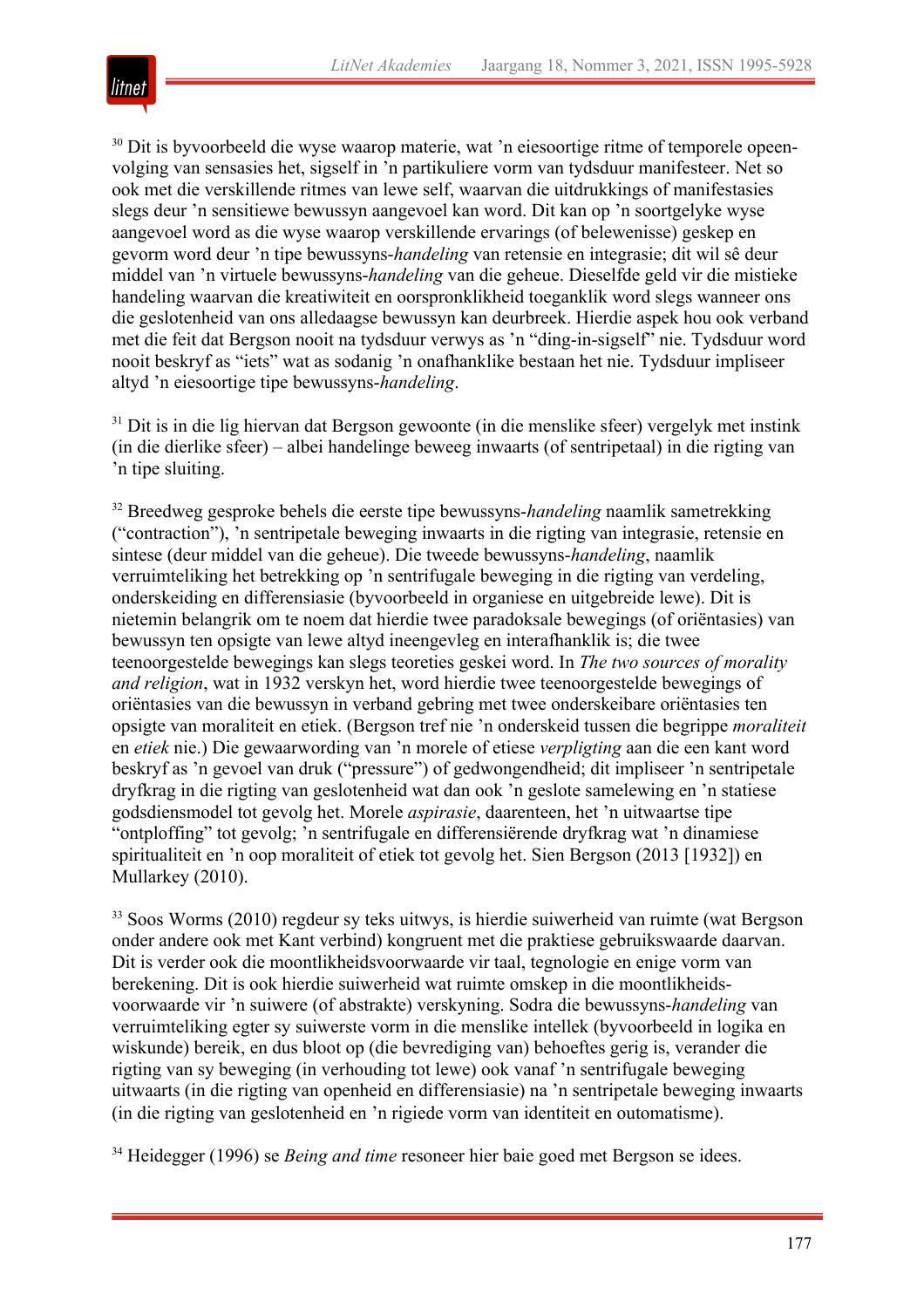[30] Dit is byvoorbeeld die wyse waarop materie, wat 'n eiesoortige ritme of temporele opeenvolging van sensasies het, sigself in 'n partikuliere vorm van tydsduur manifesteer. Net so ook met die verskillende ritmes van lewe self, waarvan die uitdrukkings of manifestasies slegs deur 'n sensitiewe bewussyn aangevoel kan word. Dit kan op 'n soortgelyke wyse aangevoel word as die wyse waarop verskillende ervarings (of belewenisse) geskep en gevorm word deur 'n tipe bewussyns-*handeling* van retensie en integrasie; dit wil sê deur middel van 'n virtuele bewussyns-*handeling* van die geheue. Dieselfde geld vir die mistieke handeling waarvan die kreatiwiteit en oorspronklikheid toeganklik word slegs wanneer ons die geslotenheid van ons alledaagse bewussyn kan deurbreek. Hierdie aspek hou ook verband met die feit dat Bergson nooit na tydsduur verwys as 'n "ding-in-sigself" nie. Tydsduur word nooit beskryf as "iets" wat as sodanig 'n onafhanklike bestaan het nie. Tydsduur impliseer altyd 'n eiesoortige tipe bewussyns-*handeling*.

[31] Dit is in die lig hiervan dat Bergson gewoonte (in die menslike sfeer) vergelyk met instink (in die dierlike sfeer) – albei handelinge beweeg inwaarts (of sentripetaal) in die rigting van 'n tipe sluiting.

[32] Breedweg gesproke behels die eerste tipe bewussyns-*handeling* naamlik sametrekking ("contraction"), 'n sentripetale beweging inwaarts in die rigting van integrasie, retensie en sintese (deur middel van die geheue). Die tweede bewussyns-*handeling*, naamlik verruimteliking het betrekking op 'n sentrifugale beweging in die rigting van verdeling, onderskeiding en differensiasie (byvoorbeeld in organiese en uitgebreide lewe). Dit is nietemin belangrik om te noem dat hierdie twee paradoksale bewegings (of oriëntasies) van bewussyn ten opsigte van lewe altyd ineengevleg en interafhanklik is; die twee teenoorgestelde bewegings kan slegs teoreties geskei word. In *The two sources of morality and religion*, wat in 1932 verskyn het, word hierdie twee teenoorgestelde bewegings of oriëntasies van die bewussyn in verband gebring met twee onderskeibare oriëntasies ten opsigte van moraliteit en etiek. (Bergson tref nie 'n onderskeid tussen die begrippe *moraliteit* en *etiek* nie.) Die gewaarwording van 'n morele of etiese *verpligting* aan die een kant word beskryf as 'n gevoel van druk ("pressure") of gedwongendheid; dit impliseer 'n sentripetale dryfkrag in die rigting van geslotenheid wat dan ook 'n geslote samelewing en 'n statiese godsdiensmodel tot gevolg het. Morele *aspirasie*, daarenteen, het 'n uitwaartse tipe "ontploffing" tot gevolg; 'n sentrifugale en differensiërende dryfkrag wat 'n dinamiese spiritualiteit en 'n oop moraliteit of etiek tot gevolg het. Sien Bergson (2013 [1932]) en Mullarkey (2010).

[33] Soos Worms (2010) regdeur sy teks uitwys, is hierdie suiwerheid van ruimte (wat Bergson onder andere ook met Kant verbind) kongruent met die praktiese gebruikswaarde daarvan. Dit is verder ook die moontlikheidsvoorwaarde vir taal, tegnologie en enige vorm van berekening. Dit is ook hierdie suiwerheid wat ruimte omskep in die moontlikheidsvoorwaarde vir 'n suiwere (of abstrakte) verskyning. Sodra die bewussyns-*handeling* van verruimteliking egter sy suiwerste vorm in die menslike intellek (byvoorbeeld in logika en wiskunde) bereik, en dus bloot op (die bevrediging van) behoeftes gerig is, verander die rigting van sy beweging (in verhouding tot lewe) ook vanaf 'n sentrifugale beweging uitwaarts (in die rigting van openheid en differensiasie) na 'n sentripetale beweging inwaarts (in die rigting van geslotenheid en 'n rigiede vorm van identiteit en outomatisme).

[34] Heidegger (1996) se *Being and time* resoneer hier baie goed met Bergson se idees.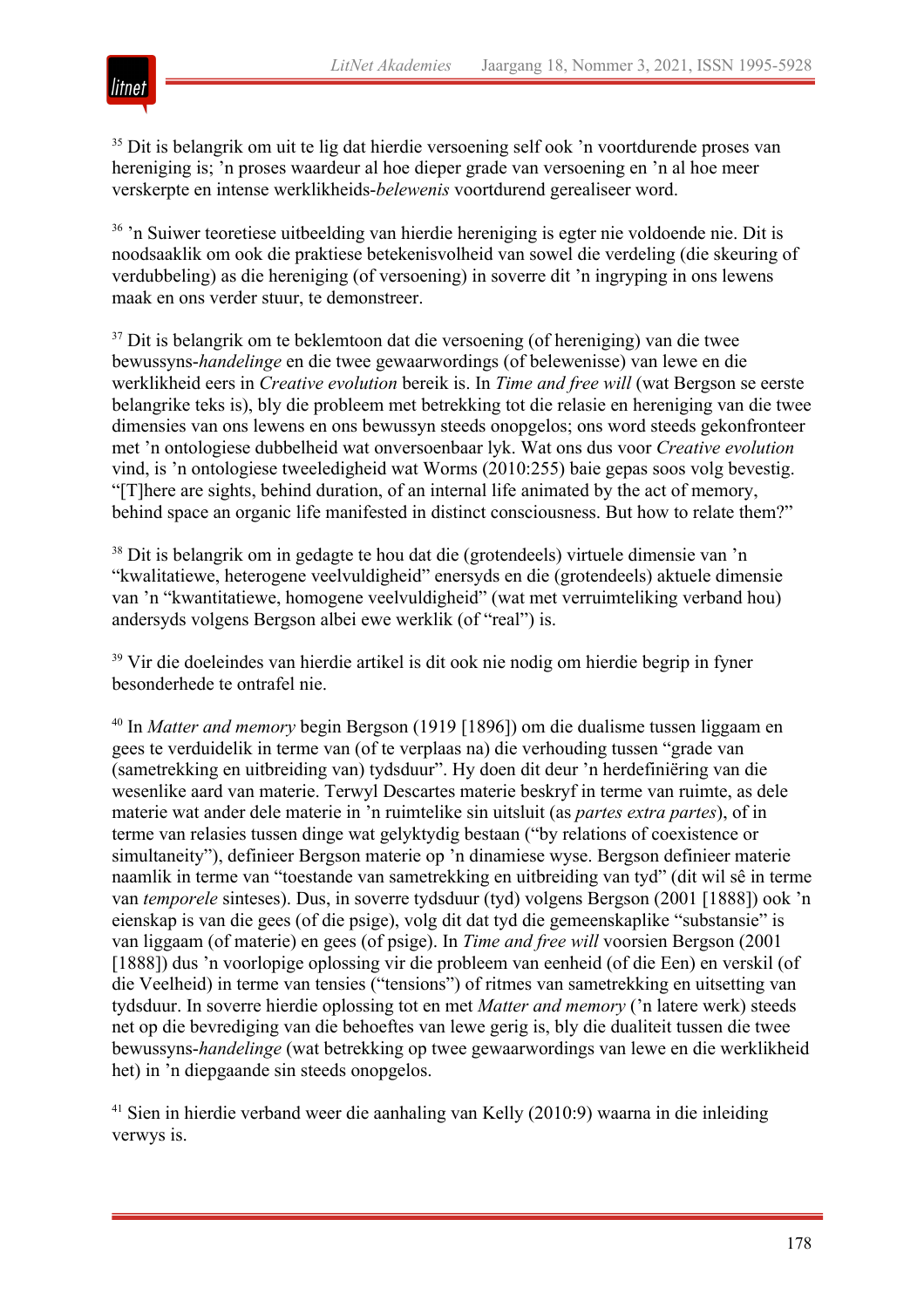[35] Dit is belangrik om uit te lig dat hierdie versoening self ook ’n voortdurende proses van hereniging is; ’n proses waardeur al hoe dieper grade van versoening en ’n al hoe meer verskerpte en intense werklikheids-*belewenis* voortdurend gerealiseer word.

[36] ’n Suiwer teoretiese uitbeelding van hierdie hereniging is egter nie voldoende nie. Dit is noodsaaklik om ook die praktiese betekenisvolheid van sowel die verdeling (die skeuring of verdubbeling) as die hereniging (of versoening) in soverre dit ’n ingryping in ons lewens maak en ons verder stuur, te demonstreer.

[37] Dit is belangrik om te beklemtoon dat die versoening (of hereniging) van die twee bewussyns-*handelinge* en die twee gewaarwordings (of belewenisse) van lewe en die werklikheid eers in *Creative evolution* bereik is. In *Time and free will* (wat Bergson se eerste belangrike teks is), bly die probleem met betrekking tot die relasie en hereniging van die twee dimensies van ons lewens en ons bewussyn steeds onopgelos; ons word steeds gekonfronteer met ’n ontologiese dubbelheid wat onversoenbaar lyk. Wat ons dus voor *Creative evolution* vind, is ’n ontologiese tweeledigheid wat Worms (2010:255) baie gepas soos volg bevestig. “[T]here are sights, behind duration, of an internal life animated by the act of memory, behind space an organic life manifested in distinct consciousness. But how to relate them?”

[38] Dit is belangrik om in gedagte te hou dat die (grotendeels) virtuele dimensie van ’n “kwalitatiewe, heterogene veelvuldigheid” enersyds en die (grotendeels) aktuele dimensie van ’n “kwantitatiewe, homogene veelvuldigheid” (wat met verruimteliking verband hou) andersyds volgens Bergson albei ewe werklik (of “real”) is.

[39] Vir die doeleindes van hierdie artikel is dit ook nie nodig om hierdie begrip in fyner besonderhede te ontrafel nie.

[40] In *Matter and memory* begin Bergson (1919 [1896]) om die dualisme tussen liggaam en gees te verduidelik in terme van (of te verplaas na) die verhouding tussen “grade van (sametrekking en uitbreiding van) tydsduur”. Hy doen dit deur ’n herdefiniëring van die wesenlike aard van materie. Terwyl Descartes materie beskryf in terme van ruimte, as dele materie wat ander dele materie in ’n ruimtelike sin uitsluit (as *partes extra partes*), of in terme van relasies tussen dinge wat gelyktydig bestaan (“by relations of coexistence or simultaneity”), definieer Bergson materie op ’n dinamiese wyse. Bergson definieer materie naamlik in terme van “toestande van sametrekking en uitbreiding van tyd” (dit wil sê in terme van *temporele* sinteses). Dus, in soverre tydsduur (tyd) volgens Bergson (2001 [1888]) ook ’n eienskap is van die gees (of die psige), volg dit dat tyd die gemeenskaplike “substansie” is van liggaam (of materie) en gees (of psige). In *Time and free will* voorsien Bergson (2001 [1888]) dus ’n voorlopige oplossing vir die probleem van eenheid (of die Een) en verskil (of die Veelheid) in terme van tensies (“tensions”) of ritmes van sametrekking en uitsetting van tydsduur. In soverre hierdie oplossing tot en met *Matter and memory* (’n latere werk) steeds net op die bevrediging van die behoeftes van lewe gerig is, bly die dualiteit tussen die twee bewussyns-*handelinge* (wat betrekking op twee gewaarwordings van lewe en die werklikheid het) in ’n diepgaande sin steeds onopgelos.

[41] Sien in hierdie verband weer die aanhaling van Kelly (2010:9) waarna in die inleiding verwys is.